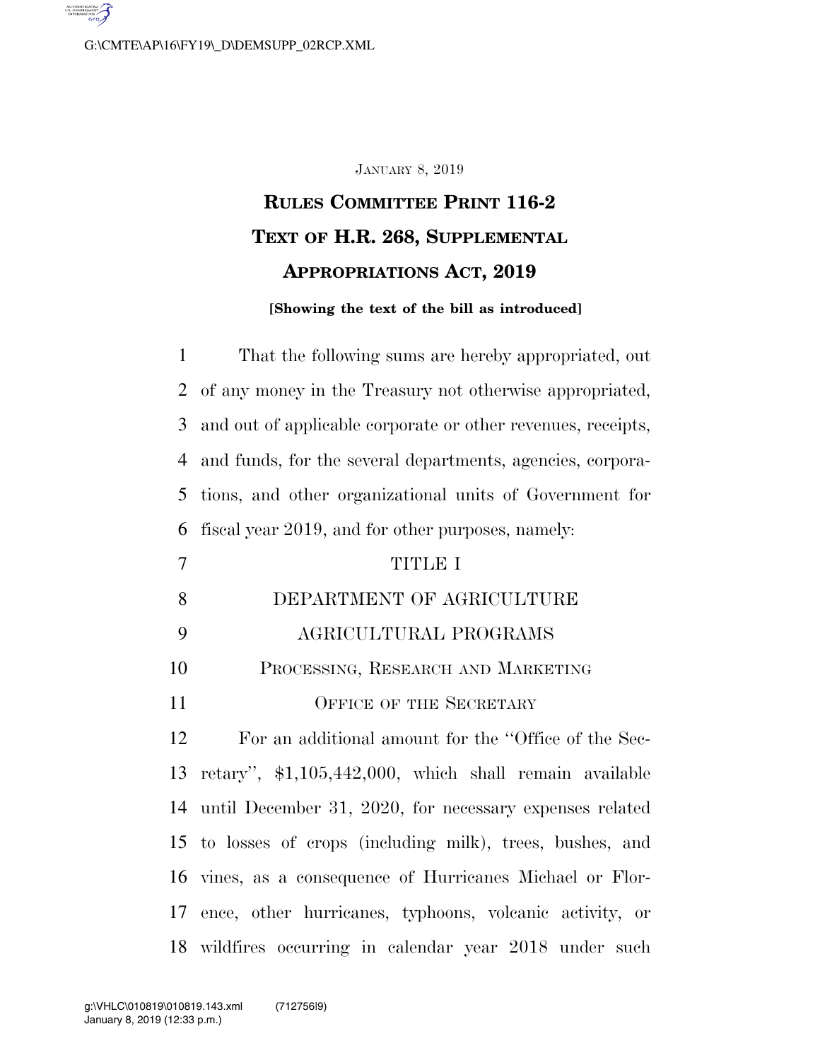JANUARY 8, 2019

# RULES COMMITTEE PRINT 116-2

# TEXT OF H.R. 268, SUPPLEMENTAL APPROPRIATIONS ACT, 2019

**[Showing the text of the bill as introduced]**

That the following sums are hereby appropriated, out of any money in the Treasury not otherwise appropriated, and out of applicable corporate or other revenues, receipts, and funds, for the several departments, agencies, corporations, and other organizational units of Government for fiscal year 2019, and for other purposes, namely:

## TITLE I

## DEPARTMENT OF AGRICULTURE

### AGRICULTURAL PROGRAMS

### PROCESSING, RESEARCH AND MARKETING

#### OFFICE OF THE SECRETARY

For an additional amount for the "Office of the Secretary", $1,105,442,000, which shall remain available until December 31, 2020, for necessary expenses related to losses of crops (including milk), trees, bushes, and vines, as a consequence of Hurricanes Michael or Florence, other hurricanes, typhoons, volcanic activity, or wildfires occurring in calendar year 2018 under such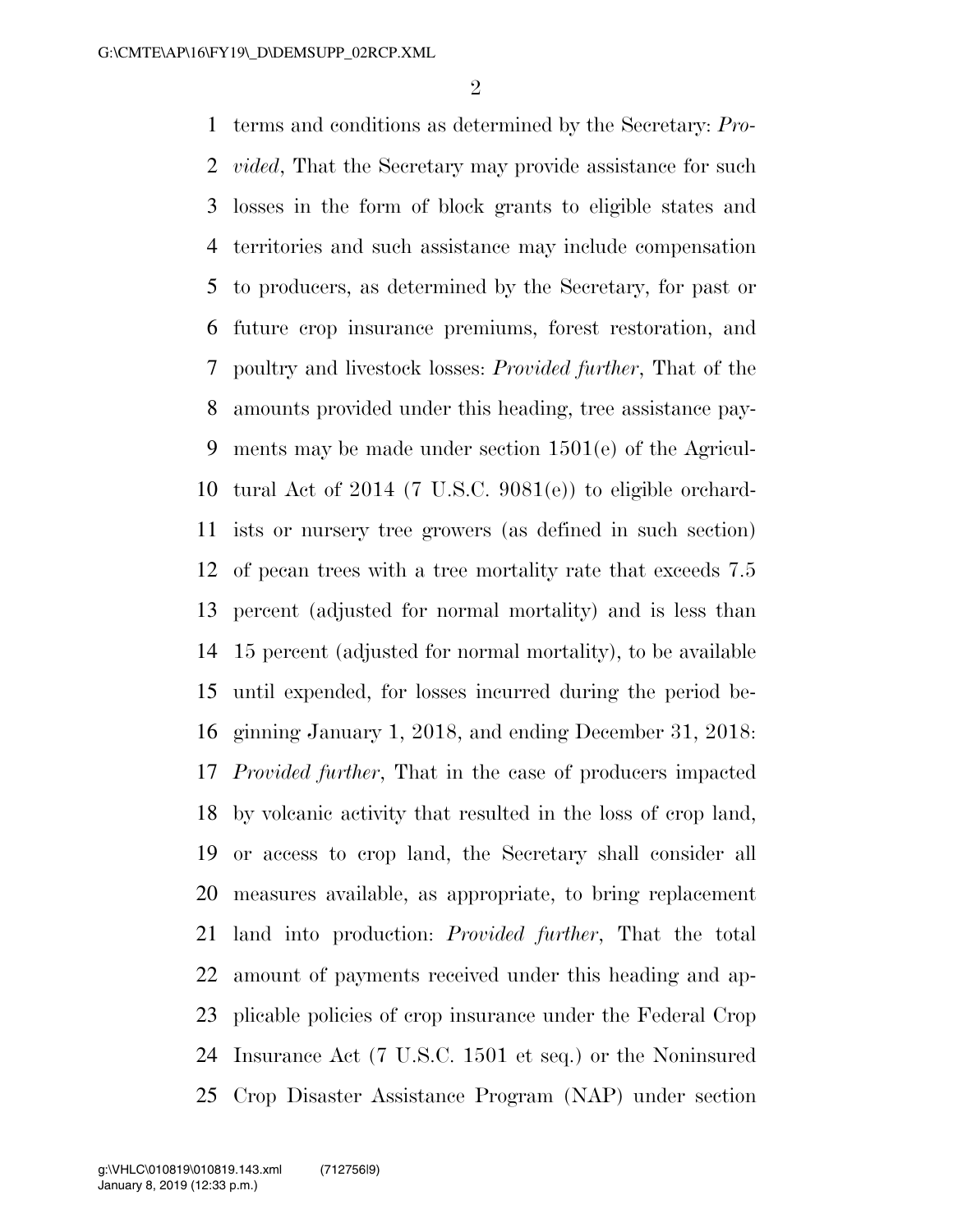terms and conditions as determined by the Secretary: *Provided*, That the Secretary may provide assistance for such losses in the form of block grants to eligible states and territories and such assistance may include compensation to producers, as determined by the Secretary, for past or future crop insurance premiums, forest restoration, and poultry and livestock losses: *Provided further*, That of the amounts provided under this heading, tree assistance payments may be made under section 1501(e) of the Agricultural Act of 2014 (7 U.S.C. 9081(e)) to eligible orchardists or nursery tree growers (as defined in such section) of pecan trees with a tree mortality rate that exceeds 7.5 percent (adjusted for normal mortality) and is less than 15 percent (adjusted for normal mortality), to be available until expended, for losses incurred during the period beginning January 1, 2018, and ending December 31, 2018: *Provided further*, That in the case of producers impacted by volcanic activity that resulted in the loss of crop land, or access to crop land, the Secretary shall consider all measures available, as appropriate, to bring replacement land into production: *Provided further*, That the total amount of payments received under this heading and applicable policies of crop insurance under the Federal Crop Insurance Act (7 U.S.C. 1501 et seq.) or the Noninsured Crop Disaster Assistance Program (NAP) under section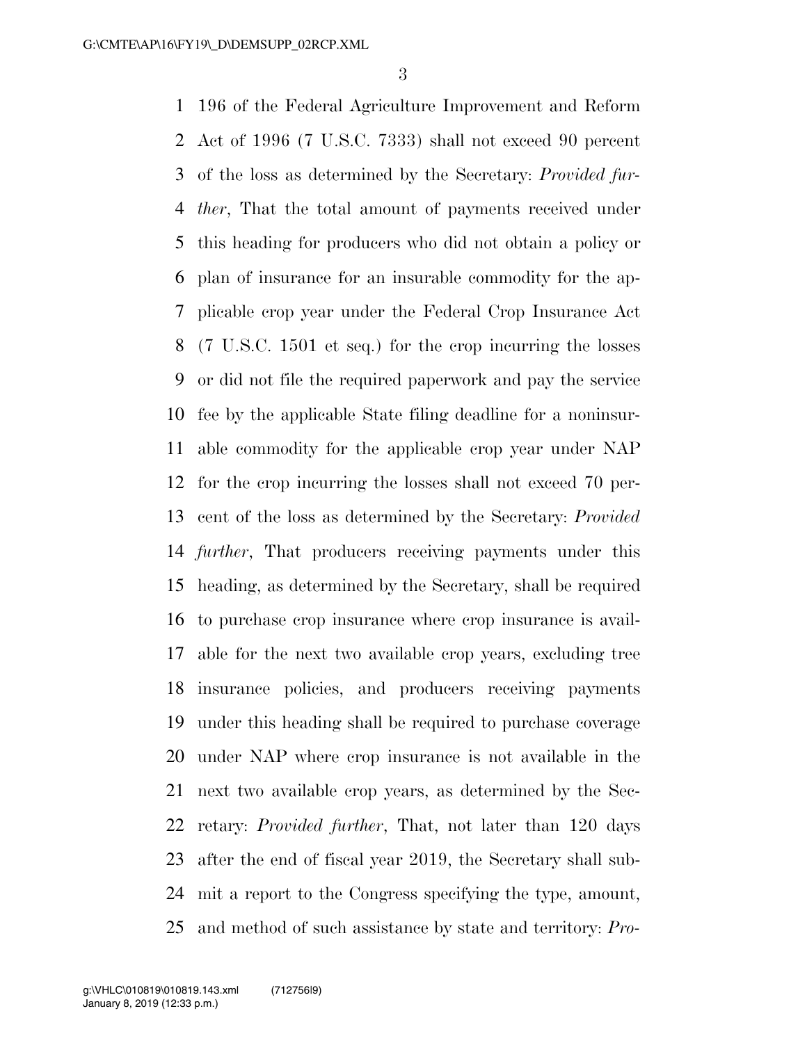196 of the Federal Agriculture Improvement and Reform Act of 1996 (7 U.S.C. 7333) shall not exceed 90 percent of the loss as determined by the Secretary: *Provided further*, That the total amount of payments received under this heading for producers who did not obtain a policy or plan of insurance for an insurable commodity for the applicable crop year under the Federal Crop Insurance Act (7 U.S.C. 1501 et seq.) for the crop incurring the losses or did not file the required paperwork and pay the service fee by the applicable State filing deadline for a noninsurable commodity for the applicable crop year under NAP for the crop incurring the losses shall not exceed 70 percent of the loss as determined by the Secretary: *Provided further*, That producers receiving payments under this heading, as determined by the Secretary, shall be required to purchase crop insurance where crop insurance is available for the next two available crop years, excluding tree insurance policies, and producers receiving payments under this heading shall be required to purchase coverage under NAP where crop insurance is not available in the next two available crop years, as determined by the Secretary: *Provided further*, That, not later than 120 days after the end of fiscal year 2019, the Secretary shall submit a report to the Congress specifying the type, amount, and method of such assistance by state and territory: *Pro-*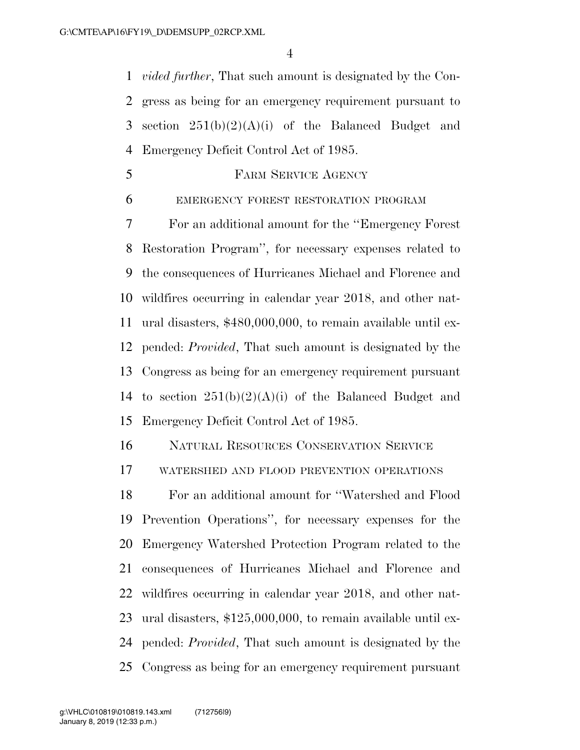*vided further*, That such amount is designated by the Congress as being for an emergency requirement pursuant to section 251(b)(2)(A)(i) of the Balanced Budget and Emergency Deficit Control Act of 1985.

FARM SERVICE AGENCY

EMERGENCY FOREST RESTORATION PROGRAM

For an additional amount for the ''Emergency Forest Restoration Program'', for necessary expenses related to the consequences of Hurricanes Michael and Florence and wildfires occurring in calendar year 2018, and other natural disasters, $480,000,000, to remain available until expended: *Provided*, That such amount is designated by the Congress as being for an emergency requirement pursuant to section 251(b)(2)(A)(i) of the Balanced Budget and Emergency Deficit Control Act of 1985.

NATURAL RESOURCES CONSERVATION SERVICE

WATERSHED AND FLOOD PREVENTION OPERATIONS

For an additional amount for ''Watershed and Flood Prevention Operations'', for necessary expenses for the Emergency Watershed Protection Program related to the consequences of Hurricanes Michael and Florence and wildfires occurring in calendar year 2018, and other natural disasters, $125,000,000, to remain available until expended: *Provided*, That such amount is designated by the Congress as being for an emergency requirement pursuant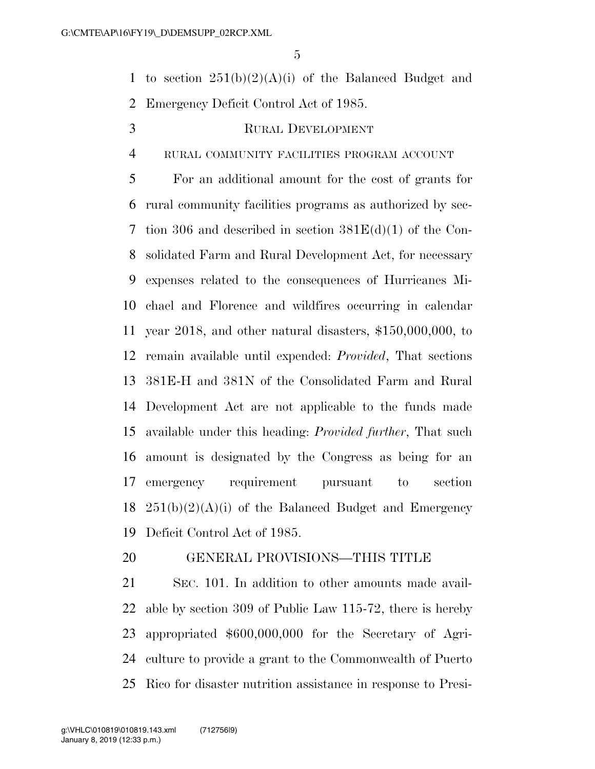to section 251(b)(2)(A)(i) of the Balanced Budget and Emergency Deficit Control Act of 1985.

### RURAL DEVELOPMENT

#### RURAL COMMUNITY FACILITIES PROGRAM ACCOUNT

For an additional amount for the cost of grants for rural community facilities programs as authorized by section 306 and described in section 381E(d)(1) of the Consolidated Farm and Rural Development Act, for necessary expenses related to the consequences of Hurricanes Michael and Florence and wildfires occurring in calendar year 2018, and other natural disasters, $150,000,000, to remain available until expended: *Provided*, That sections 381E-H and 381N of the Consolidated Farm and Rural Development Act are not applicable to the funds made available under this heading: *Provided further*, That such amount is designated by the Congress as being for an emergency requirement pursuant to section 251(b)(2)(A)(i) of the Balanced Budget and Emergency Deficit Control Act of 1985.

### GENERAL PROVISIONS—THIS TITLE

SEC. 101. In addition to other amounts made available by section 309 of Public Law 115-72, there is hereby appropriated $600,000,000 for the Secretary of Agriculture to provide a grant to the Commonwealth of Puerto Rico for disaster nutrition assistance in response to Presi-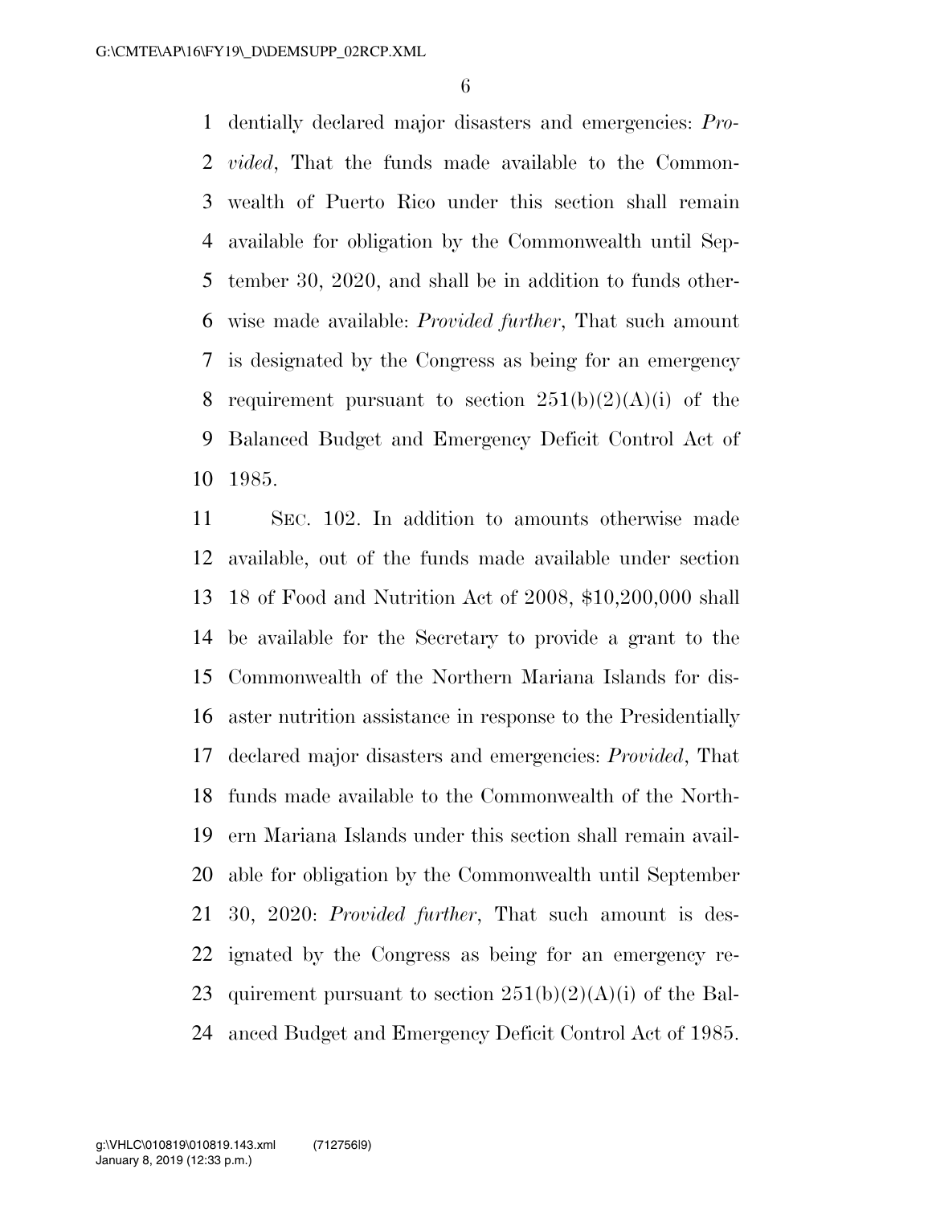dentially declared major disasters and emergencies: *Provided*, That the funds made available to the Commonwealth of Puerto Rico under this section shall remain available for obligation by the Commonwealth until September 30, 2020, and shall be in addition to funds otherwise made available: *Provided further*, That such amount is designated by the Congress as being for an emergency requirement pursuant to section 251(b)(2)(A)(i) of the Balanced Budget and Emergency Deficit Control Act of 1985.

SEC. 102. In addition to amounts otherwise made available, out of the funds made available under section 18 of Food and Nutrition Act of 2008, $10,200,000 shall be available for the Secretary to provide a grant to the Commonwealth of the Northern Mariana Islands for disaster nutrition assistance in response to the Presidentially declared major disasters and emergencies: *Provided*, That funds made available to the Commonwealth of the Northern Mariana Islands under this section shall remain available for obligation by the Commonwealth until September 30, 2020: *Provided further*, That such amount is designated by the Congress as being for an emergency requirement pursuant to section 251(b)(2)(A)(i) of the Balanced Budget and Emergency Deficit Control Act of 1985.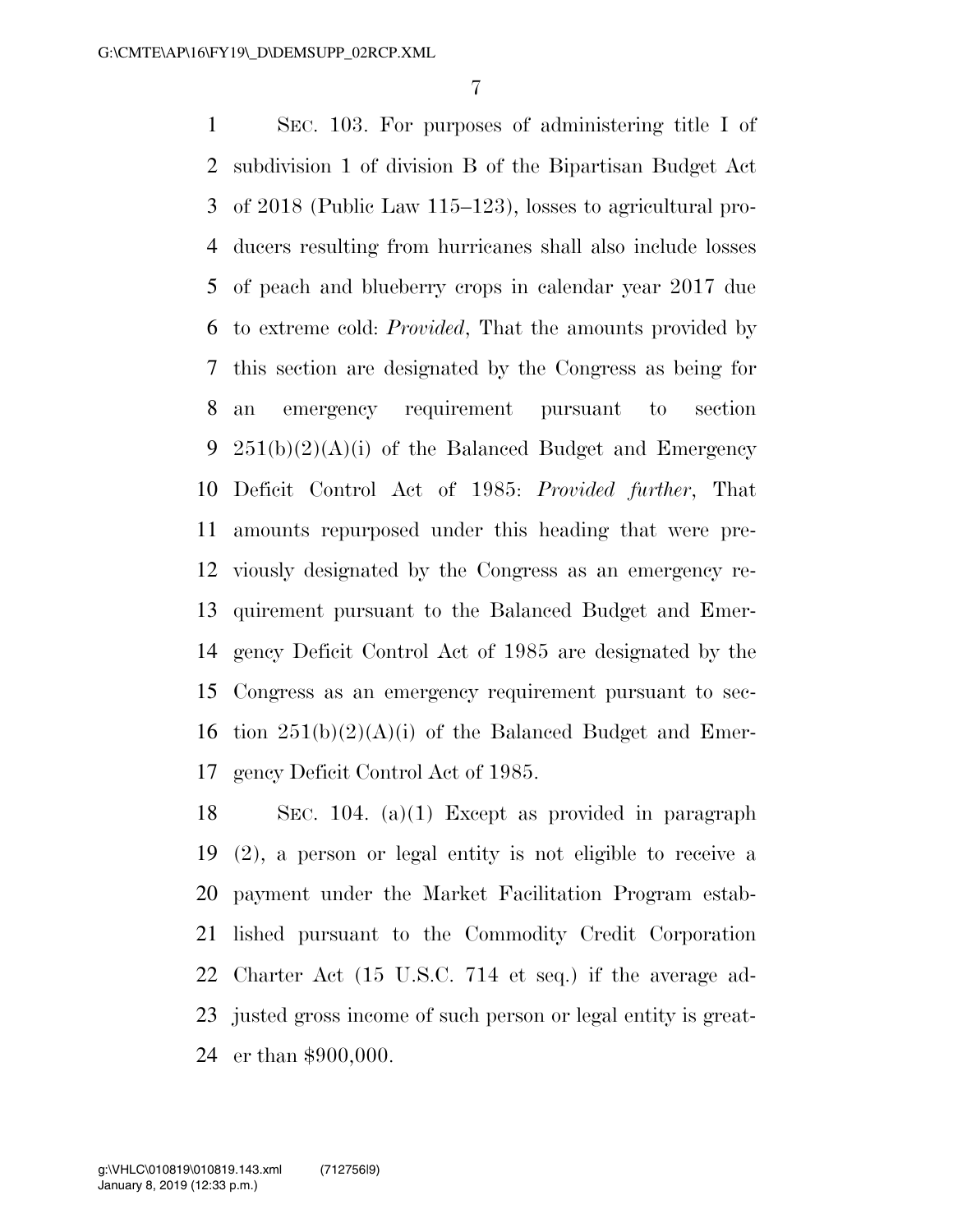SEC. 103. For purposes of administering title I of subdivision 1 of division B of the Bipartisan Budget Act of 2018 (Public Law 115–123), losses to agricultural producers resulting from hurricanes shall also include losses of peach and blueberry crops in calendar year 2017 due to extreme cold: *Provided*, That the amounts provided by this section are designated by the Congress as being for an emergency requirement pursuant to section 251(b)(2)(A)(i) of the Balanced Budget and Emergency Deficit Control Act of 1985: *Provided further*, That amounts repurposed under this heading that were previously designated by the Congress as an emergency requirement pursuant to the Balanced Budget and Emergency Deficit Control Act of 1985 are designated by the Congress as an emergency requirement pursuant to section 251(b)(2)(A)(i) of the Balanced Budget and Emergency Deficit Control Act of 1985.

SEC. 104. (a)(1) Except as provided in paragraph (2), a person or legal entity is not eligible to receive a payment under the Market Facilitation Program established pursuant to the Commodity Credit Corporation Charter Act (15 U.S.C. 714 et seq.) if the average adjusted gross income of such person or legal entity is greater than $900,000.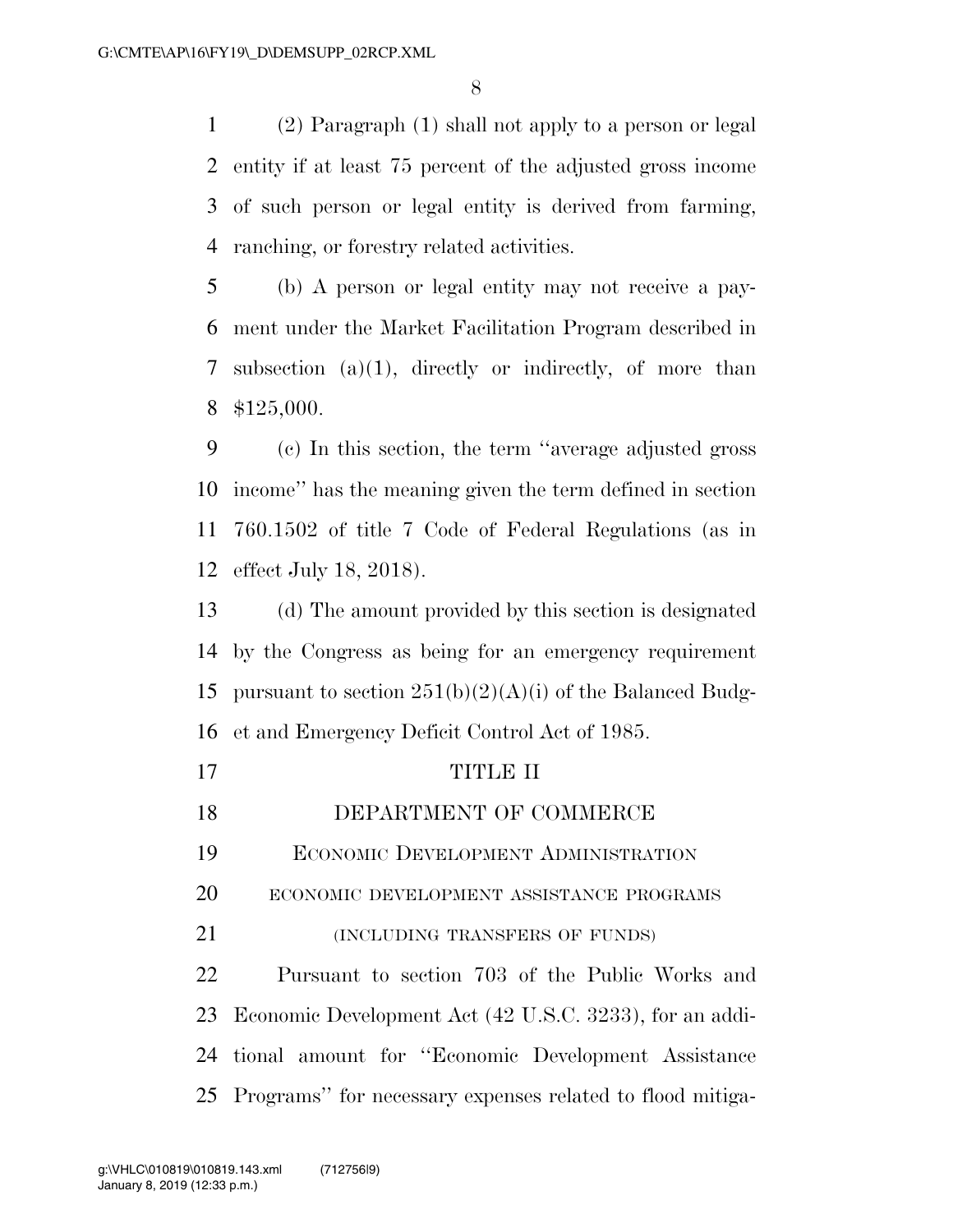(2) Paragraph (1) shall not apply to a person or legal entity if at least 75 percent of the adjusted gross income of such person or legal entity is derived from farming, ranching, or forestry related activities.

(b) A person or legal entity may not receive a payment under the Market Facilitation Program described in subsection (a)(1), directly or indirectly, of more than $125,000.

(c) In this section, the term ''average adjusted gross income'' has the meaning given the term defined in section 760.1502 of title 7 Code of Federal Regulations (as in effect July 18, 2018).

(d) The amount provided by this section is designated by the Congress as being for an emergency requirement pursuant to section 251(b)(2)(A)(i) of the Balanced Budget and Emergency Deficit Control Act of 1985.

# TITLE II

## DEPARTMENT OF COMMERCE

### Economic Development Administration

#### ECONOMIC DEVELOPMENT ASSISTANCE PROGRAMS

(INCLUDING TRANSFERS OF FUNDS)

Pursuant to section 703 of the Public Works and Economic Development Act (42 U.S.C. 3233), for an additional amount for ''Economic Development Assistance Programs'' for necessary expenses related to flood mitiga-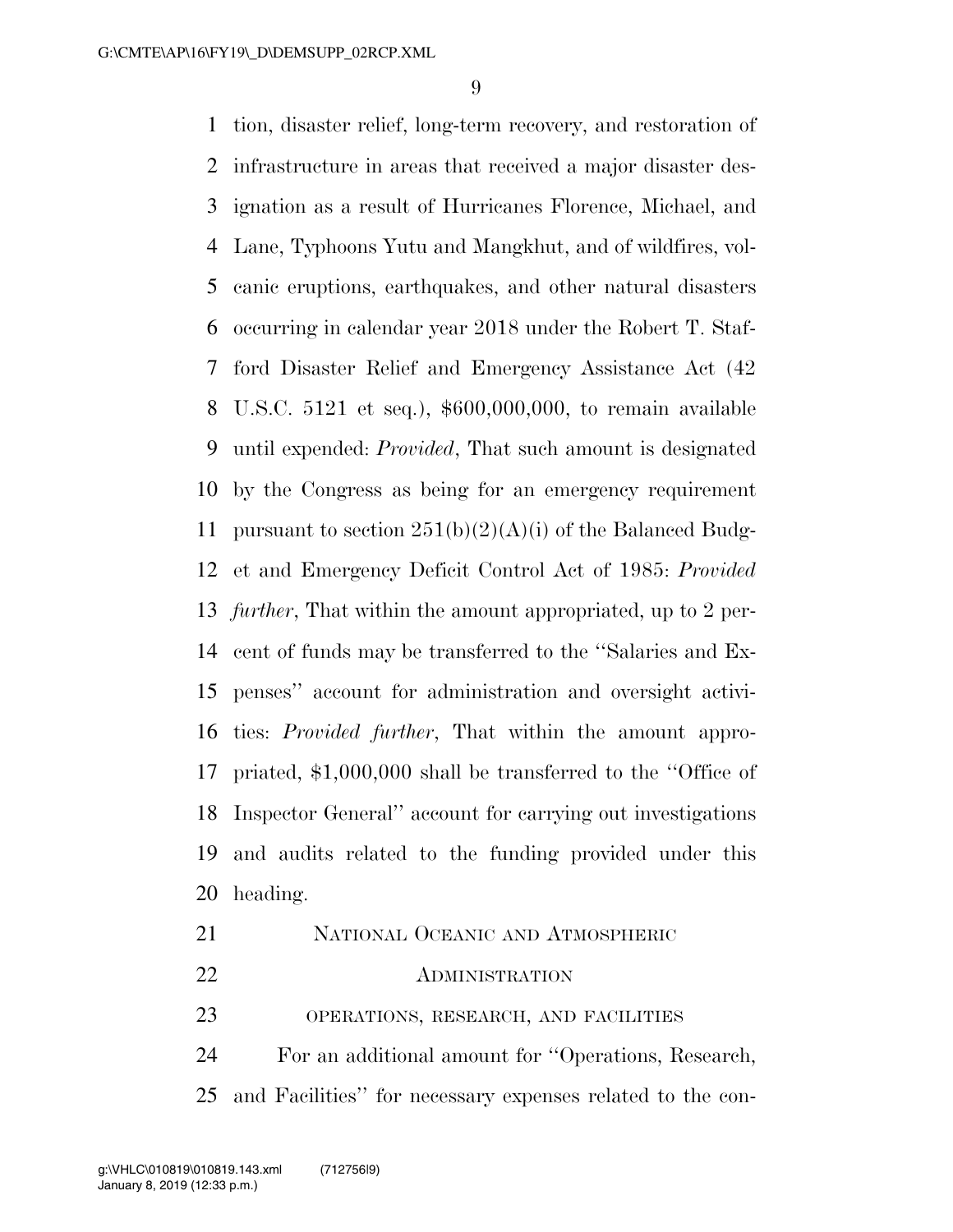tion, disaster relief, long-term recovery, and restoration of infrastructure in areas that received a major disaster designation as a result of Hurricanes Florence, Michael, and Lane, Typhoons Yutu and Mangkhut, and of wildfires, volcanic eruptions, earthquakes, and other natural disasters occurring in calendar year 2018 under the Robert T. Stafford Disaster Relief and Emergency Assistance Act (42 U.S.C. 5121 et seq.), $600,000,000, to remain available until expended: *Provided*, That such amount is designated by the Congress as being for an emergency requirement pursuant to section 251(b)(2)(A)(i) of the Balanced Budget and Emergency Deficit Control Act of 1985: *Provided further*, That within the amount appropriated, up to 2 percent of funds may be transferred to the ''Salaries and Expenses'' account for administration and oversight activities: *Provided further*, That within the amount appropriated, $1,000,000 shall be transferred to the ''Office of Inspector General'' account for carrying out investigations and audits related to the funding provided under this heading.

## NATIONAL OCEANIC AND ATMOSPHERIC ADMINISTRATION

### OPERATIONS, RESEARCH, AND FACILITIES

For an additional amount for ''Operations, Research, and Facilities'' for necessary expenses related to the con-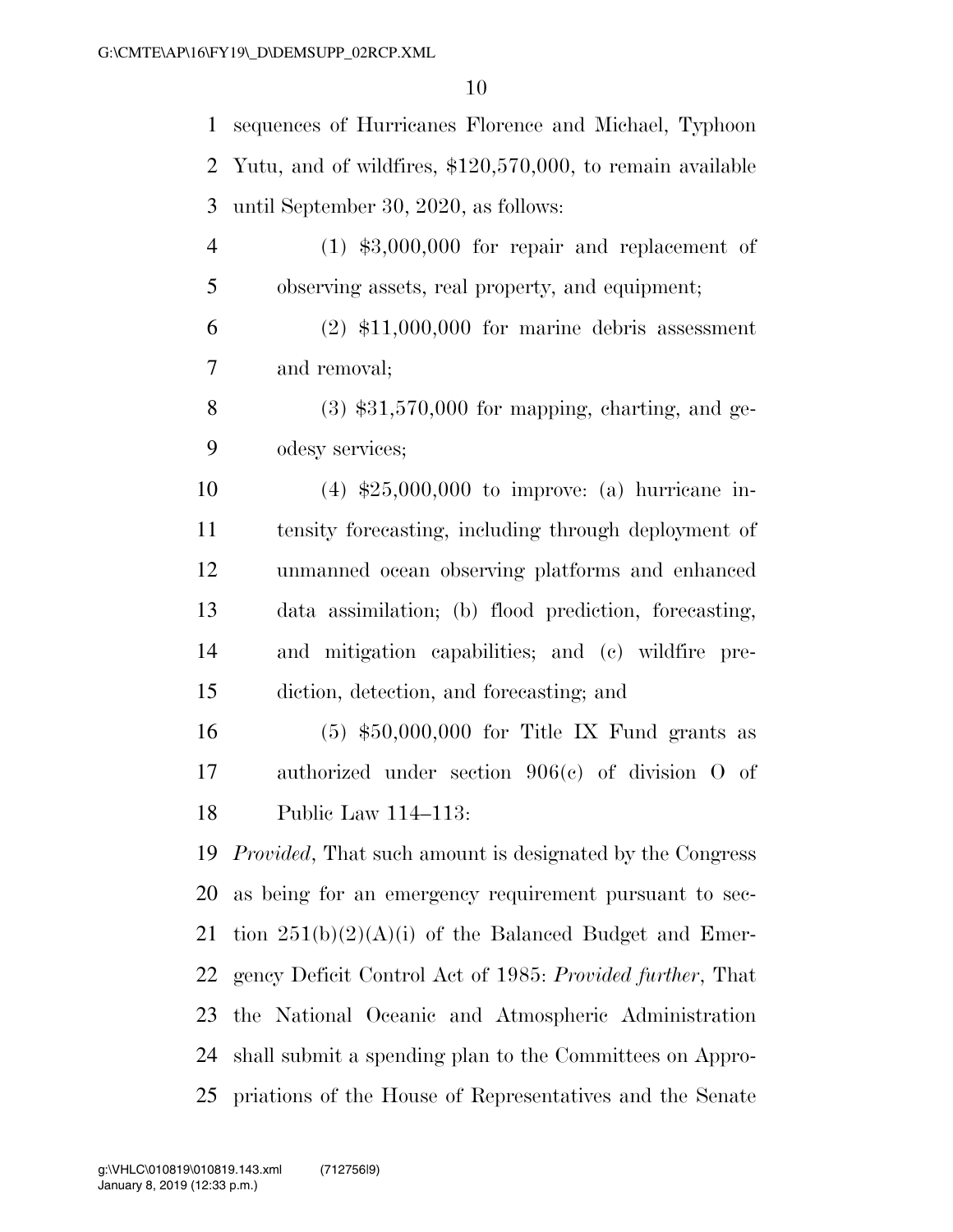sequences of Hurricanes Florence and Michael, Typhoon Yutu, and of wildfires, $120,570,000, to remain available until September 30, 2020, as follows:

(1) $3,000,000 for repair and replacement of observing assets, real property, and equipment;

(2) $11,000,000 for marine debris assessment and removal;

(3) $31,570,000 for mapping, charting, and geodesy services;

(4) $25,000,000 to improve: (a) hurricane intensity forecasting, including through deployment of unmanned ocean observing platforms and enhanced data assimilation; (b) flood prediction, forecasting, and mitigation capabilities; and (c) wildfire prediction, detection, and forecasting; and

(5) $50,000,000 for Title IX Fund grants as authorized under section 906(c) of division O of Public Law 114–113:

*Provided*, That such amount is designated by the Congress as being for an emergency requirement pursuant to section 251(b)(2)(A)(i) of the Balanced Budget and Emergency Deficit Control Act of 1985: *Provided further*, That the National Oceanic and Atmospheric Administration shall submit a spending plan to the Committees on Appropriations of the House of Representatives and the Senate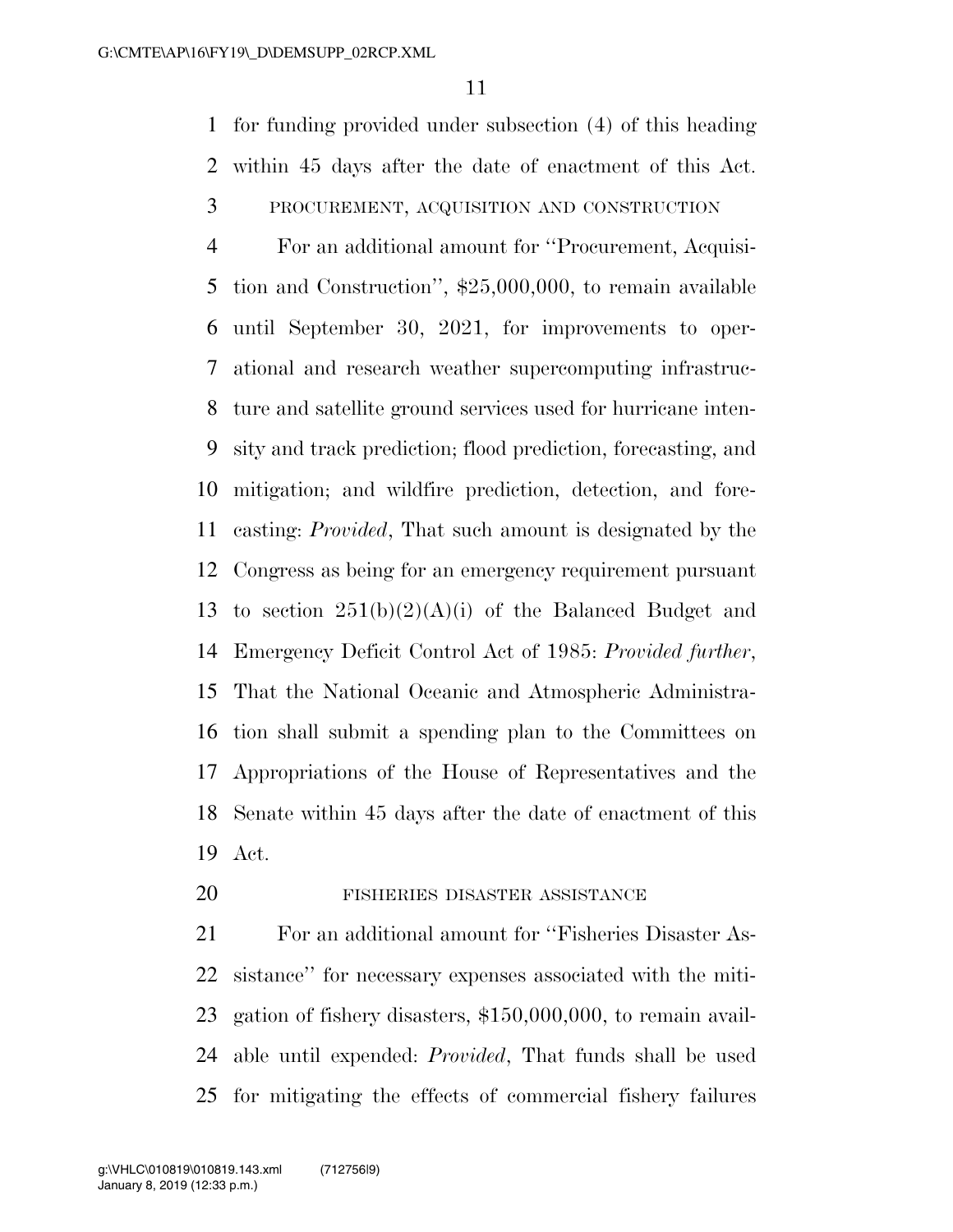for funding provided under subsection (4) of this heading within 45 days after the date of enactment of this Act.

PROCUREMENT, ACQUISITION AND CONSTRUCTION

For an additional amount for ''Procurement, Acquisition and Construction'', $25,000,000, to remain available until September 30, 2021, for improvements to operational and research weather supercomputing infrastructure and satellite ground services used for hurricane intensity and track prediction; flood prediction, forecasting, and mitigation; and wildfire prediction, detection, and forecasting: *Provided*, That such amount is designated by the Congress as being for an emergency requirement pursuant to section 251(b)(2)(A)(i) of the Balanced Budget and Emergency Deficit Control Act of 1985: *Provided further*, That the National Oceanic and Atmospheric Administration shall submit a spending plan to the Committees on Appropriations of the House of Representatives and the Senate within 45 days after the date of enactment of this Act.

FISHERIES DISASTER ASSISTANCE

For an additional amount for ''Fisheries Disaster Assistance'' for necessary expenses associated with the mitigation of fishery disasters, $150,000,000, to remain available until expended: *Provided*, That funds shall be used for mitigating the effects of commercial fishery failures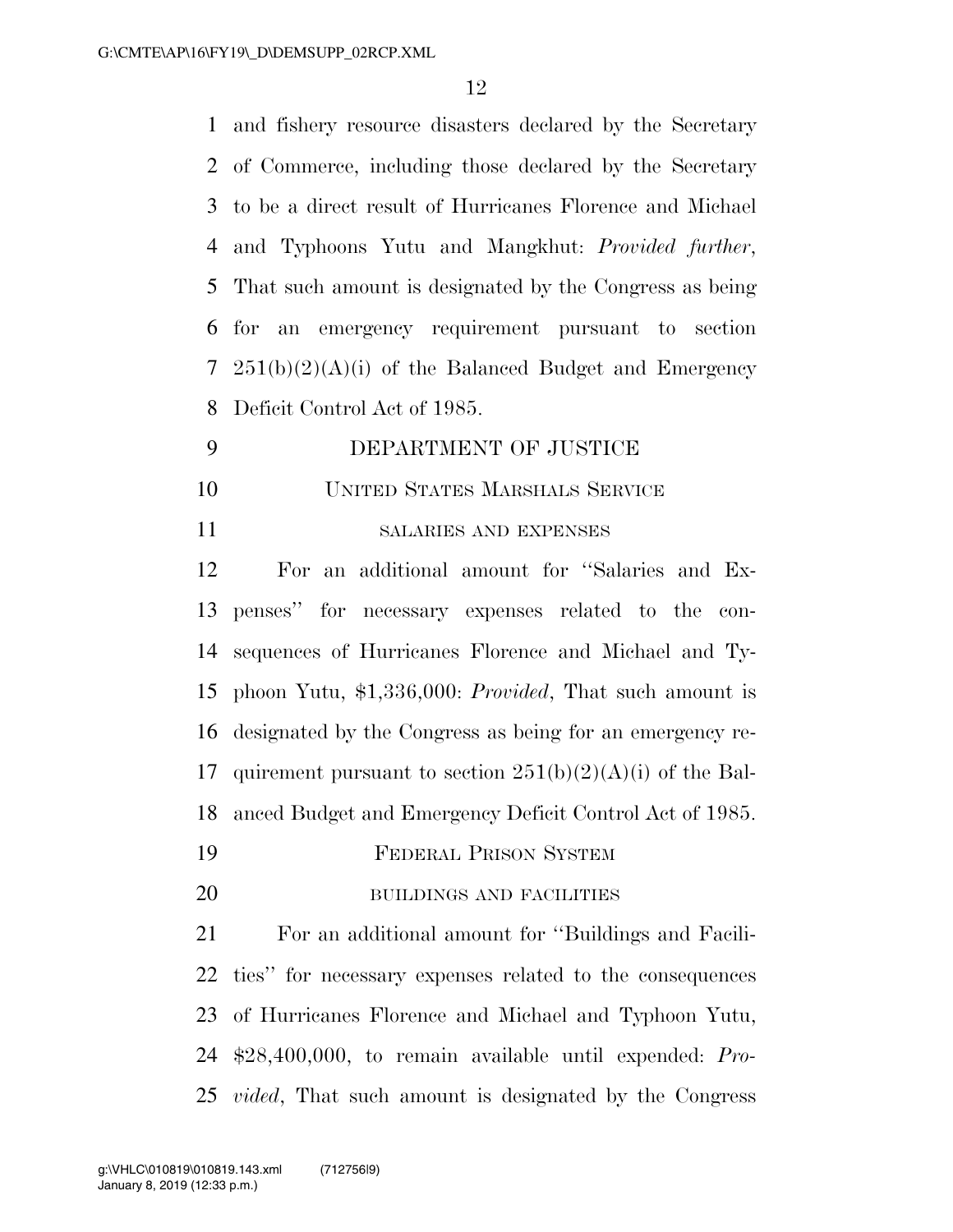and fishery resource disasters declared by the Secretary of Commerce, including those declared by the Secretary to be a direct result of Hurricanes Florence and Michael and Typhoons Yutu and Mangkhut: *Provided further*, That such amount is designated by the Congress as being for an emergency requirement pursuant to section 251(b)(2)(A)(i) of the Balanced Budget and Emergency Deficit Control Act of 1985.

## DEPARTMENT OF JUSTICE

### UNITED STATES MARSHALS SERVICE

#### SALARIES AND EXPENSES

For an additional amount for ''Salaries and Expenses'' for necessary expenses related to the consequences of Hurricanes Florence and Michael and Typhoon Yutu, $1,336,000: *Provided*, That such amount is designated by the Congress as being for an emergency requirement pursuant to section 251(b)(2)(A)(i) of the Balanced Budget and Emergency Deficit Control Act of 1985.

### FEDERAL PRISON SYSTEM

#### BUILDINGS AND FACILITIES

For an additional amount for ''Buildings and Facilities'' for necessary expenses related to the consequences of Hurricanes Florence and Michael and Typhoon Yutu, $28,400,000, to remain available until expended: *Provided*, That such amount is designated by the Congress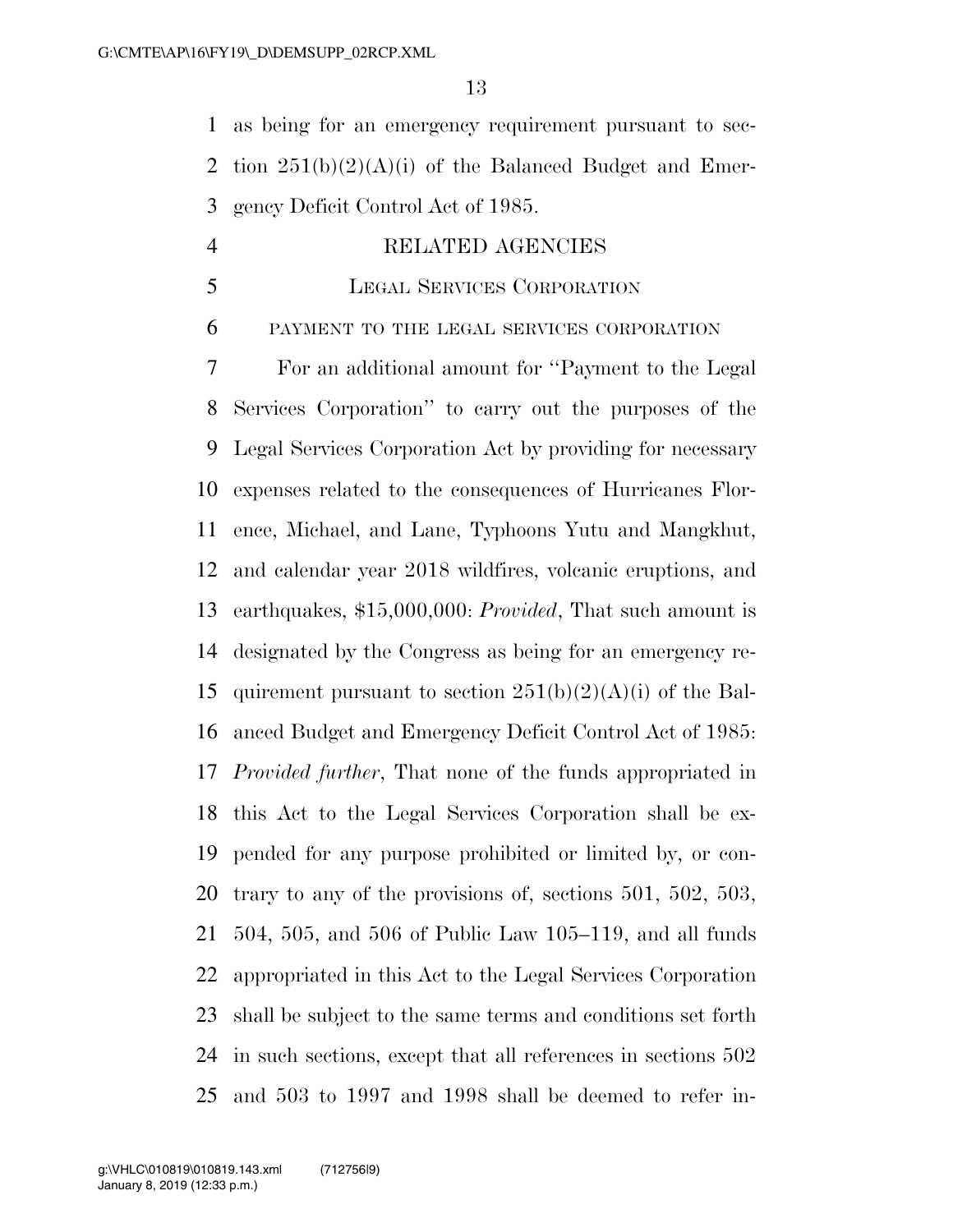as being for an emergency requirement pursuant to section 251(b)(2)(A)(i) of the Balanced Budget and Emergency Deficit Control Act of 1985.

RELATED AGENCIES

LEGAL SERVICES CORPORATION

PAYMENT TO THE LEGAL SERVICES CORPORATION

For an additional amount for ''Payment to the Legal Services Corporation'' to carry out the purposes of the Legal Services Corporation Act by providing for necessary expenses related to the consequences of Hurricanes Florence, Michael, and Lane, Typhoons Yutu and Mangkhut, and calendar year 2018 wildfires, volcanic eruptions, and earthquakes, $15,000,000: *Provided*, That such amount is designated by the Congress as being for an emergency requirement pursuant to section 251(b)(2)(A)(i) of the Balanced Budget and Emergency Deficit Control Act of 1985: *Provided further*, That none of the funds appropriated in this Act to the Legal Services Corporation shall be expended for any purpose prohibited or limited by, or contrary to any of the provisions of, sections 501, 502, 503, 504, 505, and 506 of Public Law 105–119, and all funds appropriated in this Act to the Legal Services Corporation shall be subject to the same terms and conditions set forth in such sections, except that all references in sections 502 and 503 to 1997 and 1998 shall be deemed to refer in-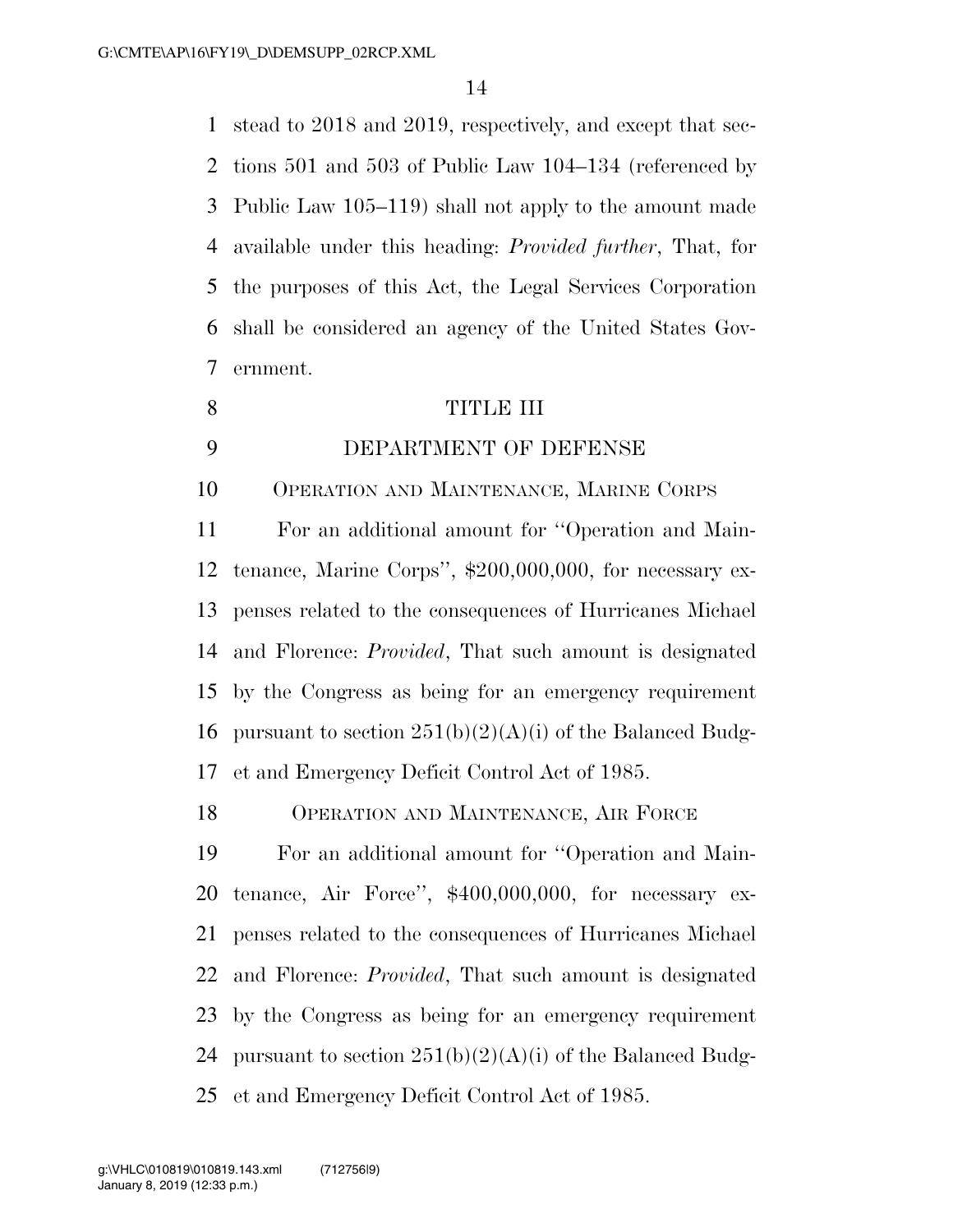stead to 2018 and 2019, respectively, and except that sections 501 and 503 of Public Law 104–134 (referenced by Public Law 105–119) shall not apply to the amount made available under this heading: *Provided further*, That, for the purposes of this Act, the Legal Services Corporation shall be considered an agency of the United States Government.

## TITLE III

## DEPARTMENT OF DEFENSE

### OPERATION AND MAINTENANCE, MARINE CORPS

For an additional amount for ''Operation and Maintenance, Marine Corps'', $200,000,000, for necessary expenses related to the consequences of Hurricanes Michael and Florence: *Provided*, That such amount is designated by the Congress as being for an emergency requirement pursuant to section 251(b)(2)(A)(i) of the Balanced Budget and Emergency Deficit Control Act of 1985.

### OPERATION AND MAINTENANCE, AIR FORCE

For an additional amount for ''Operation and Maintenance, Air Force'', $400,000,000, for necessary expenses related to the consequences of Hurricanes Michael and Florence: *Provided*, That such amount is designated by the Congress as being for an emergency requirement pursuant to section 251(b)(2)(A)(i) of the Balanced Budget and Emergency Deficit Control Act of 1985.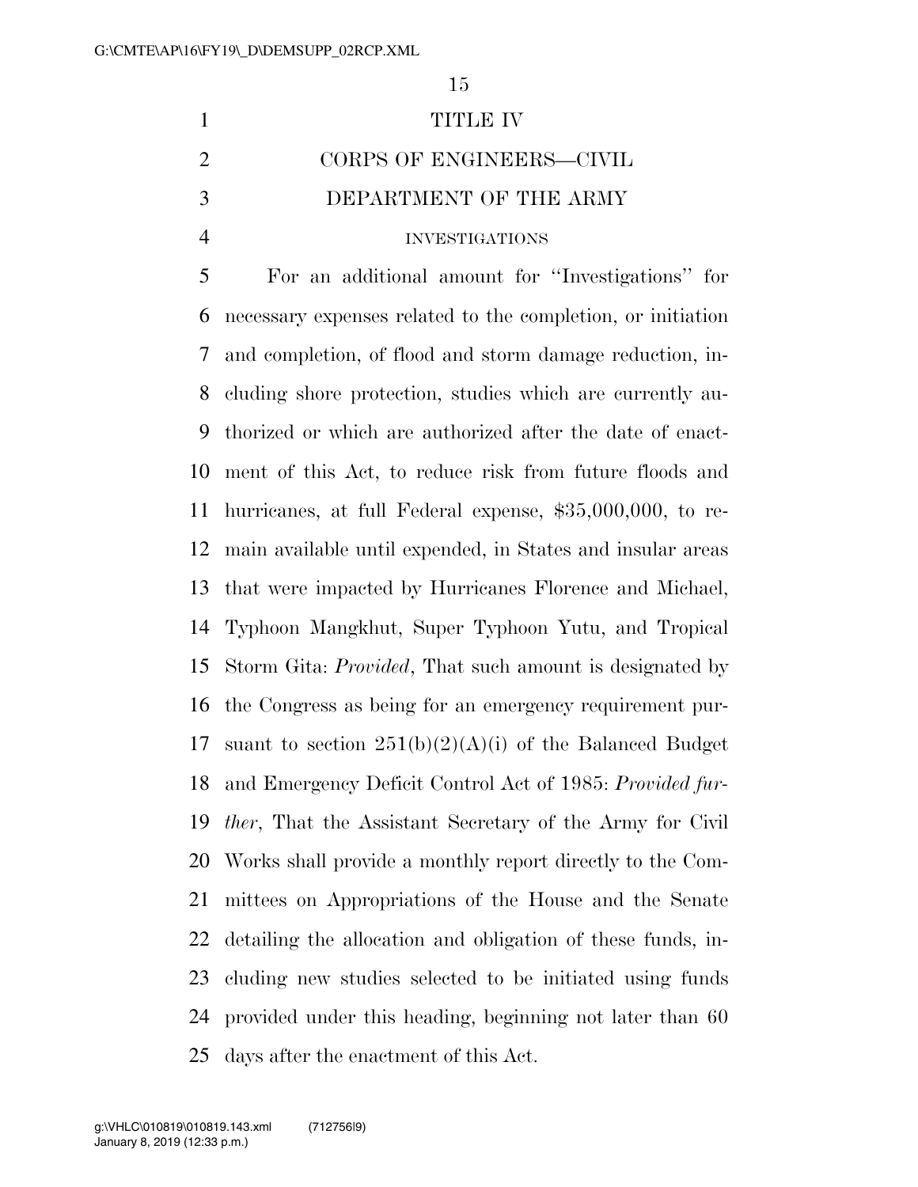# TITLE IV

## CORPS OF ENGINEERS—CIVIL

## DEPARTMENT OF THE ARMY

### INVESTIGATIONS

For an additional amount for ''Investigations'' for necessary expenses related to the completion, or initiation and completion, of flood and storm damage reduction, including shore protection, studies which are currently authorized or which are authorized after the date of enactment of this Act, to reduce risk from future floods and hurricanes, at full Federal expense, $35,000,000, to remain available until expended, in States and insular areas that were impacted by Hurricanes Florence and Michael, Typhoon Mangkhut, Super Typhoon Yutu, and Tropical Storm Gita: *Provided*, That such amount is designated by the Congress as being for an emergency requirement pursuant to section 251(b)(2)(A)(i) of the Balanced Budget and Emergency Deficit Control Act of 1985: *Provided further*, That the Assistant Secretary of the Army for Civil Works shall provide a monthly report directly to the Committees on Appropriations of the House and the Senate detailing the allocation and obligation of these funds, including new studies selected to be initiated using funds provided under this heading, beginning not later than 60 days after the enactment of this Act.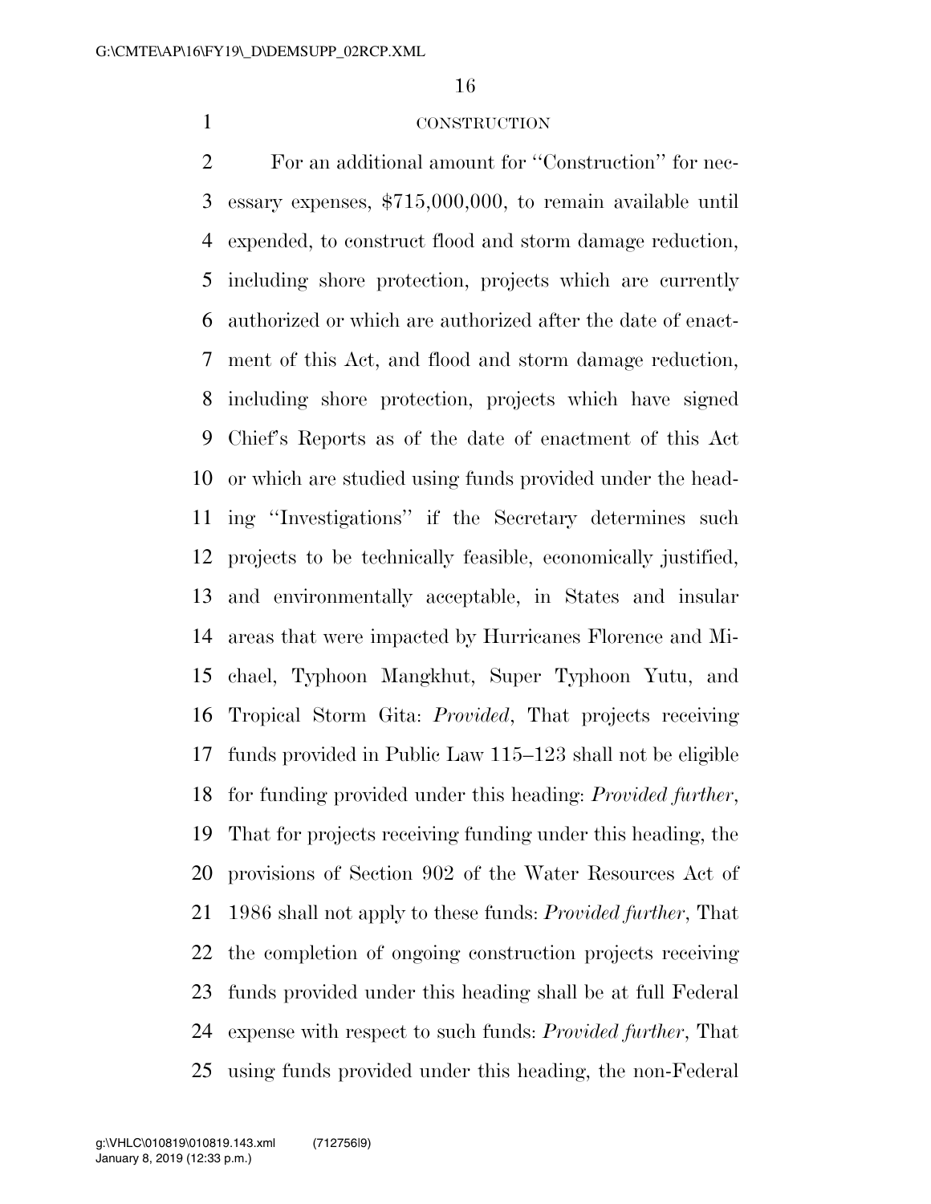CONSTRUCTION

For an additional amount for ''Construction'' for necessary expenses, $715,000,000, to remain available until expended, to construct flood and storm damage reduction, including shore protection, projects which are currently authorized or which are authorized after the date of enactment of this Act, and flood and storm damage reduction, including shore protection, projects which have signed Chief's Reports as of the date of enactment of this Act or which are studied using funds provided under the heading ''Investigations'' if the Secretary determines such projects to be technically feasible, economically justified, and environmentally acceptable, in States and insular areas that were impacted by Hurricanes Florence and Michael, Typhoon Mangkhut, Super Typhoon Yutu, and Tropical Storm Gita: *Provided*, That projects receiving funds provided in Public Law 115–123 shall not be eligible for funding provided under this heading: *Provided further*, That for projects receiving funding under this heading, the provisions of Section 902 of the Water Resources Act of 1986 shall not apply to these funds: *Provided further*, That the completion of ongoing construction projects receiving funds provided under this heading shall be at full Federal expense with respect to such funds: *Provided further*, That using funds provided under this heading, the non-Federal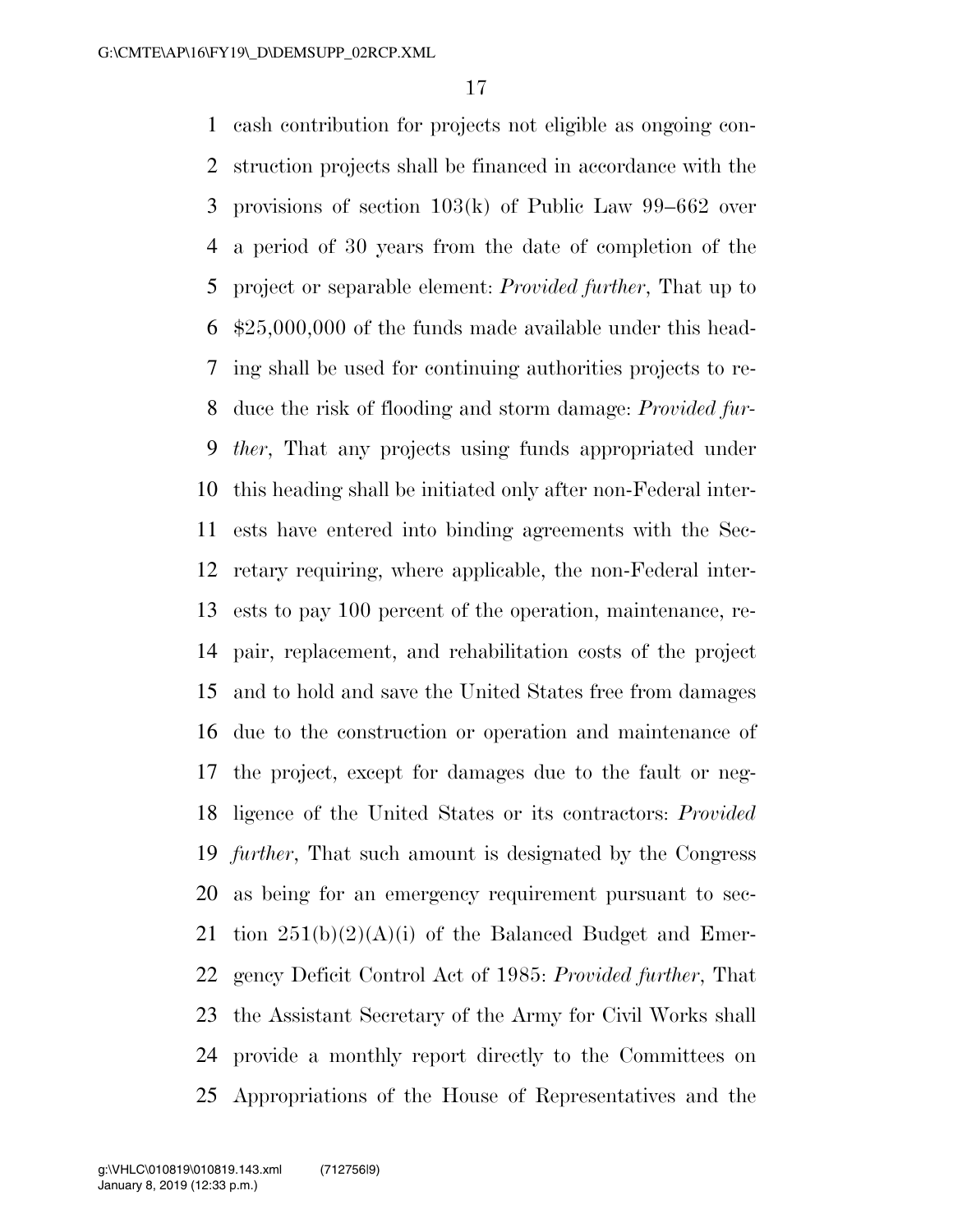cash contribution for projects not eligible as ongoing construction projects shall be financed in accordance with the provisions of section 103(k) of Public Law 99–662 over a period of 30 years from the date of completion of the project or separable element: *Provided further*, That up to $25,000,000 of the funds made available under this heading shall be used for continuing authorities projects to reduce the risk of flooding and storm damage: *Provided further*, That any projects using funds appropriated under this heading shall be initiated only after non-Federal interests have entered into binding agreements with the Secretary requiring, where applicable, the non-Federal interests to pay 100 percent of the operation, maintenance, repair, replacement, and rehabilitation costs of the project and to hold and save the United States free from damages due to the construction or operation and maintenance of the project, except for damages due to the fault or negligence of the United States or its contractors: *Provided further*, That such amount is designated by the Congress as being for an emergency requirement pursuant to section 251(b)(2)(A)(i) of the Balanced Budget and Emergency Deficit Control Act of 1985: *Provided further*, That the Assistant Secretary of the Army for Civil Works shall provide a monthly report directly to the Committees on Appropriations of the House of Representatives and the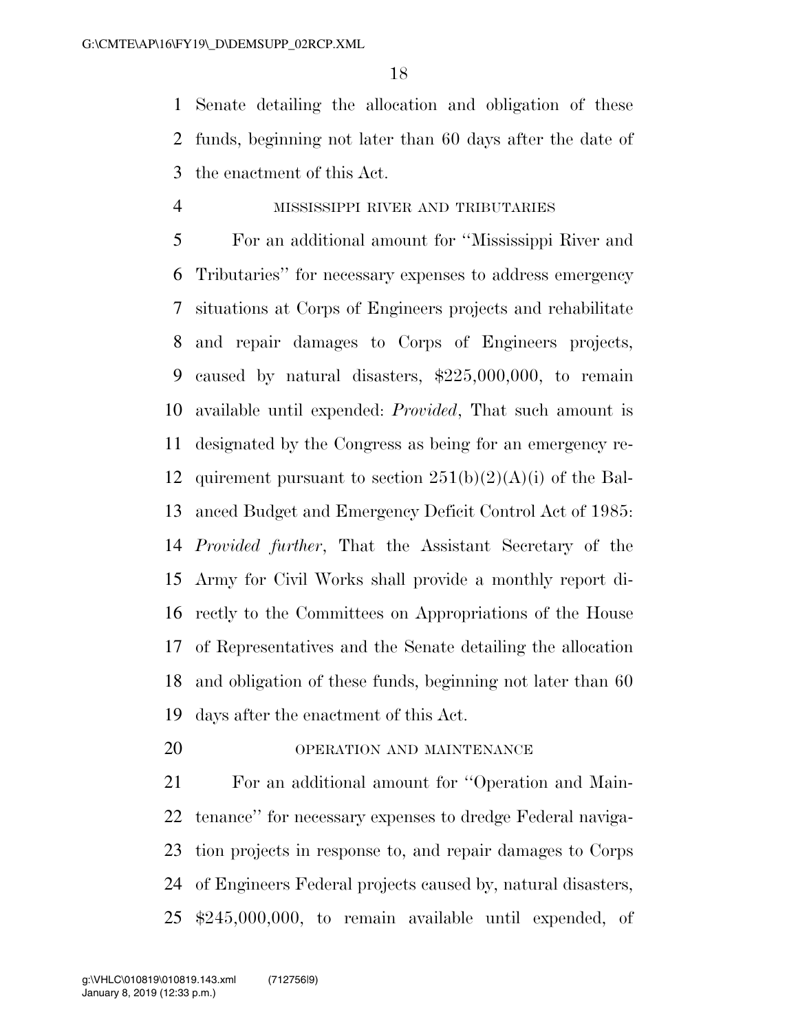Senate detailing the allocation and obligation of these funds, beginning not later than 60 days after the date of the enactment of this Act.

MISSISSIPPI RIVER AND TRIBUTARIES

For an additional amount for "Mississippi River and Tributaries" for necessary expenses to address emergency situations at Corps of Engineers projects and rehabilitate and repair damages to Corps of Engineers projects, caused by natural disasters, $225,000,000, to remain available until expended: *Provided*, That such amount is designated by the Congress as being for an emergency requirement pursuant to section 251(b)(2)(A)(i) of the Balanced Budget and Emergency Deficit Control Act of 1985: *Provided further*, That the Assistant Secretary of the Army for Civil Works shall provide a monthly report directly to the Committees on Appropriations of the House of Representatives and the Senate detailing the allocation and obligation of these funds, beginning not later than 60 days after the enactment of this Act.

OPERATION AND MAINTENANCE

For an additional amount for "Operation and Maintenance" for necessary expenses to dredge Federal navigation projects in response to, and repair damages to Corps of Engineers Federal projects caused by, natural disasters, $245,000,000, to remain available until expended, of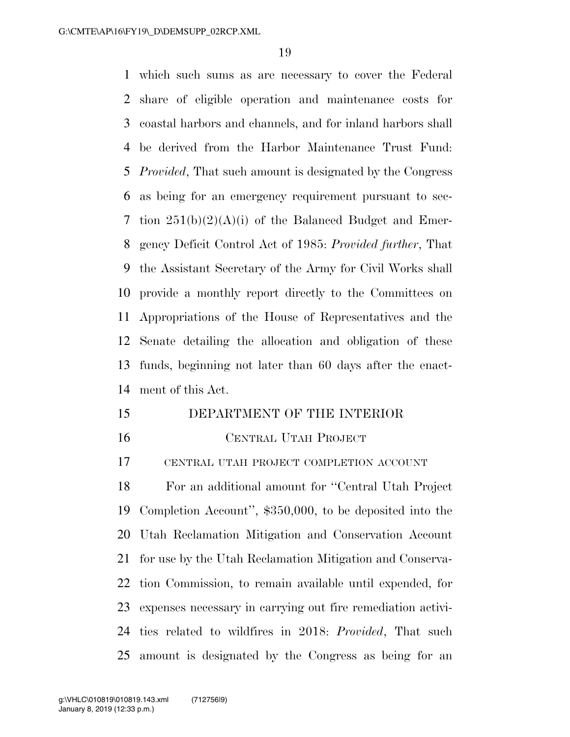which such sums as are necessary to cover the Federal share of eligible operation and maintenance costs for coastal harbors and channels, and for inland harbors shall be derived from the Harbor Maintenance Trust Fund: *Provided*, That such amount is designated by the Congress as being for an emergency requirement pursuant to section 251(b)(2)(A)(i) of the Balanced Budget and Emergency Deficit Control Act of 1985: *Provided further*, That the Assistant Secretary of the Army for Civil Works shall provide a monthly report directly to the Committees on Appropriations of the House of Representatives and the Senate detailing the allocation and obligation of these funds, beginning not later than 60 days after the enactment of this Act.

## DEPARTMENT OF THE INTERIOR

### Central Utah Project

#### central utah project completion account

For an additional amount for ''Central Utah Project Completion Account'', $350,000, to be deposited into the Utah Reclamation Mitigation and Conservation Account for use by the Utah Reclamation Mitigation and Conservation Commission, to remain available until expended, for expenses necessary in carrying out fire remediation activities related to wildfires in 2018: *Provided*, That such amount is designated by the Congress as being for an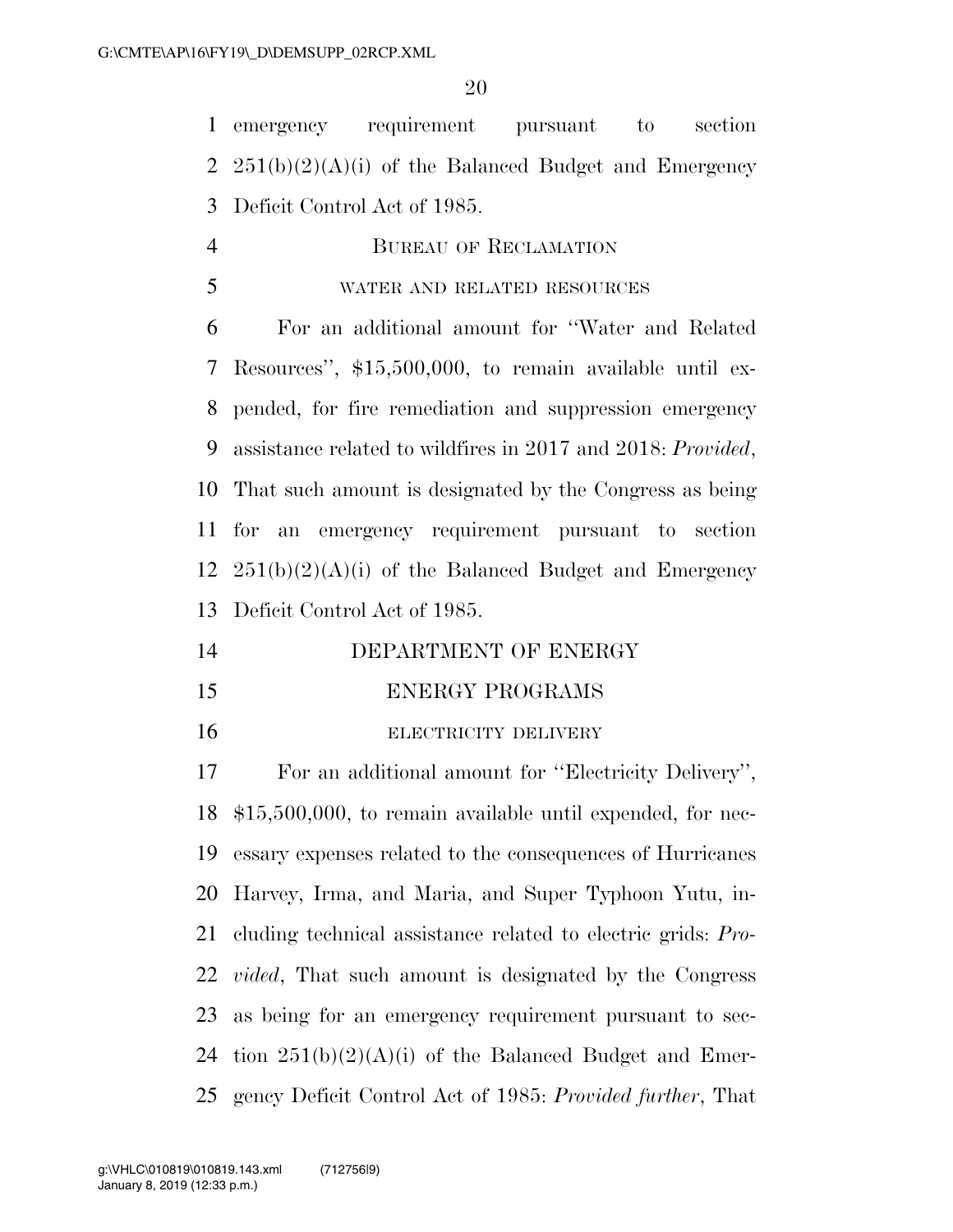emergency requirement pursuant to section 251(b)(2)(A)(i) of the Balanced Budget and Emergency Deficit Control Act of 1985.

## BUREAU OF RECLAMATION

### WATER AND RELATED RESOURCES

For an additional amount for ''Water and Related Resources'', $15,500,000, to remain available until expended, for fire remediation and suppression emergency assistance related to wildfires in 2017 and 2018: *Provided*, That such amount is designated by the Congress as being for an emergency requirement pursuant to section 251(b)(2)(A)(i) of the Balanced Budget and Emergency Deficit Control Act of 1985.

## DEPARTMENT OF ENERGY

## ENERGY PROGRAMS

### ELECTRICITY DELIVERY

For an additional amount for ''Electricity Delivery'', $15,500,000, to remain available until expended, for necessary expenses related to the consequences of Hurricanes Harvey, Irma, and Maria, and Super Typhoon Yutu, including technical assistance related to electric grids: *Provided*, That such amount is designated by the Congress as being for an emergency requirement pursuant to section 251(b)(2)(A)(i) of the Balanced Budget and Emergency Deficit Control Act of 1985: *Provided further*, That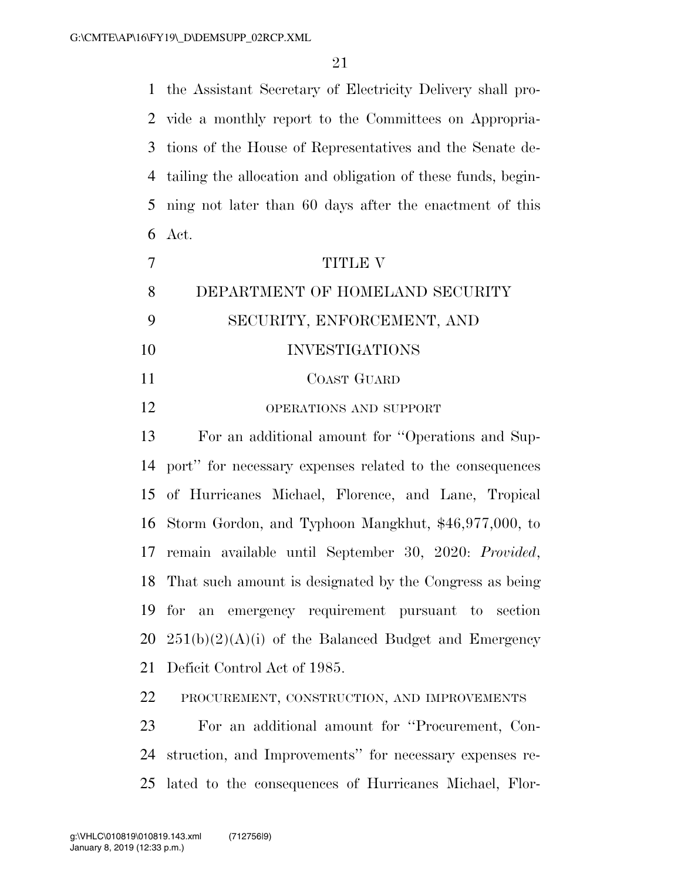the Assistant Secretary of Electricity Delivery shall provide a monthly report to the Committees on Appropriations of the House of Representatives and the Senate detailing the allocation and obligation of these funds, beginning not later than 60 days after the enactment of this Act.

# TITLE V

# DEPARTMENT OF HOMELAND SECURITY

## SECURITY, ENFORCEMENT, AND INVESTIGATIONS

### COAST GUARD

#### OPERATIONS AND SUPPORT

For an additional amount for "Operations and Support" for necessary expenses related to the consequences of Hurricanes Michael, Florence, and Lane, Tropical Storm Gordon, and Typhoon Mangkhut, $46,977,000, to remain available until September 30, 2020: *Provided*, That such amount is designated by the Congress as being for an emergency requirement pursuant to section 251(b)(2)(A)(i) of the Balanced Budget and Emergency Deficit Control Act of 1985.

#### PROCUREMENT, CONSTRUCTION, AND IMPROVEMENTS

For an additional amount for "Procurement, Construction, and Improvements" for necessary expenses related to the consequences of Hurricanes Michael, Flor-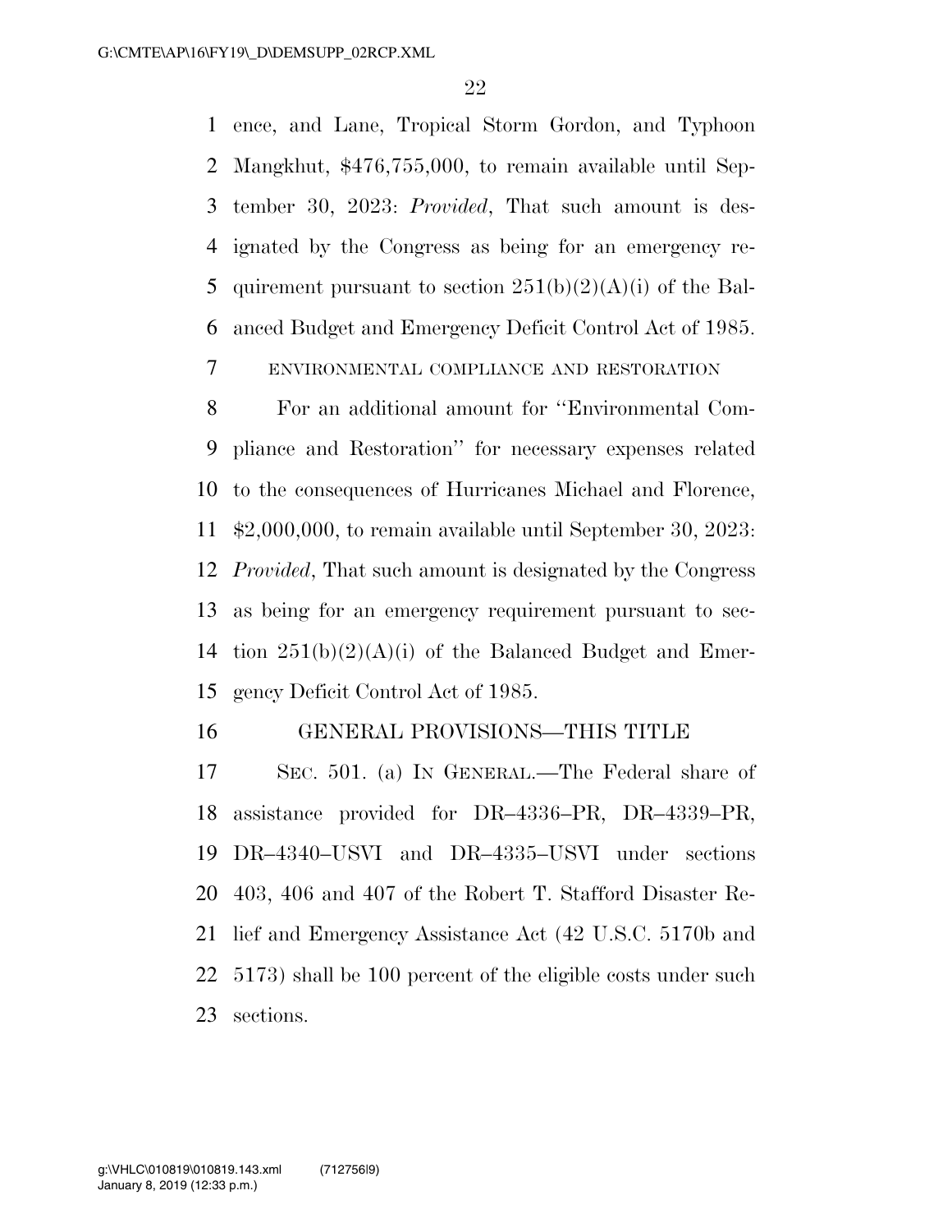ence, and Lane, Tropical Storm Gordon, and Typhoon Mangkhut, $476,755,000, to remain available until September 30, 2023: *Provided*, That such amount is designated by the Congress as being for an emergency requirement pursuant to section 251(b)(2)(A)(i) of the Balanced Budget and Emergency Deficit Control Act of 1985.

ENVIRONMENTAL COMPLIANCE AND RESTORATION

For an additional amount for "Environmental Compliance and Restoration" for necessary expenses related to the consequences of Hurricanes Michael and Florence, $2,000,000, to remain available until September 30, 2023: *Provided*, That such amount is designated by the Congress as being for an emergency requirement pursuant to section 251(b)(2)(A)(i) of the Balanced Budget and Emergency Deficit Control Act of 1985.

GENERAL PROVISIONS—THIS TITLE

SEC. 501. (a) IN GENERAL.—The Federal share of assistance provided for DR–4336–PR, DR–4339–PR, DR–4340–USVI and DR–4335–USVI under sections 403, 406 and 407 of the Robert T. Stafford Disaster Relief and Emergency Assistance Act (42 U.S.C. 5170b and 5173) shall be 100 percent of the eligible costs under such sections.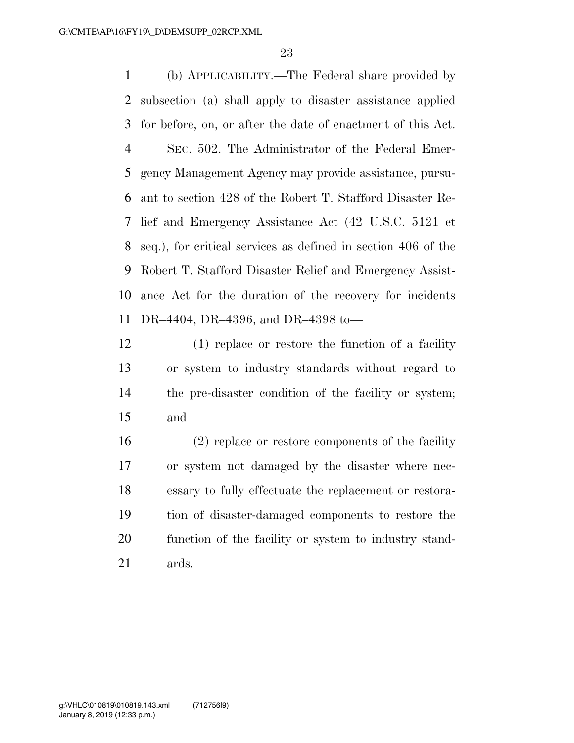(b) APPLICABILITY.—The Federal share provided by subsection (a) shall apply to disaster assistance applied for before, on, or after the date of enactment of this Act.

SEC. 502. The Administrator of the Federal Emergency Management Agency may provide assistance, pursuant to section 428 of the Robert T. Stafford Disaster Relief and Emergency Assistance Act (42 U.S.C. 5121 et seq.), for critical services as defined in section 406 of the Robert T. Stafford Disaster Relief and Emergency Assistance Act for the duration of the recovery for incidents DR–4404, DR–4396, and DR–4398 to—

(1) replace or restore the function of a facility or system to industry standards without regard to the pre-disaster condition of the facility or system; and

(2) replace or restore components of the facility or system not damaged by the disaster where necessary to fully effectuate the replacement or restoration of disaster-damaged components to restore the function of the facility or system to industry standards.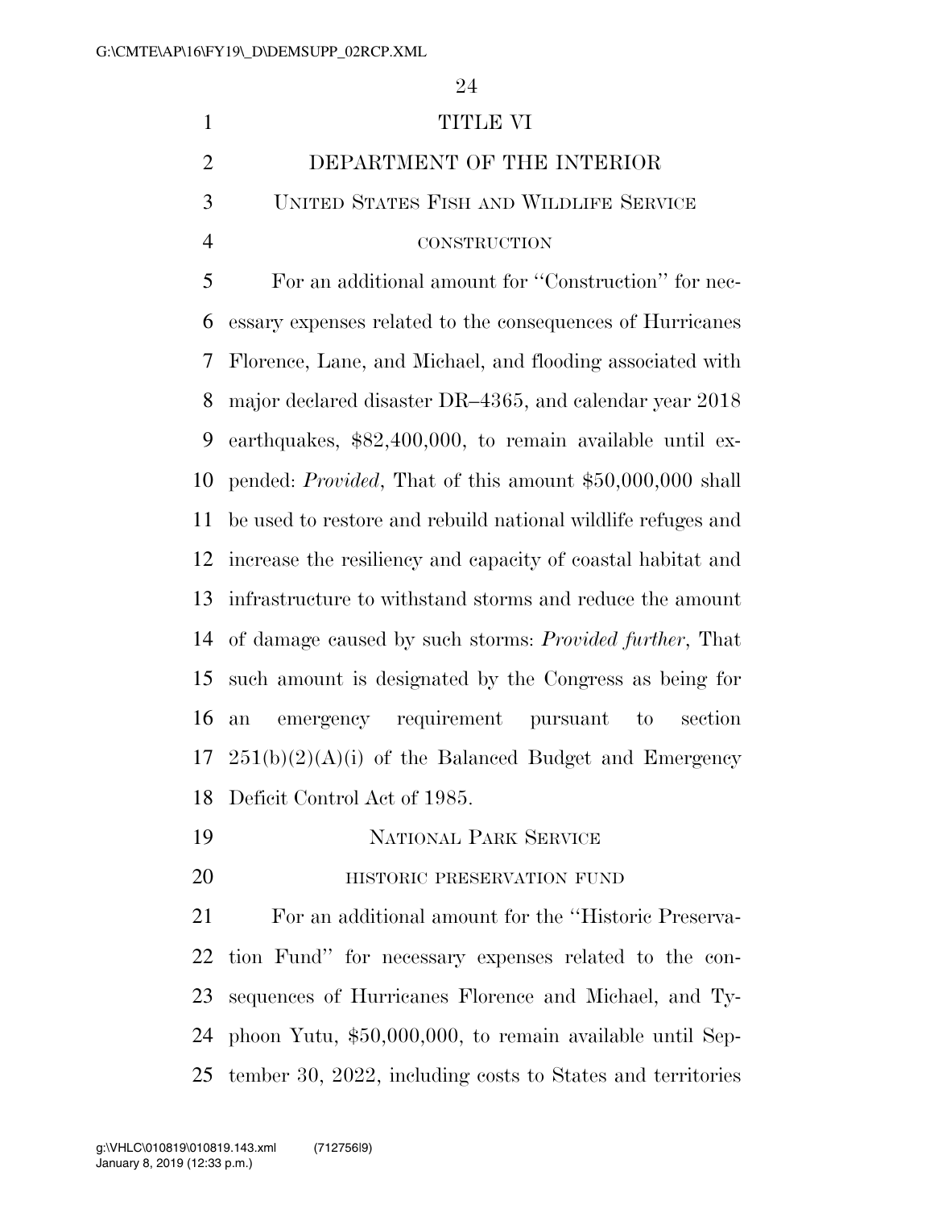# TITLE VI

## DEPARTMENT OF THE INTERIOR

### UNITED STATES FISH AND WILDLIFE SERVICE

#### CONSTRUCTION

For an additional amount for ''Construction'' for necessary expenses related to the consequences of Hurricanes Florence, Lane, and Michael, and flooding associated with major declared disaster DR–4365, and calendar year 2018 earthquakes, $82,400,000, to remain available until expended: *Provided*, That of this amount $50,000,000 shall be used to restore and rebuild national wildlife refuges and increase the resiliency and capacity of coastal habitat and infrastructure to withstand storms and reduce the amount of damage caused by such storms: *Provided further*, That such amount is designated by the Congress as being for an emergency requirement pursuant to section 251(b)(2)(A)(i) of the Balanced Budget and Emergency Deficit Control Act of 1985.

### NATIONAL PARK SERVICE

#### HISTORIC PRESERVATION FUND

For an additional amount for the ''Historic Preservation Fund'' for necessary expenses related to the consequences of Hurricanes Florence and Michael, and Typhoon Yutu, $50,000,000, to remain available until September 30, 2022, including costs to States and territories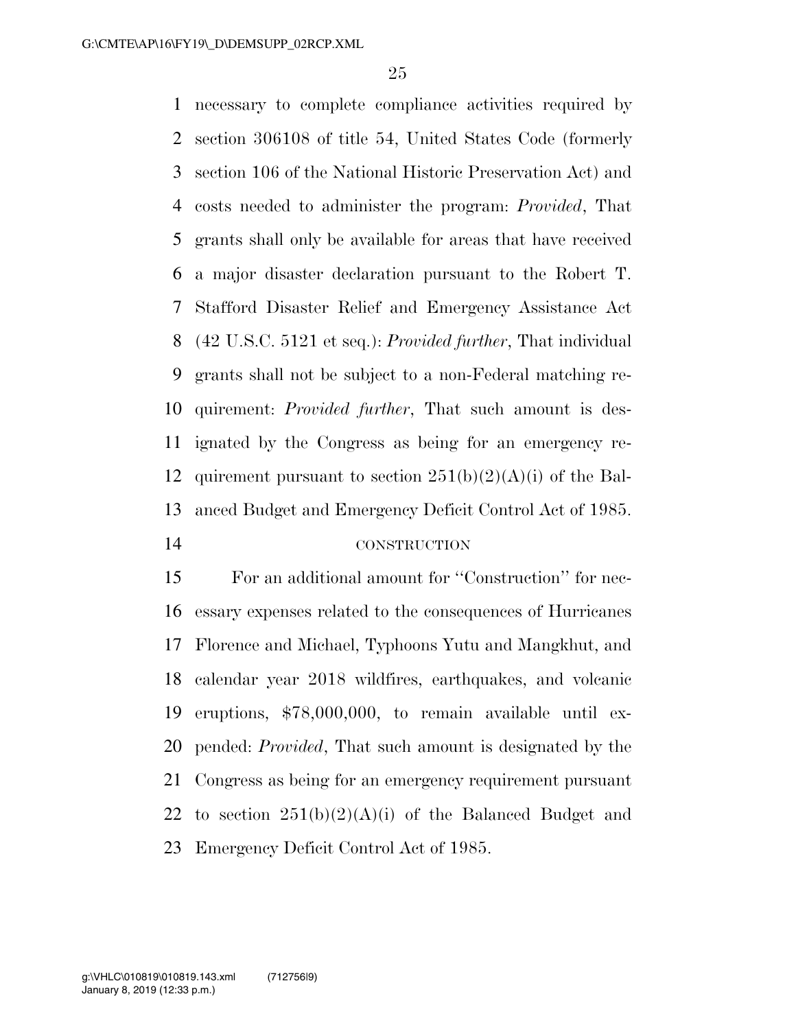necessary to complete compliance activities required by section 306108 of title 54, United States Code (formerly section 106 of the National Historic Preservation Act) and costs needed to administer the program: *Provided*, That grants shall only be available for areas that have received a major disaster declaration pursuant to the Robert T. Stafford Disaster Relief and Emergency Assistance Act (42 U.S.C. 5121 et seq.): *Provided further*, That individual grants shall not be subject to a non-Federal matching requirement: *Provided further*, That such amount is designated by the Congress as being for an emergency requirement pursuant to section 251(b)(2)(A)(i) of the Balanced Budget and Emergency Deficit Control Act of 1985.

CONSTRUCTION

For an additional amount for ''Construction'' for necessary expenses related to the consequences of Hurricanes Florence and Michael, Typhoons Yutu and Mangkhut, and calendar year 2018 wildfires, earthquakes, and volcanic eruptions, $78,000,000, to remain available until expended: *Provided*, That such amount is designated by the Congress as being for an emergency requirement pursuant to section 251(b)(2)(A)(i) of the Balanced Budget and Emergency Deficit Control Act of 1985.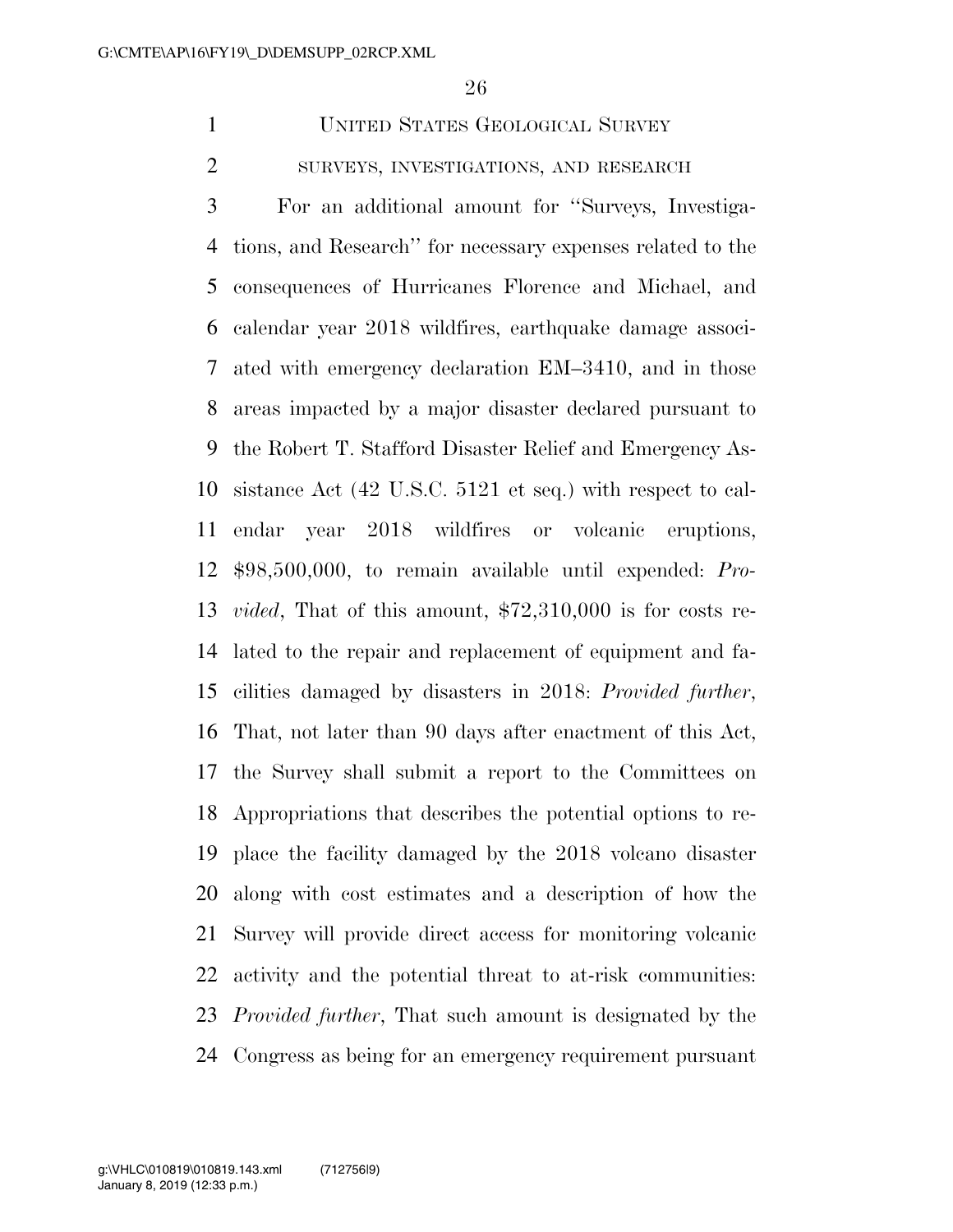UNITED STATES GEOLOGICAL SURVEY

SURVEYS, INVESTIGATIONS, AND RESEARCH

For an additional amount for ''Surveys, Investigations, and Research'' for necessary expenses related to the consequences of Hurricanes Florence and Michael, and calendar year 2018 wildfires, earthquake damage associated with emergency declaration EM–3410, and in those areas impacted by a major disaster declared pursuant to the Robert T. Stafford Disaster Relief and Emergency Assistance Act (42 U.S.C. 5121 et seq.) with respect to calendar year 2018 wildfires or volcanic eruptions, $98,500,000, to remain available until expended: *Provided*, That of this amount, $72,310,000 is for costs related to the repair and replacement of equipment and facilities damaged by disasters in 2018: *Provided further*, That, not later than 90 days after enactment of this Act, the Survey shall submit a report to the Committees on Appropriations that describes the potential options to replace the facility damaged by the 2018 volcano disaster along with cost estimates and a description of how the Survey will provide direct access for monitoring volcanic activity and the potential threat to at-risk communities: *Provided further*, That such amount is designated by the Congress as being for an emergency requirement pursuant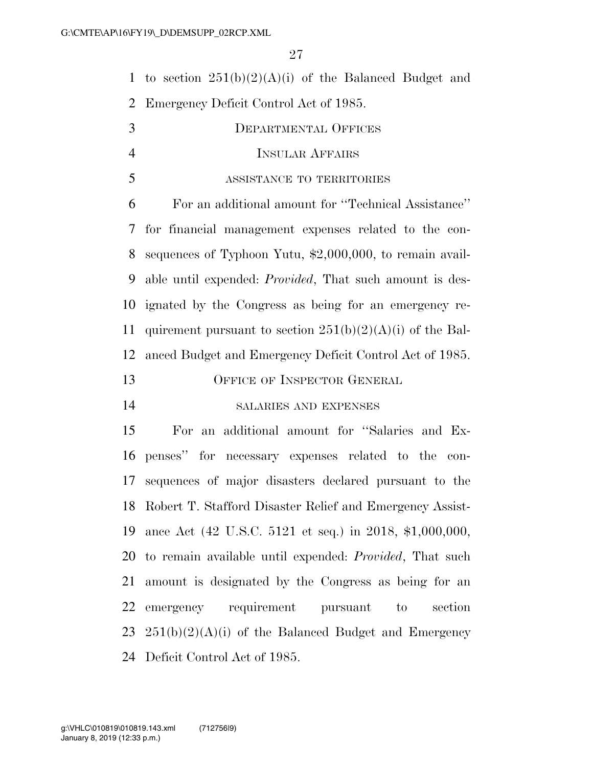to section 251(b)(2)(A)(i) of the Balanced Budget and Emergency Deficit Control Act of 1985.

DEPARTMENTAL OFFICES

INSULAR AFFAIRS

ASSISTANCE TO TERRITORIES

For an additional amount for "Technical Assistance" for financial management expenses related to the consequences of Typhoon Yutu, $2,000,000, to remain available until expended: *Provided*, That such amount is designated by the Congress as being for an emergency requirement pursuant to section 251(b)(2)(A)(i) of the Balanced Budget and Emergency Deficit Control Act of 1985.

OFFICE OF INSPECTOR GENERAL

SALARIES AND EXPENSES

For an additional amount for "Salaries and Expenses" for necessary expenses related to the consequences of major disasters declared pursuant to the Robert T. Stafford Disaster Relief and Emergency Assistance Act (42 U.S.C. 5121 et seq.) in 2018, $1,000,000, to remain available until expended: *Provided*, That such amount is designated by the Congress as being for an emergency requirement pursuant to section 251(b)(2)(A)(i) of the Balanced Budget and Emergency Deficit Control Act of 1985.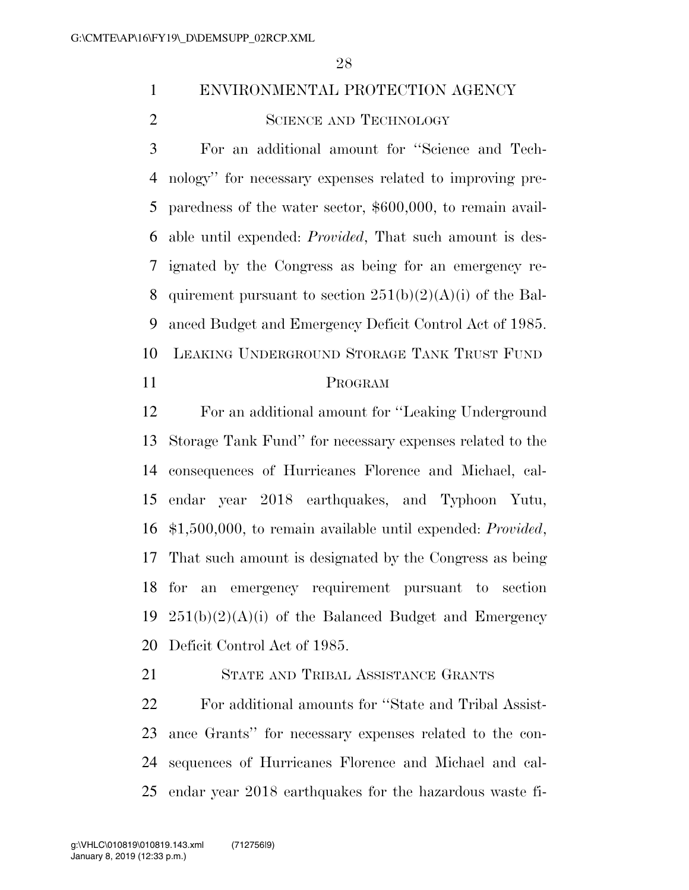ENVIRONMENTAL PROTECTION AGENCY

SCIENCE AND TECHNOLOGY

For an additional amount for "Science and Technology" for necessary expenses related to improving preparedness of the water sector, $600,000, to remain available until expended: *Provided*, That such amount is designated by the Congress as being for an emergency requirement pursuant to section 251(b)(2)(A)(i) of the Balanced Budget and Emergency Deficit Control Act of 1985.

LEAKING UNDERGROUND STORAGE TANK TRUST FUND PROGRAM

For an additional amount for "Leaking Underground Storage Tank Fund" for necessary expenses related to the consequences of Hurricanes Florence and Michael, calendar year 2018 earthquakes, and Typhoon Yutu, $1,500,000, to remain available until expended: *Provided*, That such amount is designated by the Congress as being for an emergency requirement pursuant to section 251(b)(2)(A)(i) of the Balanced Budget and Emergency Deficit Control Act of 1985.

STATE AND TRIBAL ASSISTANCE GRANTS

For additional amounts for "State and Tribal Assistance Grants" for necessary expenses related to the consequences of Hurricanes Florence and Michael and calendar year 2018 earthquakes for the hazardous waste fi-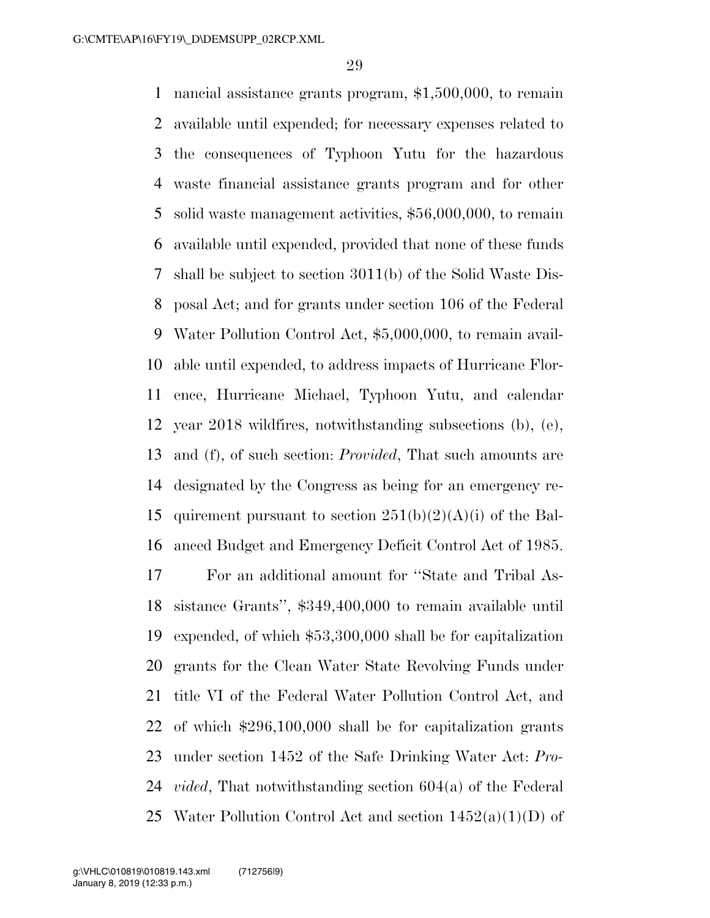nancial assistance grants program, $1,500,000, to remain available until expended; for necessary expenses related to the consequences of Typhoon Yutu for the hazardous waste financial assistance grants program and for other solid waste management activities, $56,000,000, to remain available until expended, provided that none of these funds shall be subject to section 3011(b) of the Solid Waste Disposal Act; and for grants under section 106 of the Federal Water Pollution Control Act, $5,000,000, to remain available until expended, to address impacts of Hurricane Florence, Hurricane Michael, Typhoon Yutu, and calendar year 2018 wildfires, notwithstanding subsections (b), (e), and (f), of such section: *Provided*, That such amounts are designated by the Congress as being for an emergency requirement pursuant to section 251(b)(2)(A)(i) of the Balanced Budget and Emergency Deficit Control Act of 1985.

For an additional amount for ''State and Tribal Assistance Grants'', $349,400,000 to remain available until expended, of which $53,300,000 shall be for capitalization grants for the Clean Water State Revolving Funds under title VI of the Federal Water Pollution Control Act, and of which $296,100,000 shall be for capitalization grants under section 1452 of the Safe Drinking Water Act: *Provided*, That notwithstanding section 604(a) of the Federal Water Pollution Control Act and section 1452(a)(1)(D) of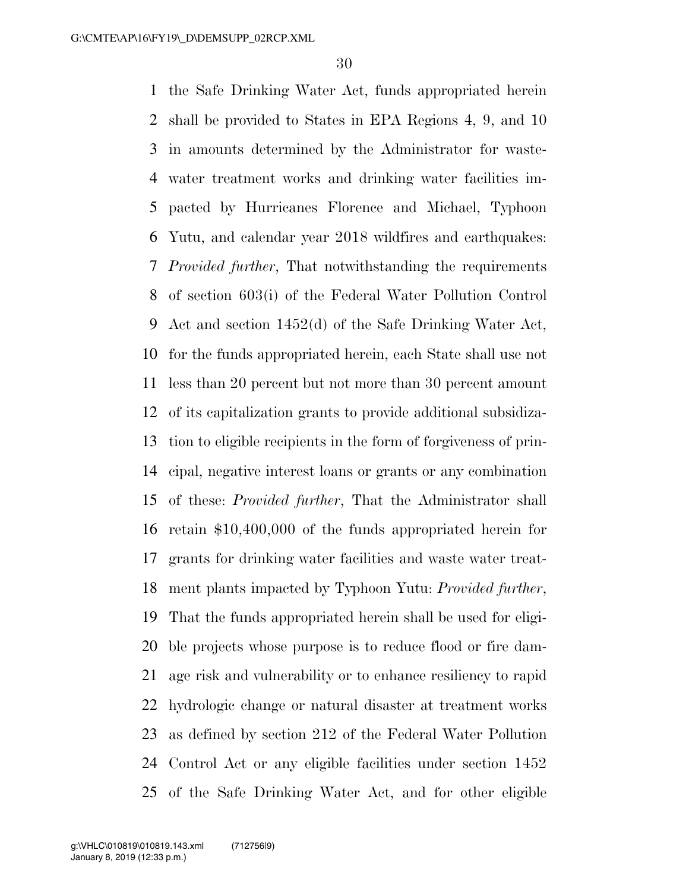the Safe Drinking Water Act, funds appropriated herein shall be provided to States in EPA Regions 4, 9, and 10 in amounts determined by the Administrator for wastewater treatment works and drinking water facilities impacted by Hurricanes Florence and Michael, Typhoon Yutu, and calendar year 2018 wildfires and earthquakes: *Provided further*, That notwithstanding the requirements of section 603(i) of the Federal Water Pollution Control Act and section 1452(d) of the Safe Drinking Water Act, for the funds appropriated herein, each State shall use not less than 20 percent but not more than 30 percent amount of its capitalization grants to provide additional subsidization to eligible recipients in the form of forgiveness of principal, negative interest loans or grants or any combination of these: *Provided further*, That the Administrator shall retain $10,400,000 of the funds appropriated herein for grants for drinking water facilities and waste water treatment plants impacted by Typhoon Yutu: *Provided further*, That the funds appropriated herein shall be used for eligible projects whose purpose is to reduce flood or fire damage risk and vulnerability or to enhance resiliency to rapid hydrologic change or natural disaster at treatment works as defined by section 212 of the Federal Water Pollution Control Act or any eligible facilities under section 1452 of the Safe Drinking Water Act, and for other eligible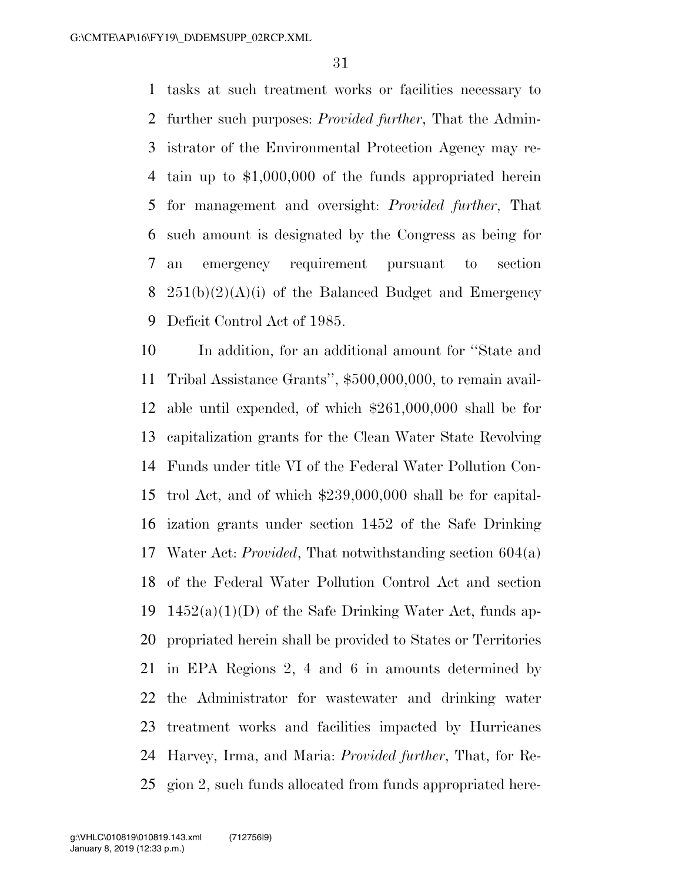tasks at such treatment works or facilities necessary to further such purposes: *Provided further*, That the Administrator of the Environmental Protection Agency may retain up to $1,000,000 of the funds appropriated herein for management and oversight: *Provided further*, That such amount is designated by the Congress as being for an emergency requirement pursuant to section 251(b)(2)(A)(i) of the Balanced Budget and Emergency Deficit Control Act of 1985.

In addition, for an additional amount for ''State and Tribal Assistance Grants'', $500,000,000, to remain available until expended, of which $261,000,000 shall be for capitalization grants for the Clean Water State Revolving Funds under title VI of the Federal Water Pollution Control Act, and of which $239,000,000 shall be for capitalization grants under section 1452 of the Safe Drinking Water Act: *Provided*, That notwithstanding section 604(a) of the Federal Water Pollution Control Act and section 1452(a)(1)(D) of the Safe Drinking Water Act, funds appropriated herein shall be provided to States or Territories in EPA Regions 2, 4 and 6 in amounts determined by the Administrator for wastewater and drinking water treatment works and facilities impacted by Hurricanes Harvey, Irma, and Maria: *Provided further*, That, for Region 2, such funds allocated from funds appropriated here-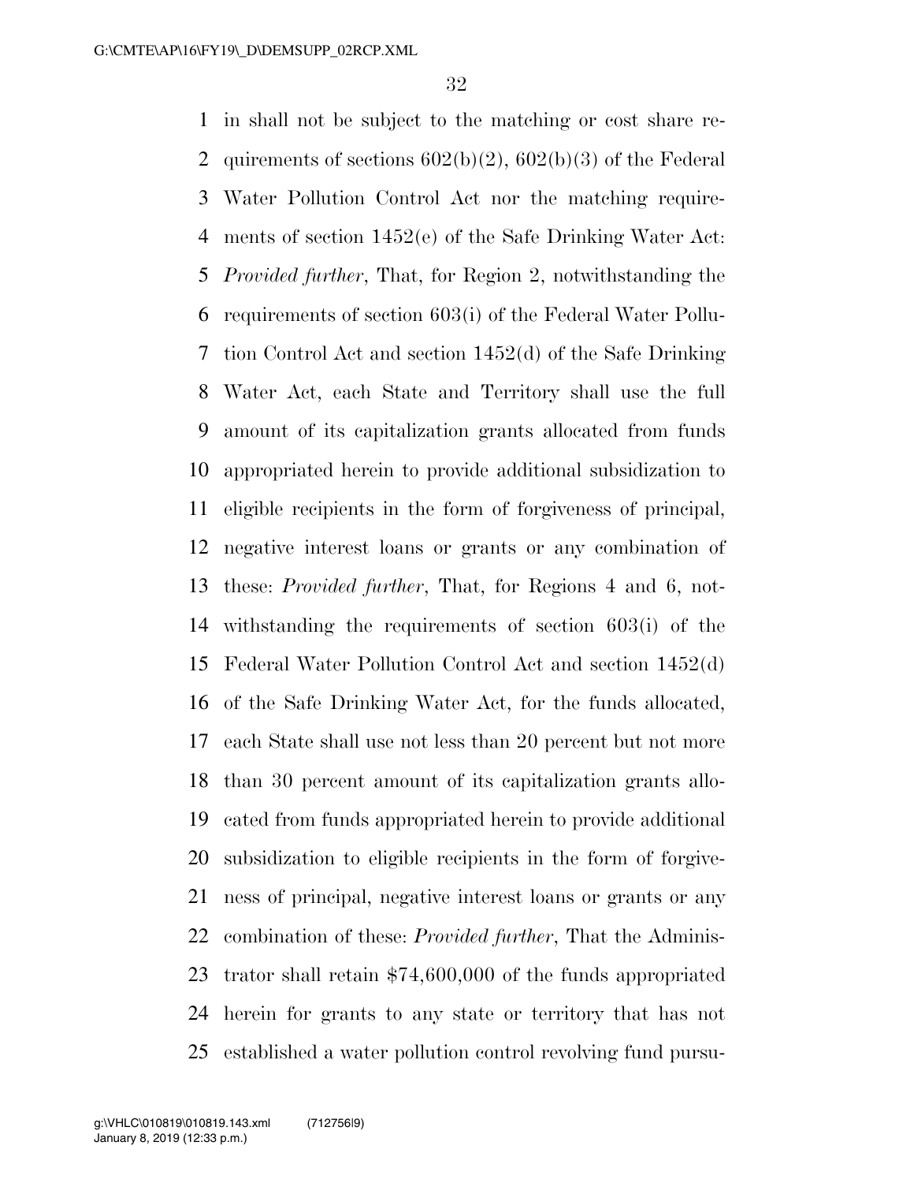in shall not be subject to the matching or cost share requirements of sections 602(b)(2), 602(b)(3) of the Federal Water Pollution Control Act nor the matching requirements of section 1452(e) of the Safe Drinking Water Act: *Provided further*, That, for Region 2, notwithstanding the requirements of section 603(i) of the Federal Water Pollution Control Act and section 1452(d) of the Safe Drinking Water Act, each State and Territory shall use the full amount of its capitalization grants allocated from funds appropriated herein to provide additional subsidization to eligible recipients in the form of forgiveness of principal, negative interest loans or grants or any combination of these: *Provided further*, That, for Regions 4 and 6, notwithstanding the requirements of section 603(i) of the Federal Water Pollution Control Act and section 1452(d) of the Safe Drinking Water Act, for the funds allocated, each State shall use not less than 20 percent but not more than 30 percent amount of its capitalization grants allocated from funds appropriated herein to provide additional subsidization to eligible recipients in the form of forgiveness of principal, negative interest loans or grants or any combination of these: *Provided further*, That the Administrator shall retain $74,600,000 of the funds appropriated herein for grants to any state or territory that has not established a water pollution control revolving fund pursu-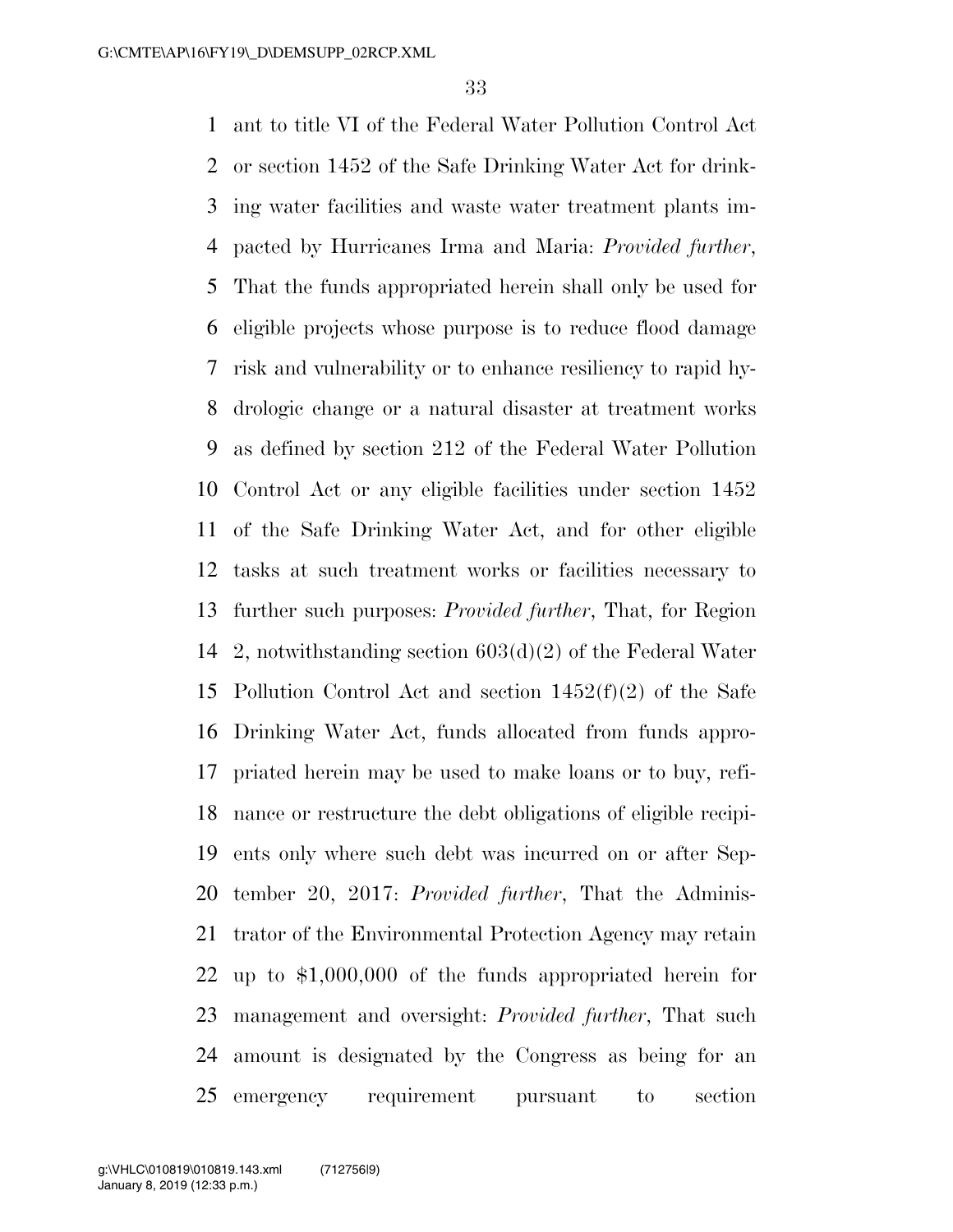ant to title VI of the Federal Water Pollution Control Act or section 1452 of the Safe Drinking Water Act for drinking water facilities and waste water treatment plants impacted by Hurricanes Irma and Maria: *Provided further*, That the funds appropriated herein shall only be used for eligible projects whose purpose is to reduce flood damage risk and vulnerability or to enhance resiliency to rapid hydrologic change or a natural disaster at treatment works as defined by section 212 of the Federal Water Pollution Control Act or any eligible facilities under section 1452 of the Safe Drinking Water Act, and for other eligible tasks at such treatment works or facilities necessary to further such purposes: *Provided further*, That, for Region 2, notwithstanding section 603(d)(2) of the Federal Water Pollution Control Act and section 1452(f)(2) of the Safe Drinking Water Act, funds allocated from funds appropriated herein may be used to make loans or to buy, refinance or restructure the debt obligations of eligible recipients only where such debt was incurred on or after September 20, 2017: *Provided further*, That the Administrator of the Environmental Protection Agency may retain up to $1,000,000 of the funds appropriated herein for management and oversight: *Provided further*, That such amount is designated by the Congress as being for an emergency requirement pursuant to section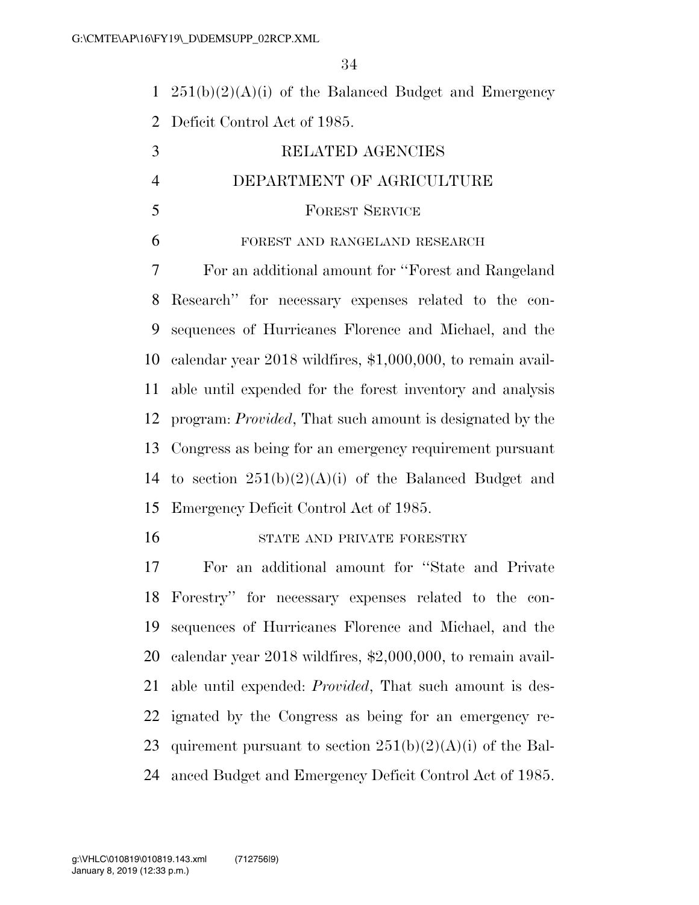251(b)(2)(A)(i) of the Balanced Budget and Emergency Deficit Control Act of 1985.

### RELATED AGENCIES

### DEPARTMENT OF AGRICULTURE

### FOREST SERVICE

#### FOREST AND RANGELAND RESEARCH

For an additional amount for ''Forest and Rangeland Research'' for necessary expenses related to the consequences of Hurricanes Florence and Michael, and the calendar year 2018 wildfires, $1,000,000, to remain available until expended for the forest inventory and analysis program: *Provided*, That such amount is designated by the Congress as being for an emergency requirement pursuant to section 251(b)(2)(A)(i) of the Balanced Budget and Emergency Deficit Control Act of 1985.

#### STATE AND PRIVATE FORESTRY

For an additional amount for ''State and Private Forestry'' for necessary expenses related to the consequences of Hurricanes Florence and Michael, and the calendar year 2018 wildfires, $2,000,000, to remain available until expended: *Provided*, That such amount is designated by the Congress as being for an emergency requirement pursuant to section 251(b)(2)(A)(i) of the Balanced Budget and Emergency Deficit Control Act of 1985.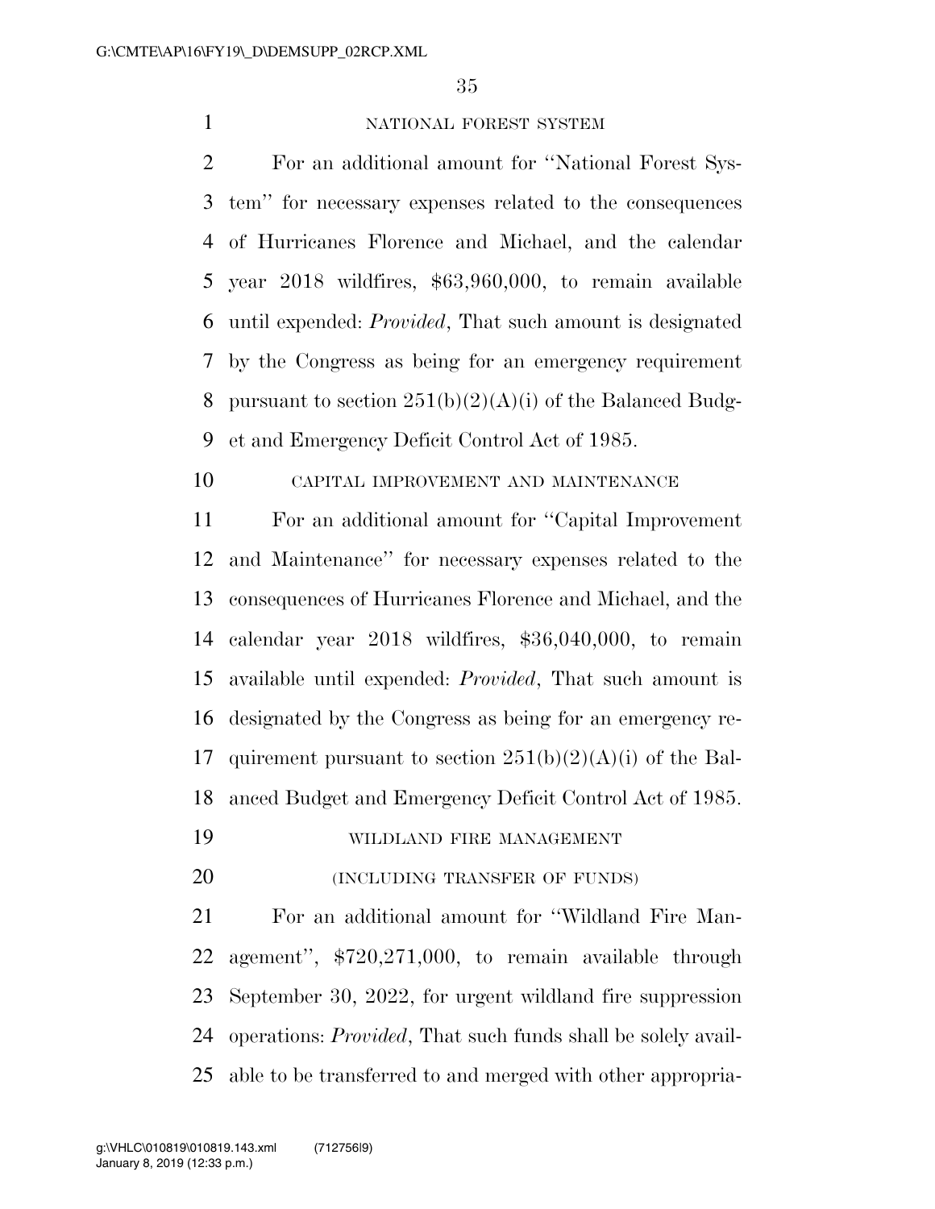NATIONAL FOREST SYSTEM

For an additional amount for "National Forest System" for necessary expenses related to the consequences of Hurricanes Florence and Michael, and the calendar year 2018 wildfires, $63,960,000, to remain available until expended: *Provided*, That such amount is designated by the Congress as being for an emergency requirement pursuant to section 251(b)(2)(A)(i) of the Balanced Budget and Emergency Deficit Control Act of 1985.

CAPITAL IMPROVEMENT AND MAINTENANCE

For an additional amount for "Capital Improvement and Maintenance" for necessary expenses related to the consequences of Hurricanes Florence and Michael, and the calendar year 2018 wildfires, $36,040,000, to remain available until expended: *Provided*, That such amount is designated by the Congress as being for an emergency requirement pursuant to section 251(b)(2)(A)(i) of the Balanced Budget and Emergency Deficit Control Act of 1985.

WILDLAND FIRE MANAGEMENT

(INCLUDING TRANSFER OF FUNDS)

For an additional amount for "Wildland Fire Management", $720,271,000, to remain available through September 30, 2022, for urgent wildland fire suppression operations: *Provided*, That such funds shall be solely available to be transferred to and merged with other appropria-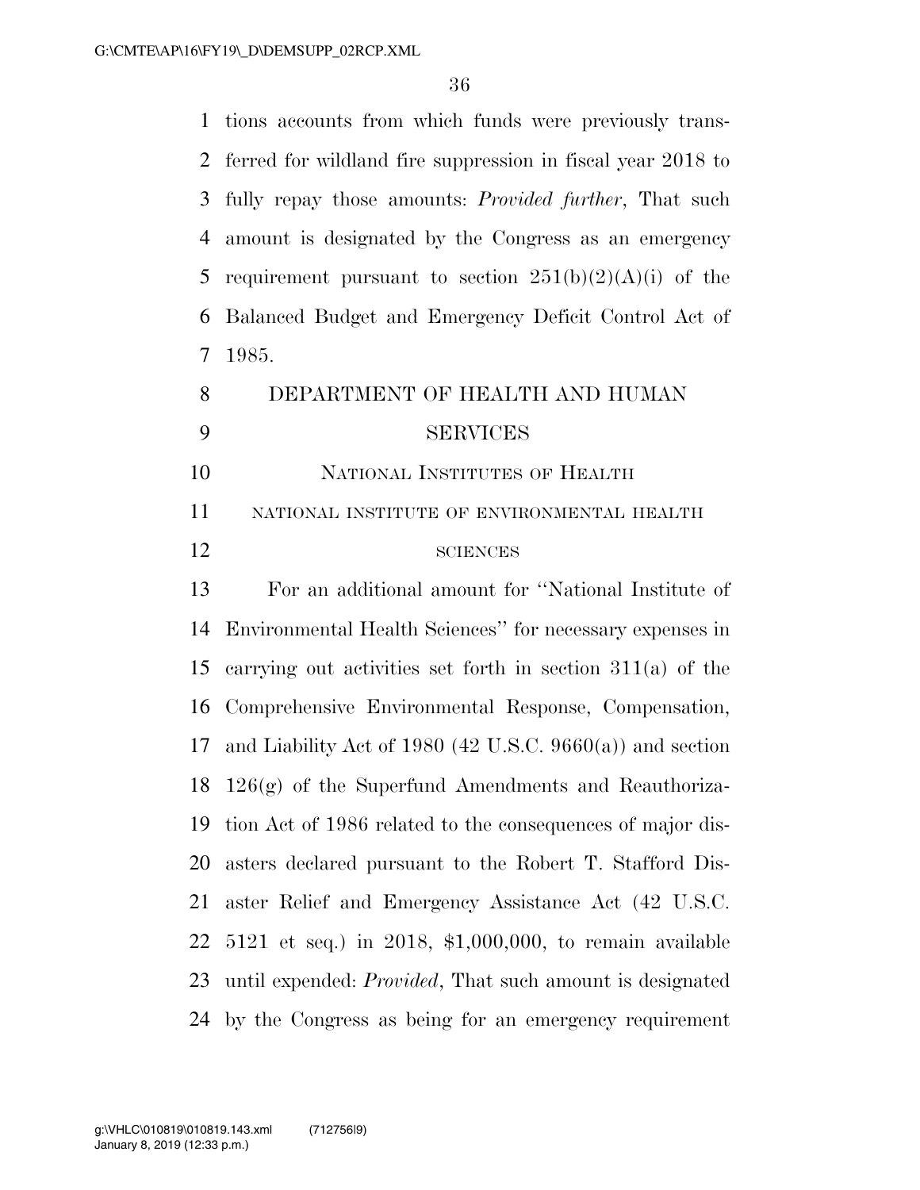tions accounts from which funds were previously transferred for wildland fire suppression in fiscal year 2018 to fully repay those amounts: *Provided further*, That such amount is designated by the Congress as an emergency requirement pursuant to section 251(b)(2)(A)(i) of the Balanced Budget and Emergency Deficit Control Act of 1985.

## DEPARTMENT OF HEALTH AND HUMAN SERVICES

### NATIONAL INSTITUTES OF HEALTH

#### NATIONAL INSTITUTE OF ENVIRONMENTAL HEALTH SCIENCES

For an additional amount for ''National Institute of Environmental Health Sciences'' for necessary expenses in carrying out activities set forth in section 311(a) of the Comprehensive Environmental Response, Compensation, and Liability Act of 1980 (42 U.S.C. 9660(a)) and section 126(g) of the Superfund Amendments and Reauthorization Act of 1986 related to the consequences of major disasters declared pursuant to the Robert T. Stafford Disaster Relief and Emergency Assistance Act (42 U.S.C. 5121 et seq.) in 2018, $1,000,000, to remain available until expended: *Provided*, That such amount is designated by the Congress as being for an emergency requirement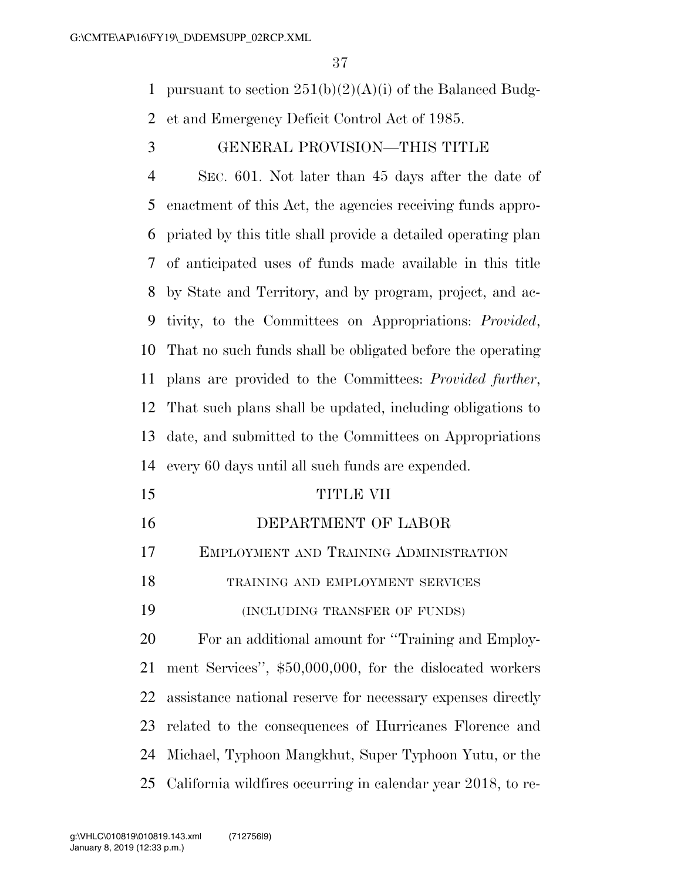pursuant to section 251(b)(2)(A)(i) of the Balanced Budget and Emergency Deficit Control Act of 1985.

GENERAL PROVISION—THIS TITLE

SEC. 601. Not later than 45 days after the date of enactment of this Act, the agencies receiving funds appropriated by this title shall provide a detailed operating plan of anticipated uses of funds made available in this title by State and Territory, and by program, project, and activity, to the Committees on Appropriations: *Provided*, That no such funds shall be obligated before the operating plans are provided to the Committees: *Provided further*, That such plans shall be updated, including obligations to date, and submitted to the Committees on Appropriations every 60 days until all such funds are expended.

# TITLE VII

## DEPARTMENT OF LABOR

### EMPLOYMENT AND TRAINING ADMINISTRATION

TRAINING AND EMPLOYMENT SERVICES

(INCLUDING TRANSFER OF FUNDS)

For an additional amount for ''Training and Employment Services'', $50,000,000, for the dislocated workers assistance national reserve for necessary expenses directly related to the consequences of Hurricanes Florence and Michael, Typhoon Mangkhut, Super Typhoon Yutu, or the California wildfires occurring in calendar year 2018, to re-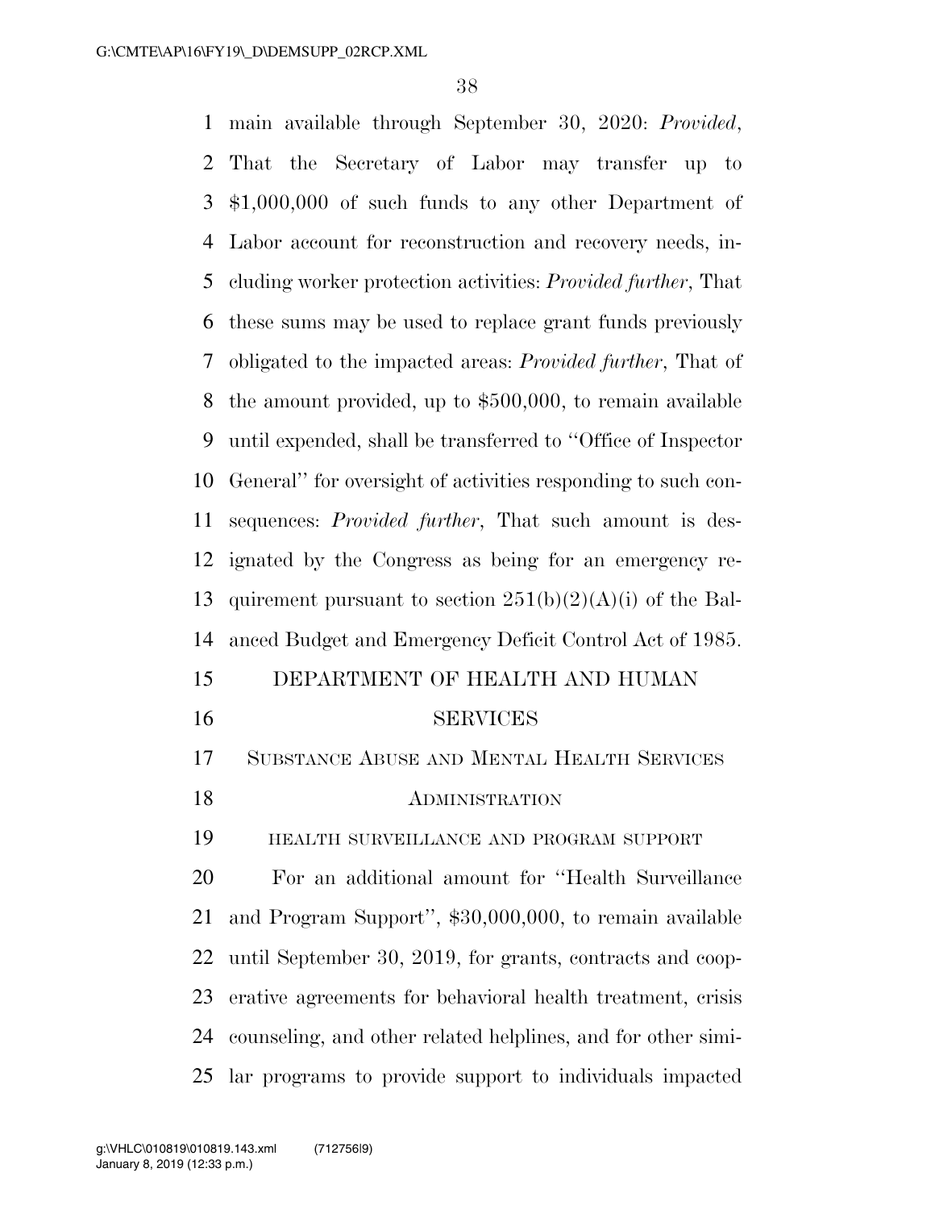main available through September 30, 2020: *Provided*, That the Secretary of Labor may transfer up to $1,000,000 of such funds to any other Department of Labor account for reconstruction and recovery needs, including worker protection activities: *Provided further*, That these sums may be used to replace grant funds previously obligated to the impacted areas: *Provided further*, That of the amount provided, up to $500,000, to remain available until expended, shall be transferred to ''Office of Inspector General'' for oversight of activities responding to such consequences: *Provided further*, That such amount is designated by the Congress as being for an emergency requirement pursuant to section 251(b)(2)(A)(i) of the Balanced Budget and Emergency Deficit Control Act of 1985.

## DEPARTMENT OF HEALTH AND HUMAN SERVICES

### SUBSTANCE ABUSE AND MENTAL HEALTH SERVICES ADMINISTRATION

#### HEALTH SURVEILLANCE AND PROGRAM SUPPORT

For an additional amount for ''Health Surveillance and Program Support'', $30,000,000, to remain available until September 30, 2019, for grants, contracts and cooperative agreements for behavioral health treatment, crisis counseling, and other related helplines, and for other similar programs to provide support to individuals impacted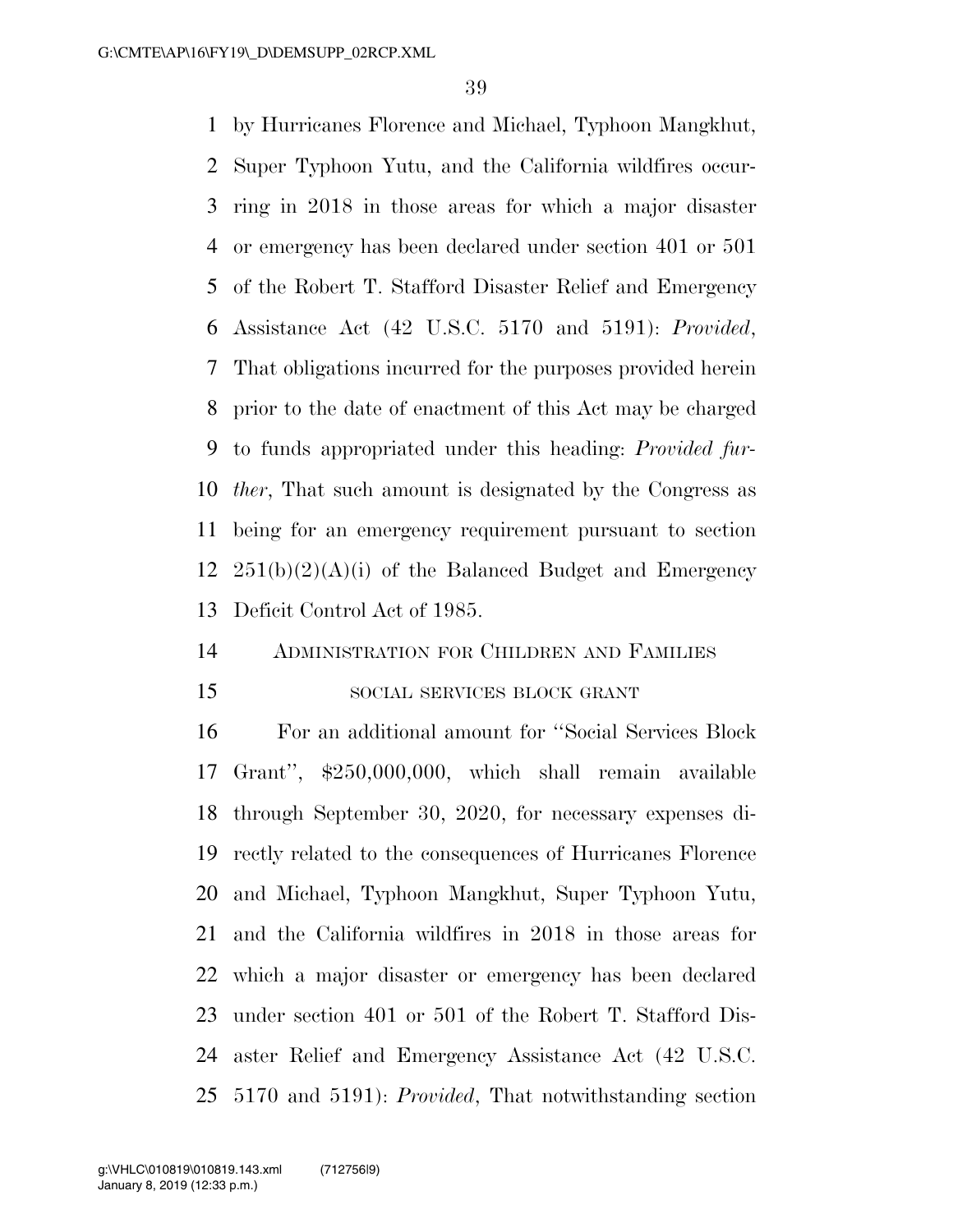by Hurricanes Florence and Michael, Typhoon Mangkhut, Super Typhoon Yutu, and the California wildfires occurring in 2018 in those areas for which a major disaster or emergency has been declared under section 401 or 501 of the Robert T. Stafford Disaster Relief and Emergency Assistance Act (42 U.S.C. 5170 and 5191): *Provided*, That obligations incurred for the purposes provided herein prior to the date of enactment of this Act may be charged to funds appropriated under this heading: *Provided further*, That such amount is designated by the Congress as being for an emergency requirement pursuant to section 251(b)(2)(A)(i) of the Balanced Budget and Emergency Deficit Control Act of 1985.

ADMINISTRATION FOR CHILDREN AND FAMILIES

SOCIAL SERVICES BLOCK GRANT

For an additional amount for ''Social Services Block Grant'', $250,000,000, which shall remain available through September 30, 2020, for necessary expenses directly related to the consequences of Hurricanes Florence and Michael, Typhoon Mangkhut, Super Typhoon Yutu, and the California wildfires in 2018 in those areas for which a major disaster or emergency has been declared under section 401 or 501 of the Robert T. Stafford Disaster Relief and Emergency Assistance Act (42 U.S.C. 5170 and 5191): *Provided*, That notwithstanding section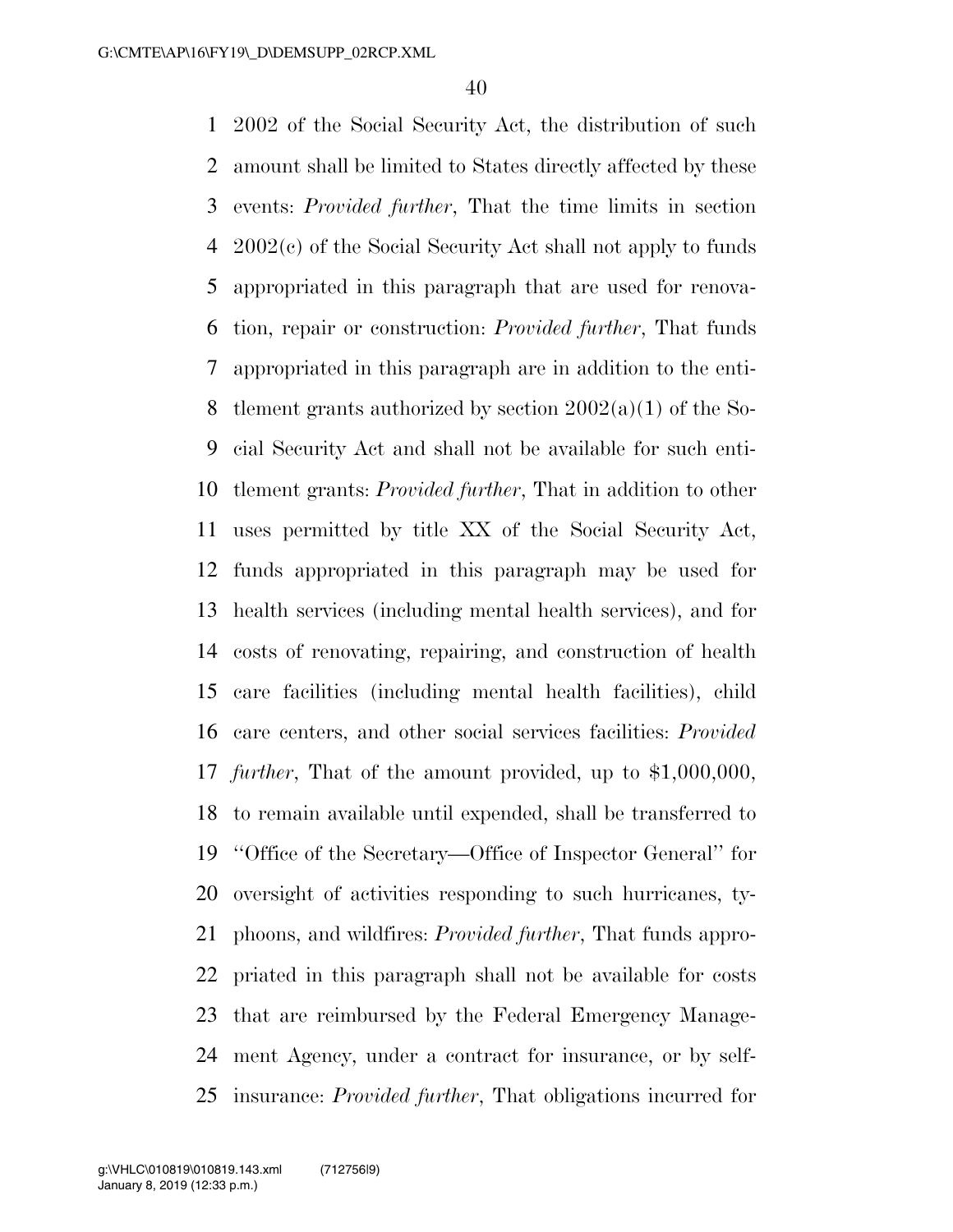2002 of the Social Security Act, the distribution of such amount shall be limited to States directly affected by these events: *Provided further*, That the time limits in section 2002(c) of the Social Security Act shall not apply to funds appropriated in this paragraph that are used for renovation, repair or construction: *Provided further*, That funds appropriated in this paragraph are in addition to the entitlement grants authorized by section 2002(a)(1) of the Social Security Act and shall not be available for such entitlement grants: *Provided further*, That in addition to other uses permitted by title XX of the Social Security Act, funds appropriated in this paragraph may be used for health services (including mental health services), and for costs of renovating, repairing, and construction of health care facilities (including mental health facilities), child care centers, and other social services facilities: *Provided further*, That of the amount provided, up to $1,000,000, to remain available until expended, shall be transferred to ''Office of the Secretary—Office of Inspector General'' for oversight of activities responding to such hurricanes, typhoons, and wildfires: *Provided further*, That funds appropriated in this paragraph shall not be available for costs that are reimbursed by the Federal Emergency Management Agency, under a contract for insurance, or by self-insurance: *Provided further*, That obligations incurred for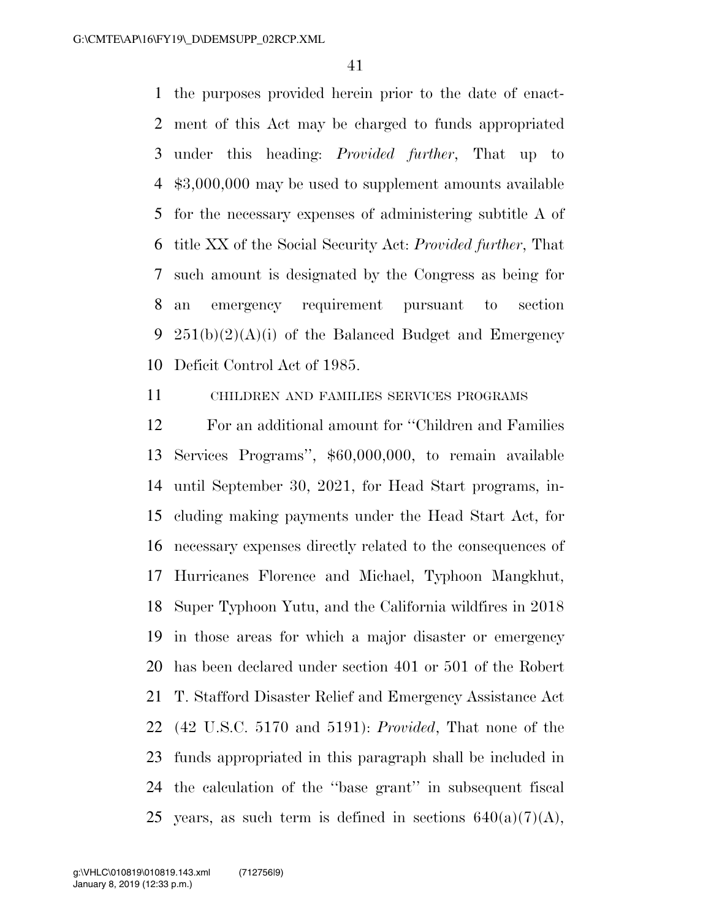the purposes provided herein prior to the date of enactment of this Act may be charged to funds appropriated under this heading: *Provided further*, That up to $3,000,000 may be used to supplement amounts available for the necessary expenses of administering subtitle A of title XX of the Social Security Act: *Provided further*, That such amount is designated by the Congress as being for an emergency requirement pursuant to section 251(b)(2)(A)(i) of the Balanced Budget and Emergency Deficit Control Act of 1985.

CHILDREN AND FAMILIES SERVICES PROGRAMS

For an additional amount for ''Children and Families Services Programs'', $60,000,000, to remain available until September 30, 2021, for Head Start programs, including making payments under the Head Start Act, for necessary expenses directly related to the consequences of Hurricanes Florence and Michael, Typhoon Mangkhut, Super Typhoon Yutu, and the California wildfires in 2018 in those areas for which a major disaster or emergency has been declared under section 401 or 501 of the Robert T. Stafford Disaster Relief and Emergency Assistance Act (42 U.S.C. 5170 and 5191): *Provided*, That none of the funds appropriated in this paragraph shall be included in the calculation of the ''base grant'' in subsequent fiscal years, as such term is defined in sections 640(a)(7)(A),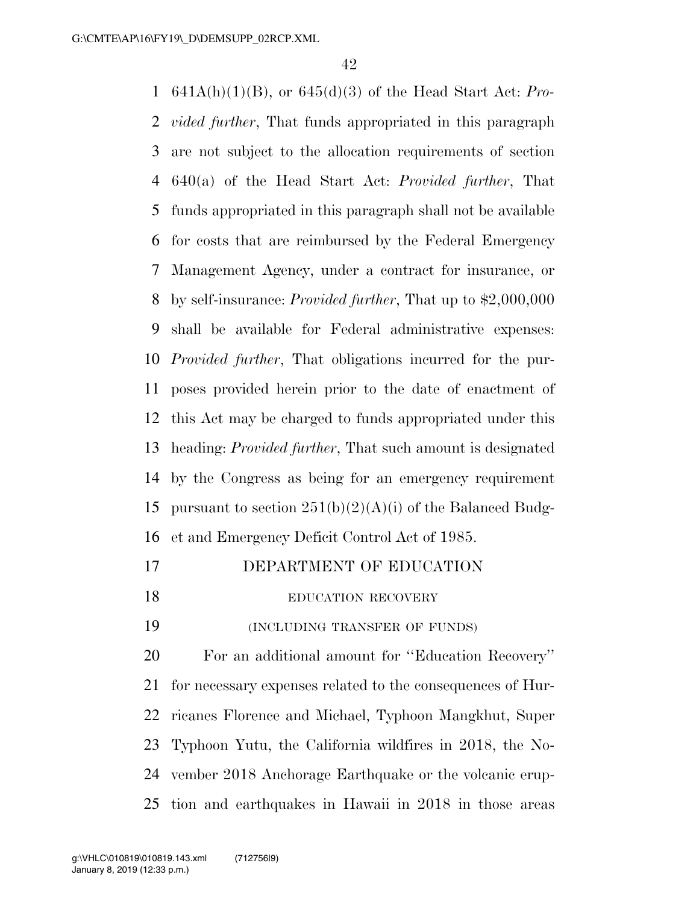641A(h)(1)(B), or 645(d)(3) of the Head Start Act: *Provided further*, That funds appropriated in this paragraph are not subject to the allocation requirements of section 640(a) of the Head Start Act: *Provided further*, That funds appropriated in this paragraph shall not be available for costs that are reimbursed by the Federal Emergency Management Agency, under a contract for insurance, or by self-insurance: *Provided further*, That up to $2,000,000 shall be available for Federal administrative expenses: *Provided further*, That obligations incurred for the purposes provided herein prior to the date of enactment of this Act may be charged to funds appropriated under this heading: *Provided further*, That such amount is designated by the Congress as being for an emergency requirement pursuant to section 251(b)(2)(A)(i) of the Balanced Budget and Emergency Deficit Control Act of 1985.

## DEPARTMENT OF EDUCATION

### EDUCATION RECOVERY

(INCLUDING TRANSFER OF FUNDS)

For an additional amount for ''Education Recovery'' for necessary expenses related to the consequences of Hurricanes Florence and Michael, Typhoon Mangkhut, Super Typhoon Yutu, the California wildfires in 2018, the November 2018 Anchorage Earthquake or the volcanic eruption and earthquakes in Hawaii in 2018 in those areas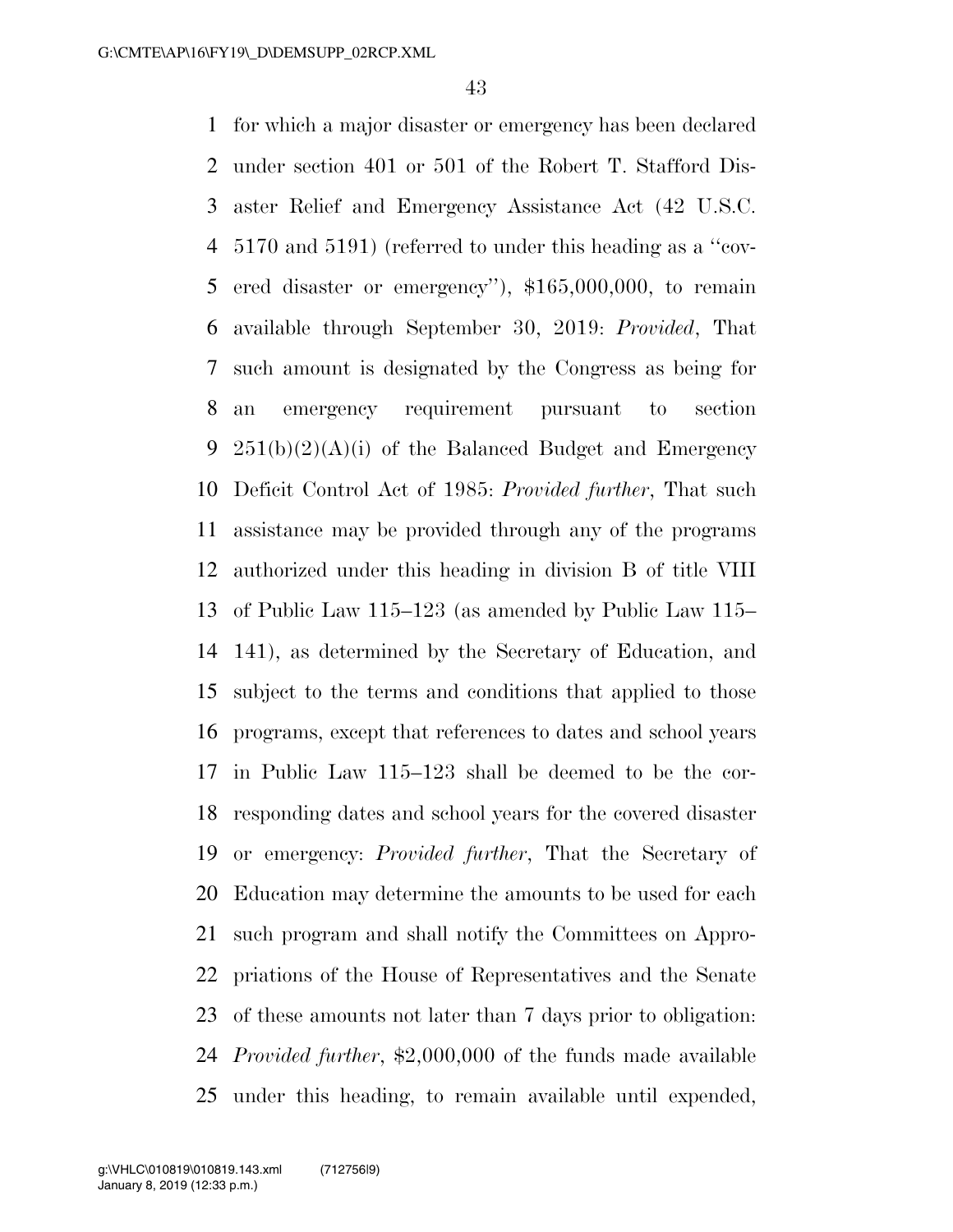for which a major disaster or emergency has been declared under section 401 or 501 of the Robert T. Stafford Disaster Relief and Emergency Assistance Act (42 U.S.C. 5170 and 5191) (referred to under this heading as a ''covered disaster or emergency''), $165,000,000, to remain available through September 30, 2019: *Provided*, That such amount is designated by the Congress as being for an emergency requirement pursuant to section 251(b)(2)(A)(i) of the Balanced Budget and Emergency Deficit Control Act of 1985: *Provided further*, That such assistance may be provided through any of the programs authorized under this heading in division B of title VIII of Public Law 115–123 (as amended by Public Law 115–141), as determined by the Secretary of Education, and subject to the terms and conditions that applied to those programs, except that references to dates and school years in Public Law 115–123 shall be deemed to be the corresponding dates and school years for the covered disaster or emergency: *Provided further*, That the Secretary of Education may determine the amounts to be used for each such program and shall notify the Committees on Appropriations of the House of Representatives and the Senate of these amounts not later than 7 days prior to obligation: *Provided further*, $2,000,000 of the funds made available under this heading, to remain available until expended,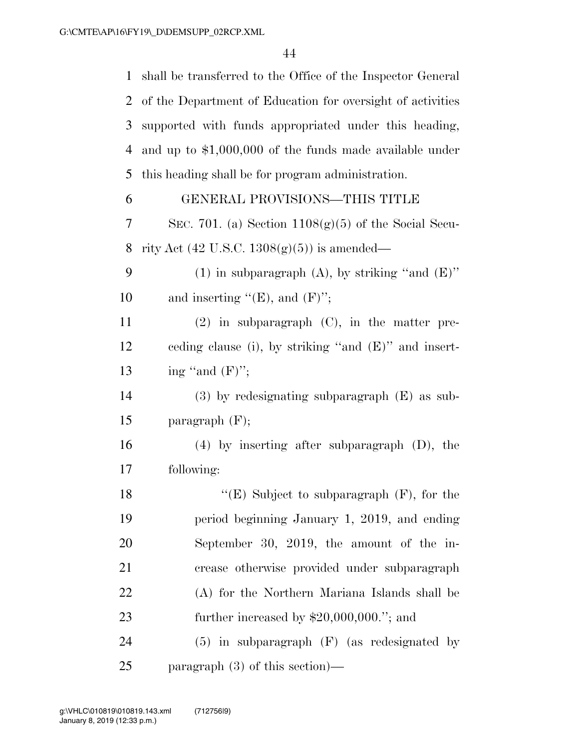shall be transferred to the Office of the Inspector General of the Department of Education for oversight of activities supported with funds appropriated under this heading, and up to $1,000,000 of the funds made available under this heading shall be for program administration.

GENERAL PROVISIONS—THIS TITLE

SEC. 701. (a) Section 1108(g)(5) of the Social Security Act (42 U.S.C. 1308(g)(5)) is amended—

(1) in subparagraph (A), by striking "and (E)" and inserting "(E), and (F)";

(2) in subparagraph (C), in the matter preceding clause (i), by striking "and (E)" and inserting "and (F)";

(3) by redesignating subparagraph (E) as subparagraph (F);

(4) by inserting after subparagraph (D), the following:

"(E) Subject to subparagraph (F), for the period beginning January 1, 2019, and ending September 30, 2019, the amount of the increase otherwise provided under subparagraph (A) for the Northern Mariana Islands shall be further increased by $20,000,000."; and

(5) in subparagraph (F) (as redesignated by paragraph (3) of this section)—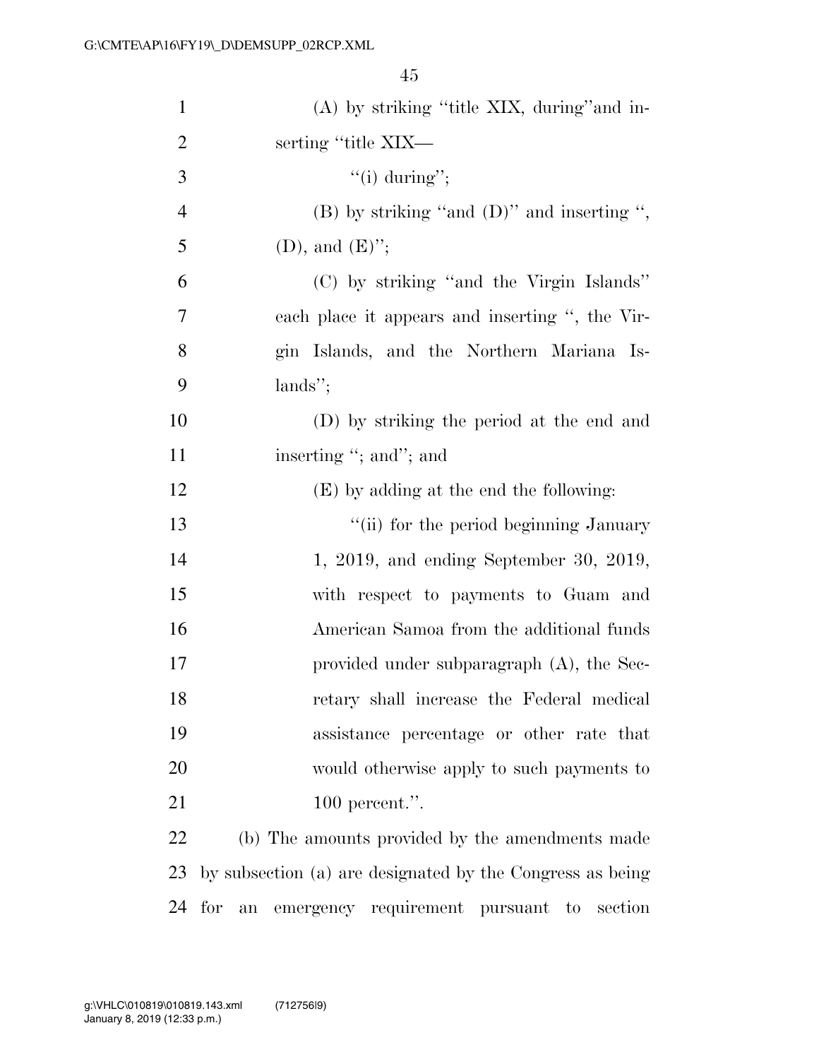(A) by striking "title XIX, during"and inserting "title XIX—

"(i) during";

(B) by striking "and (D)" and inserting ", (D), and (E)";

(C) by striking "and the Virgin Islands" each place it appears and inserting ", the Virgin Islands, and the Northern Mariana Islands";

(D) by striking the period at the end and inserting "; and"; and

(E) by adding at the end the following:

"(ii) for the period beginning January 1, 2019, and ending September 30, 2019, with respect to payments to Guam and American Samoa from the additional funds provided under subparagraph (A), the Secretary shall increase the Federal medical assistance percentage or other rate that would otherwise apply to such payments to 100 percent.".

(b) The amounts provided by the amendments made by subsection (a) are designated by the Congress as being for an emergency requirement pursuant to section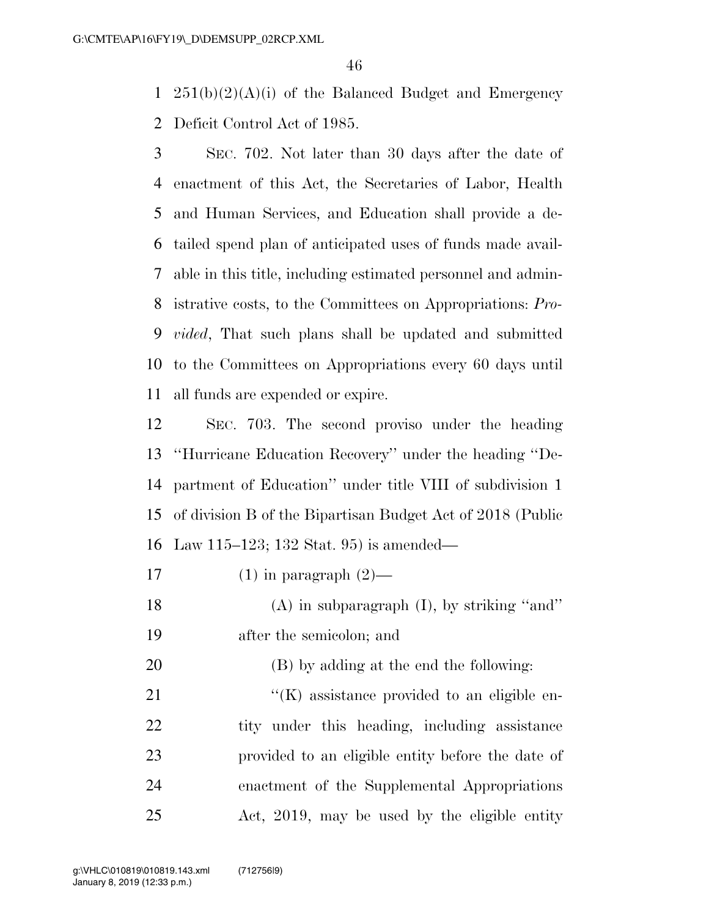251(b)(2)(A)(i) of the Balanced Budget and Emergency Deficit Control Act of 1985.

SEC. 702. Not later than 30 days after the date of enactment of this Act, the Secretaries of Labor, Health and Human Services, and Education shall provide a detailed spend plan of anticipated uses of funds made available in this title, including estimated personnel and administrative costs, to the Committees on Appropriations: *Provided*, That such plans shall be updated and submitted to the Committees on Appropriations every 60 days until all funds are expended or expire.

SEC. 703. The second proviso under the heading "Hurricane Education Recovery" under the heading "Department of Education" under title VIII of subdivision 1 of division B of the Bipartisan Budget Act of 2018 (Public Law 115–123; 132 Stat. 95) is amended—

(1) in paragraph (2)—

(A) in subparagraph (I), by striking "and" after the semicolon; and

(B) by adding at the end the following:

"(K) assistance provided to an eligible entity under this heading, including assistance provided to an eligible entity before the date of enactment of the Supplemental Appropriations Act, 2019, may be used by the eligible entity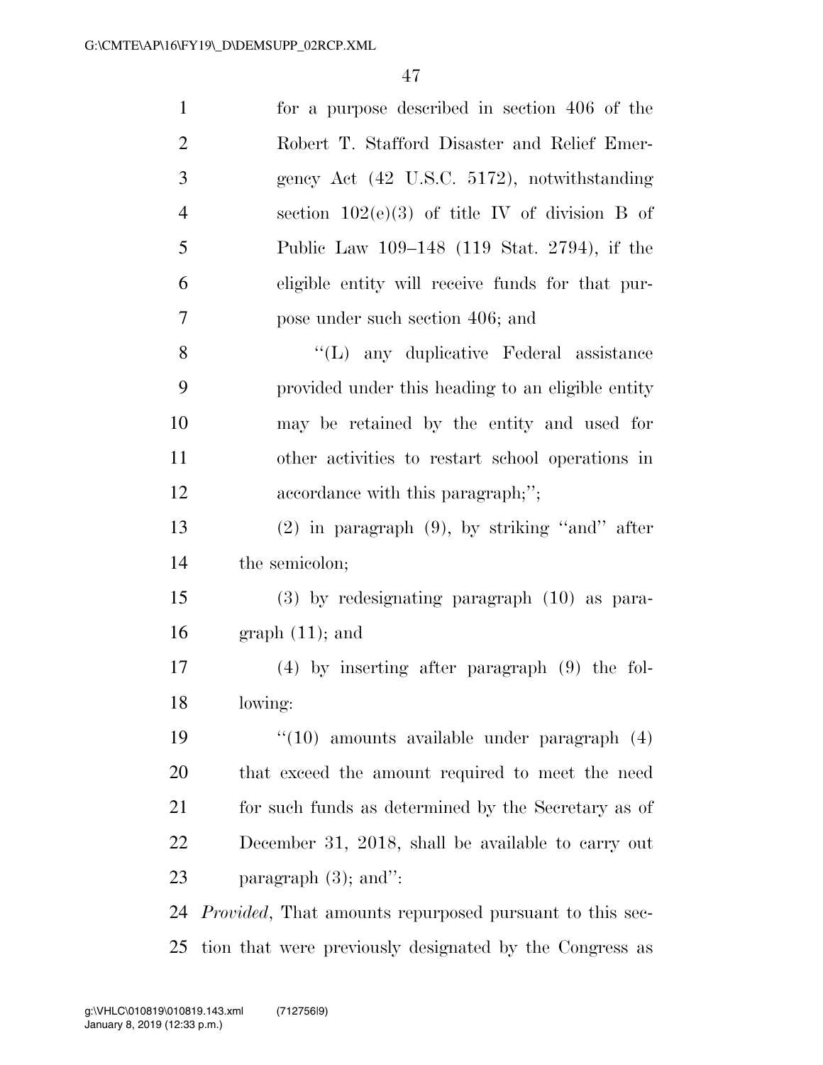for a purpose described in section 406 of the Robert T. Stafford Disaster and Relief Emergency Act (42 U.S.C. 5172), notwithstanding section 102(e)(3) of title IV of division B of Public Law 109–148 (119 Stat. 2794), if the eligible entity will receive funds for that purpose under such section 406; and

"(L) any duplicative Federal assistance provided under this heading to an eligible entity may be retained by the entity and used for other activities to restart school operations in accordance with this paragraph;";

(2) in paragraph (9), by striking "and" after the semicolon;

(3) by redesignating paragraph (10) as paragraph (11); and

(4) by inserting after paragraph (9) the following:

"(10) amounts available under paragraph (4) that exceed the amount required to meet the need for such funds as determined by the Secretary as of December 31, 2018, shall be available to carry out paragraph (3); and":

*Provided*, That amounts repurposed pursuant to this section that were previously designated by the Congress as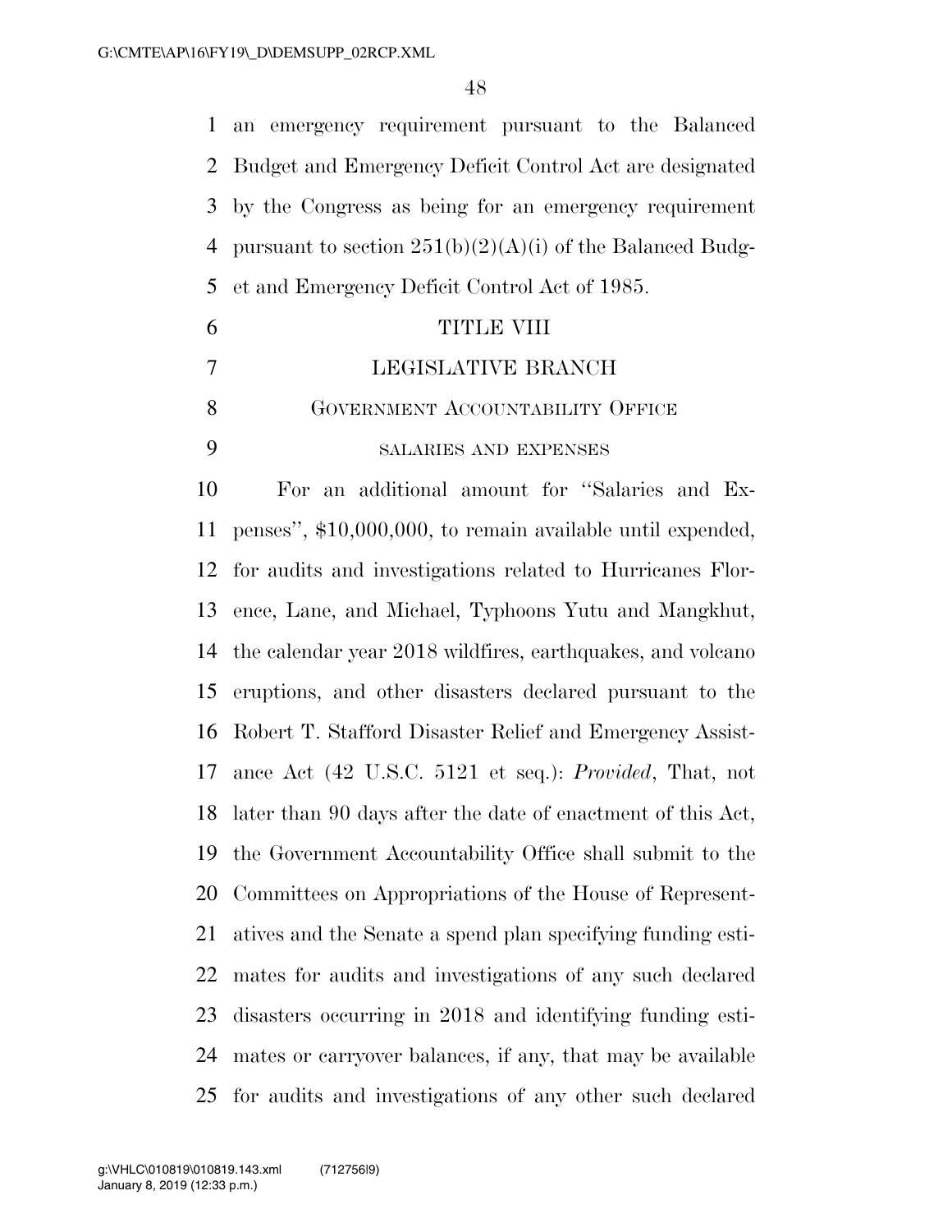an emergency requirement pursuant to the Balanced Budget and Emergency Deficit Control Act are designated by the Congress as being for an emergency requirement pursuant to section 251(b)(2)(A)(i) of the Balanced Budget and Emergency Deficit Control Act of 1985.

# TITLE VIII

# LEGISLATIVE BRANCH

## Government Accountability Office

### salaries and expenses

For an additional amount for ''Salaries and Expenses'', $10,000,000, to remain available until expended, for audits and investigations related to Hurricanes Florence, Lane, and Michael, Typhoons Yutu and Mangkhut, the calendar year 2018 wildfires, earthquakes, and volcano eruptions, and other disasters declared pursuant to the Robert T. Stafford Disaster Relief and Emergency Assistance Act (42 U.S.C. 5121 et seq.): *Provided*, That, not later than 90 days after the date of enactment of this Act, the Government Accountability Office shall submit to the Committees on Appropriations of the House of Representatives and the Senate a spend plan specifying funding estimates for audits and investigations of any such declared disasters occurring in 2018 and identifying funding estimates or carryover balances, if any, that may be available for audits and investigations of any other such declared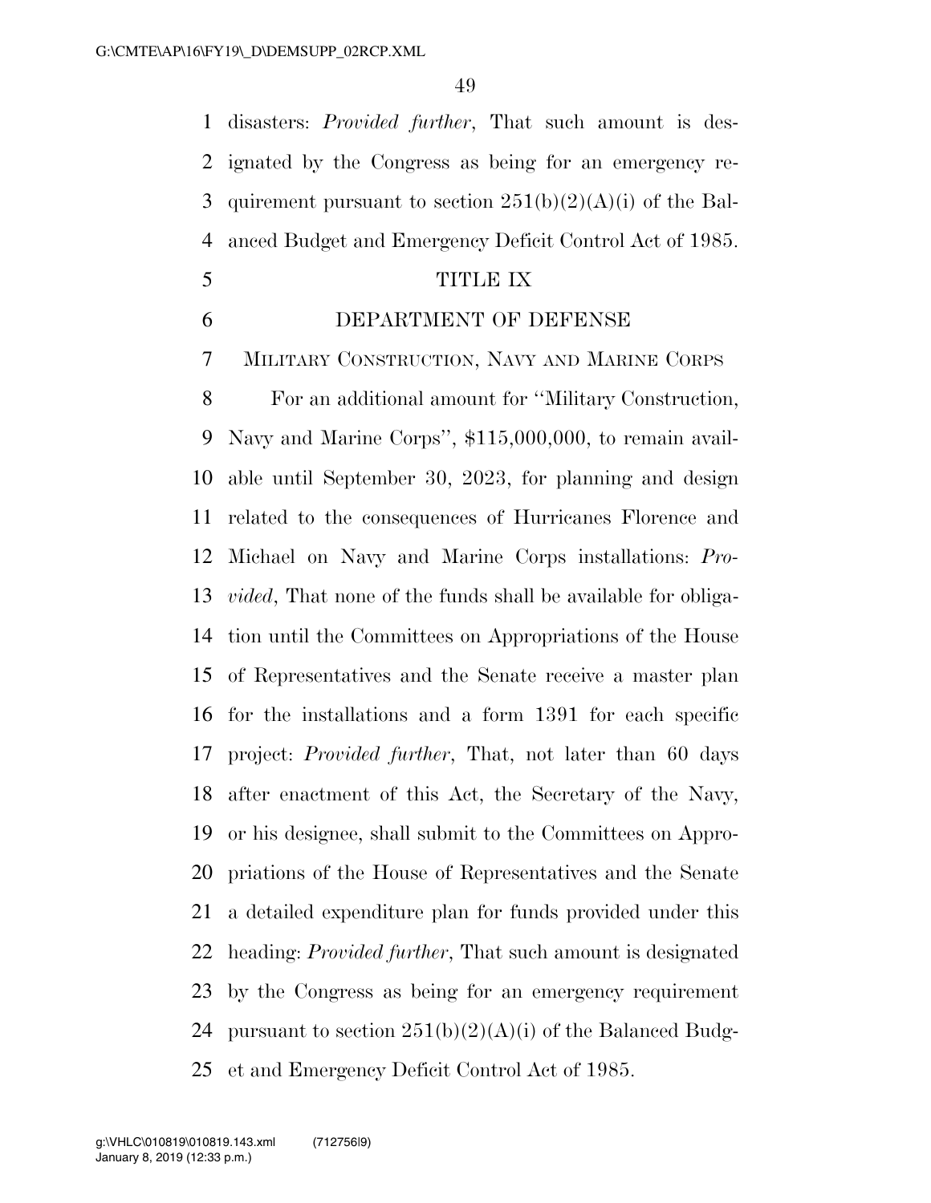disasters: *Provided further*, That such amount is designated by the Congress as being for an emergency requirement pursuant to section 251(b)(2)(A)(i) of the Balanced Budget and Emergency Deficit Control Act of 1985.

## TITLE IX

## DEPARTMENT OF DEFENSE

### Military Construction, Navy and Marine Corps

For an additional amount for ''Military Construction, Navy and Marine Corps'', $115,000,000, to remain available until September 30, 2023, for planning and design related to the consequences of Hurricanes Florence and Michael on Navy and Marine Corps installations: *Provided*, That none of the funds shall be available for obligation until the Committees on Appropriations of the House of Representatives and the Senate receive a master plan for the installations and a form 1391 for each specific project: *Provided further*, That, not later than 60 days after enactment of this Act, the Secretary of the Navy, or his designee, shall submit to the Committees on Appropriations of the House of Representatives and the Senate a detailed expenditure plan for funds provided under this heading: *Provided further*, That such amount is designated by the Congress as being for an emergency requirement pursuant to section 251(b)(2)(A)(i) of the Balanced Budget and Emergency Deficit Control Act of 1985.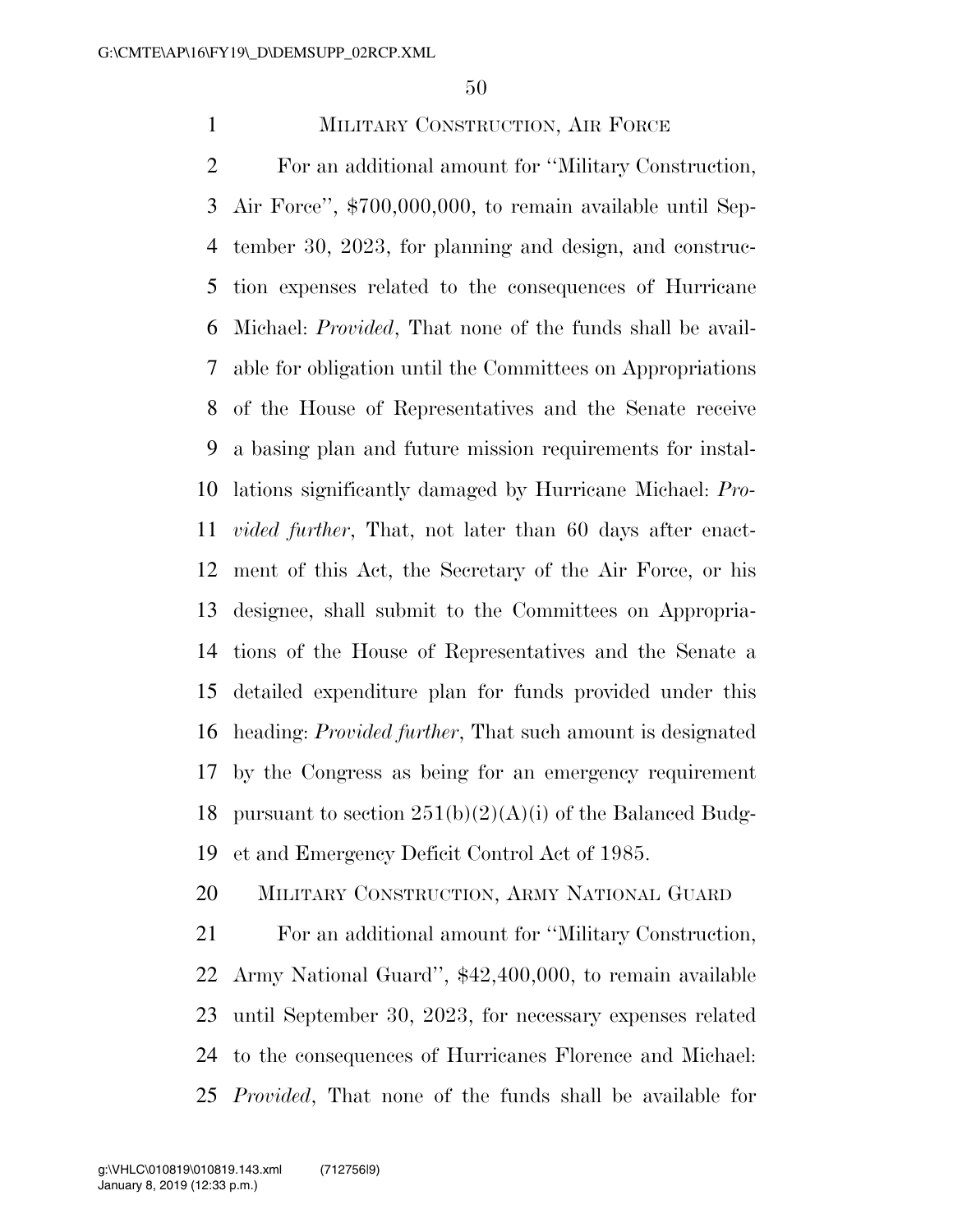MILITARY CONSTRUCTION, AIR FORCE

For an additional amount for ''Military Construction, Air Force'', $700,000,000, to remain available until September 30, 2023, for planning and design, and construction expenses related to the consequences of Hurricane Michael: *Provided*, That none of the funds shall be available for obligation until the Committees on Appropriations of the House of Representatives and the Senate receive a basing plan and future mission requirements for installations significantly damaged by Hurricane Michael: *Provided further*, That, not later than 60 days after enactment of this Act, the Secretary of the Air Force, or his designee, shall submit to the Committees on Appropriations of the House of Representatives and the Senate a detailed expenditure plan for funds provided under this heading: *Provided further*, That such amount is designated by the Congress as being for an emergency requirement pursuant to section 251(b)(2)(A)(i) of the Balanced Budget and Emergency Deficit Control Act of 1985.

MILITARY CONSTRUCTION, ARMY NATIONAL GUARD

For an additional amount for ''Military Construction, Army National Guard'', $42,400,000, to remain available until September 30, 2023, for necessary expenses related to the consequences of Hurricanes Florence and Michael: *Provided*, That none of the funds shall be available for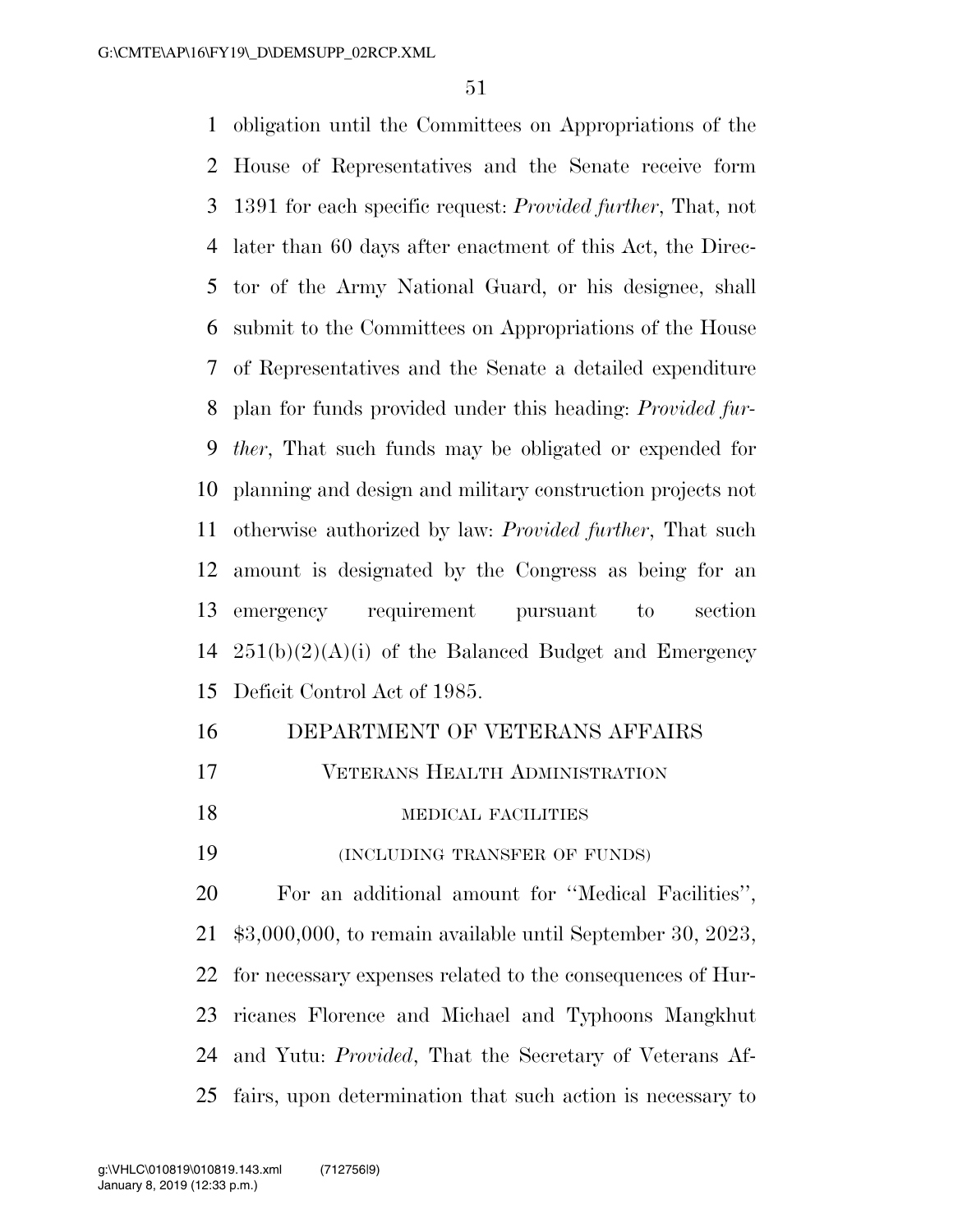obligation until the Committees on Appropriations of the House of Representatives and the Senate receive form 1391 for each specific request: *Provided further*, That, not later than 60 days after enactment of this Act, the Director of the Army National Guard, or his designee, shall submit to the Committees on Appropriations of the House of Representatives and the Senate a detailed expenditure plan for funds provided under this heading: *Provided further*, That such funds may be obligated or expended for planning and design and military construction projects not otherwise authorized by law: *Provided further*, That such amount is designated by the Congress as being for an emergency requirement pursuant to section 251(b)(2)(A)(i) of the Balanced Budget and Emergency Deficit Control Act of 1985.

## DEPARTMENT OF VETERANS AFFAIRS

### VETERANS HEALTH ADMINISTRATION

#### MEDICAL FACILITIES

(INCLUDING TRANSFER OF FUNDS)

For an additional amount for ''Medical Facilities'', $3,000,000, to remain available until September 30, 2023, for necessary expenses related to the consequences of Hurricanes Florence and Michael and Typhoons Mangkhut and Yutu: *Provided*, That the Secretary of Veterans Affairs, upon determination that such action is necessary to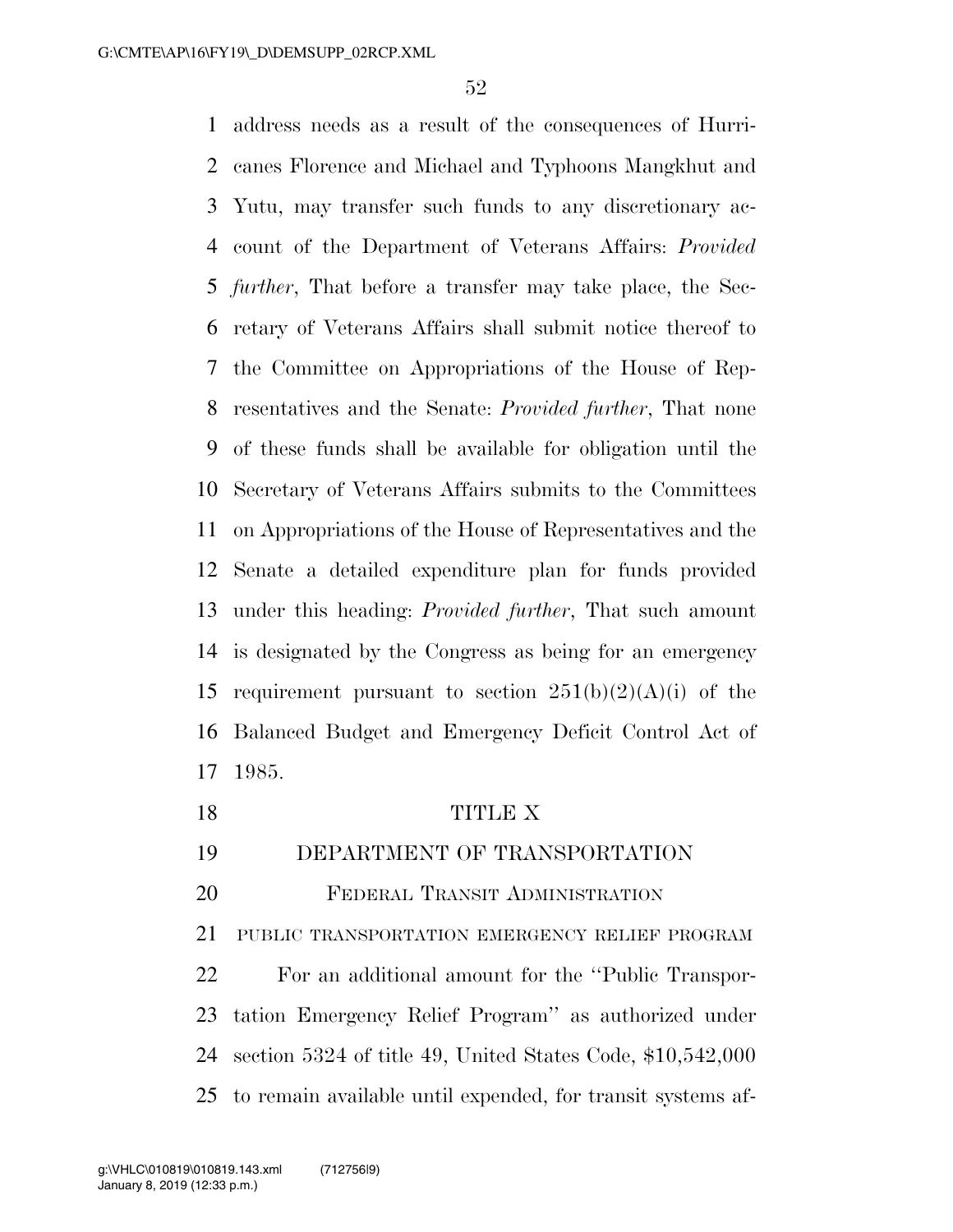address needs as a result of the consequences of Hurricanes Florence and Michael and Typhoons Mangkhut and Yutu, may transfer such funds to any discretionary account of the Department of Veterans Affairs: *Provided further*, That before a transfer may take place, the Secretary of Veterans Affairs shall submit notice thereof to the Committee on Appropriations of the House of Representatives and the Senate: *Provided further*, That none of these funds shall be available for obligation until the Secretary of Veterans Affairs submits to the Committees on Appropriations of the House of Representatives and the Senate a detailed expenditure plan for funds provided under this heading: *Provided further*, That such amount is designated by the Congress as being for an emergency requirement pursuant to section 251(b)(2)(A)(i) of the Balanced Budget and Emergency Deficit Control Act of 1985.

# TITLE X

## DEPARTMENT OF TRANSPORTATION

### FEDERAL TRANSIT ADMINISTRATION

#### PUBLIC TRANSPORTATION EMERGENCY RELIEF PROGRAM

For an additional amount for the ''Public Transportation Emergency Relief Program'' as authorized under section 5324 of title 49, United States Code, $10,542,000 to remain available until expended, for transit systems af-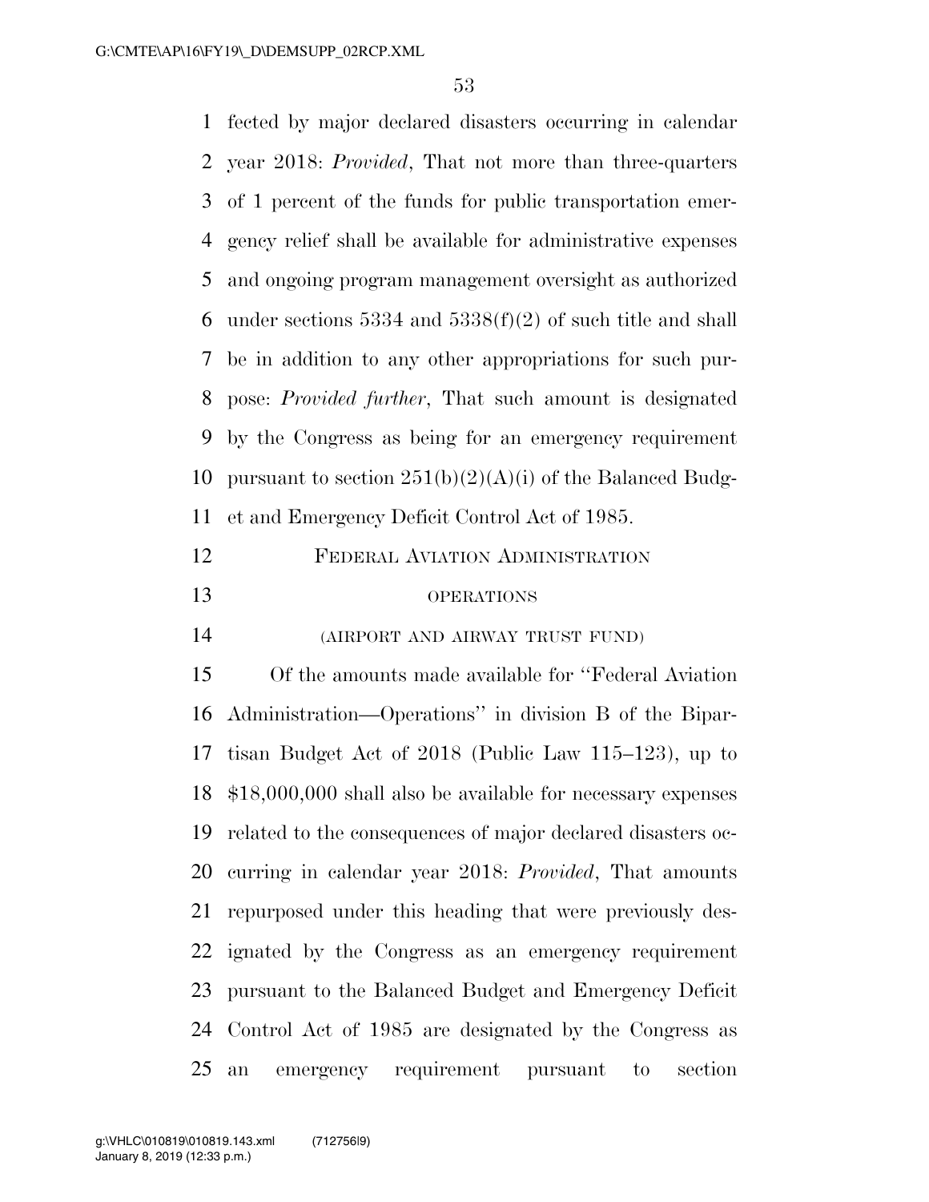fected by major declared disasters occurring in calendar year 2018: *Provided*, That not more than three-quarters of 1 percent of the funds for public transportation emergency relief shall be available for administrative expenses and ongoing program management oversight as authorized under sections 5334 and 5338(f)(2) of such title and shall be in addition to any other appropriations for such purpose: *Provided further*, That such amount is designated by the Congress as being for an emergency requirement pursuant to section 251(b)(2)(A)(i) of the Balanced Budget and Emergency Deficit Control Act of 1985.

FEDERAL AVIATION ADMINISTRATION

OPERATIONS

(AIRPORT AND AIRWAY TRUST FUND)

Of the amounts made available for "Federal Aviation Administration—Operations" in division B of the Bipartisan Budget Act of 2018 (Public Law 115–123), up to $18,000,000 shall also be available for necessary expenses related to the consequences of major declared disasters occurring in calendar year 2018: *Provided*, That amounts repurposed under this heading that were previously designated by the Congress as an emergency requirement pursuant to the Balanced Budget and Emergency Deficit Control Act of 1985 are designated by the Congress as an emergency requirement pursuant to section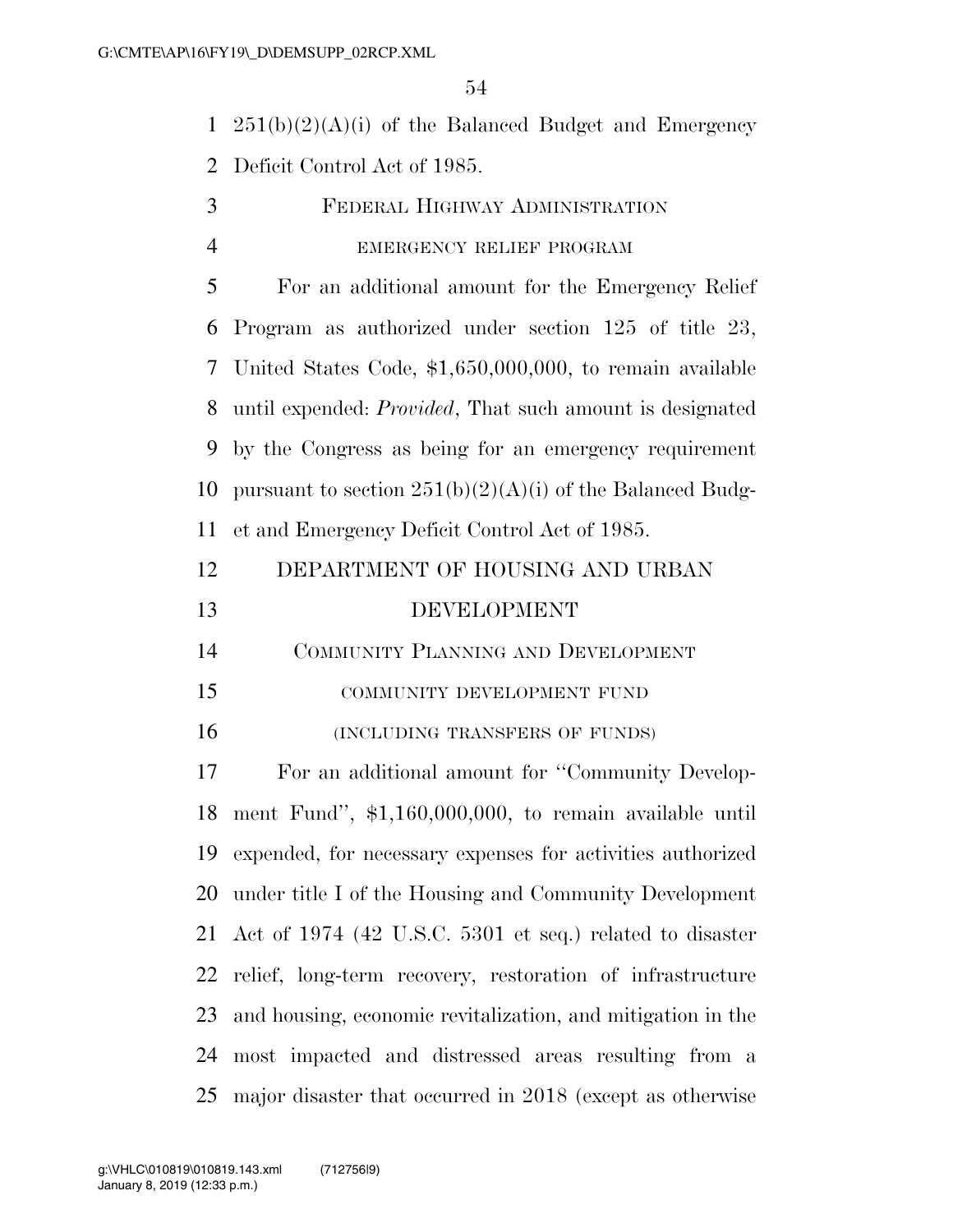251(b)(2)(A)(i) of the Balanced Budget and Emergency Deficit Control Act of 1985.

## FEDERAL HIGHWAY ADMINISTRATION

### EMERGENCY RELIEF PROGRAM

For an additional amount for the Emergency Relief Program as authorized under section 125 of title 23, United States Code, $1,650,000,000, to remain available until expended: *Provided*, That such amount is designated by the Congress as being for an emergency requirement pursuant to section 251(b)(2)(A)(i) of the Balanced Budget and Emergency Deficit Control Act of 1985.

# DEPARTMENT OF HOUSING AND URBAN DEVELOPMENT

## COMMUNITY PLANNING AND DEVELOPMENT

### COMMUNITY DEVELOPMENT FUND

(INCLUDING TRANSFERS OF FUNDS)

For an additional amount for ''Community Development Fund'', $1,160,000,000, to remain available until expended, for necessary expenses for activities authorized under title I of the Housing and Community Development Act of 1974 (42 U.S.C. 5301 et seq.) related to disaster relief, long-term recovery, restoration of infrastructure and housing, economic revitalization, and mitigation in the most impacted and distressed areas resulting from a major disaster that occurred in 2018 (except as otherwise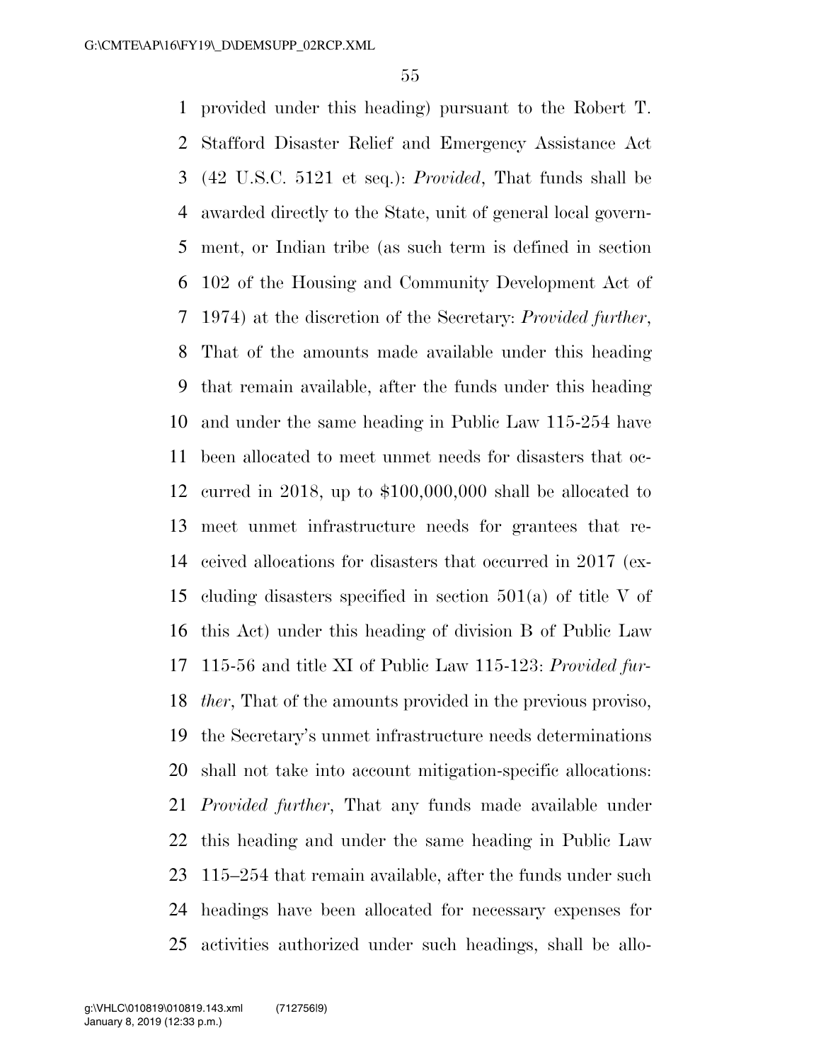provided under this heading) pursuant to the Robert T. Stafford Disaster Relief and Emergency Assistance Act (42 U.S.C. 5121 et seq.): *Provided*, That funds shall be awarded directly to the State, unit of general local government, or Indian tribe (as such term is defined in section 102 of the Housing and Community Development Act of 1974) at the discretion of the Secretary: *Provided further*, That of the amounts made available under this heading that remain available, after the funds under this heading and under the same heading in Public Law 115-254 have been allocated to meet unmet needs for disasters that occurred in 2018, up to $100,000,000 shall be allocated to meet unmet infrastructure needs for grantees that received allocations for disasters that occurred in 2017 (excluding disasters specified in section 501(a) of title V of this Act) under this heading of division B of Public Law 115-56 and title XI of Public Law 115-123: *Provided further*, That of the amounts provided in the previous proviso, the Secretary's unmet infrastructure needs determinations shall not take into account mitigation-specific allocations: *Provided further*, That any funds made available under this heading and under the same heading in Public Law 115–254 that remain available, after the funds under such headings have been allocated for necessary expenses for activities authorized under such headings, shall be allo-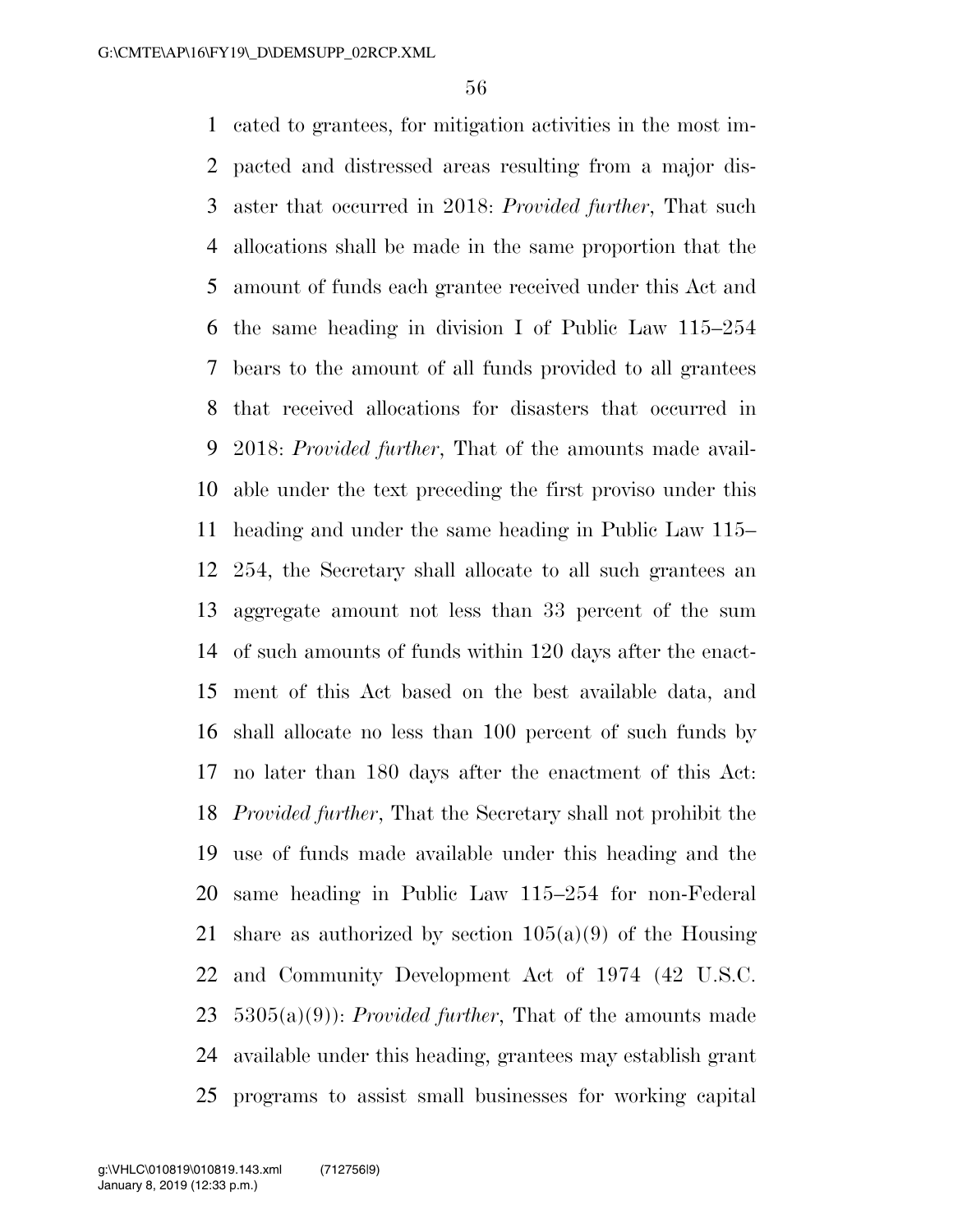cated to grantees, for mitigation activities in the most impacted and distressed areas resulting from a major disaster that occurred in 2018: *Provided further*, That such allocations shall be made in the same proportion that the amount of funds each grantee received under this Act and the same heading in division I of Public Law 115–254 bears to the amount of all funds provided to all grantees that received allocations for disasters that occurred in 2018: *Provided further*, That of the amounts made available under the text preceding the first proviso under this heading and under the same heading in Public Law 115–254, the Secretary shall allocate to all such grantees an aggregate amount not less than 33 percent of the sum of such amounts of funds within 120 days after the enactment of this Act based on the best available data, and shall allocate no less than 100 percent of such funds by no later than 180 days after the enactment of this Act: *Provided further*, That the Secretary shall not prohibit the use of funds made available under this heading and the same heading in Public Law 115–254 for non-Federal share as authorized by section 105(a)(9) of the Housing and Community Development Act of 1974 (42 U.S.C. 5305(a)(9)): *Provided further*, That of the amounts made available under this heading, grantees may establish grant programs to assist small businesses for working capital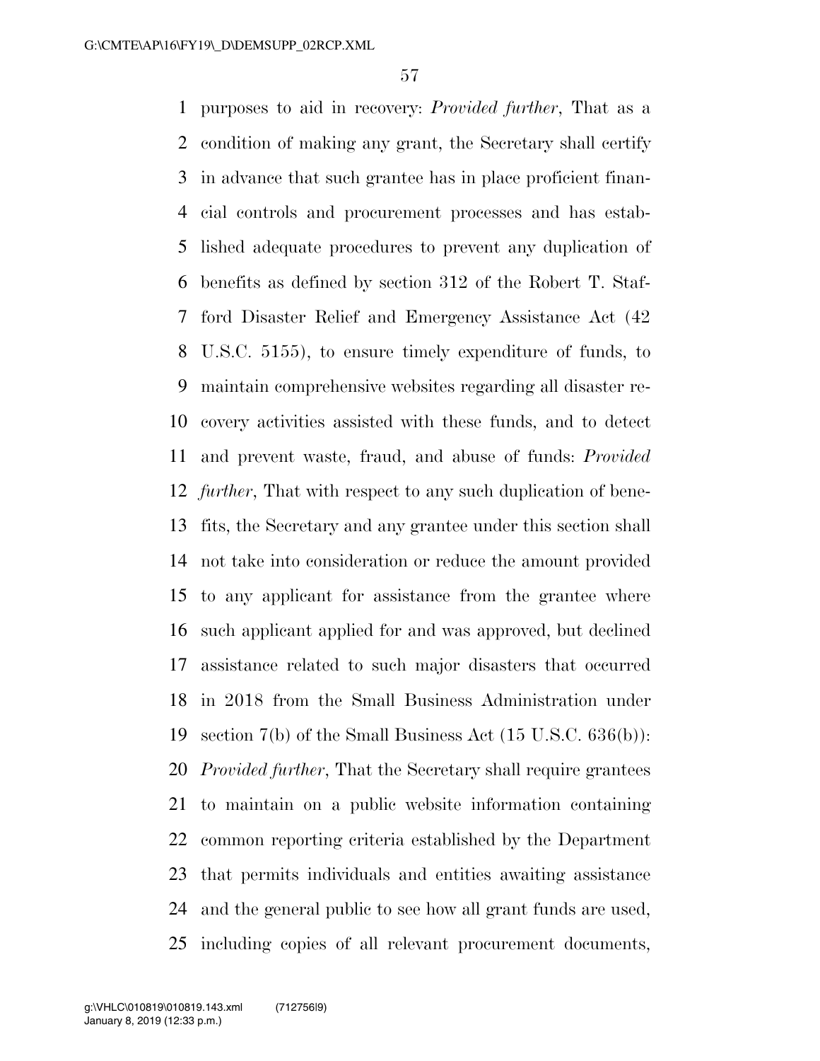purposes to aid in recovery: *Provided further*, That as a condition of making any grant, the Secretary shall certify in advance that such grantee has in place proficient financial controls and procurement processes and has established adequate procedures to prevent any duplication of benefits as defined by section 312 of the Robert T. Stafford Disaster Relief and Emergency Assistance Act (42 U.S.C. 5155), to ensure timely expenditure of funds, to maintain comprehensive websites regarding all disaster recovery activities assisted with these funds, and to detect and prevent waste, fraud, and abuse of funds: *Provided further*, That with respect to any such duplication of benefits, the Secretary and any grantee under this section shall not take into consideration or reduce the amount provided to any applicant for assistance from the grantee where such applicant applied for and was approved, but declined assistance related to such major disasters that occurred in 2018 from the Small Business Administration under section 7(b) of the Small Business Act (15 U.S.C. 636(b)): *Provided further*, That the Secretary shall require grantees to maintain on a public website information containing common reporting criteria established by the Department that permits individuals and entities awaiting assistance and the general public to see how all grant funds are used, including copies of all relevant procurement documents,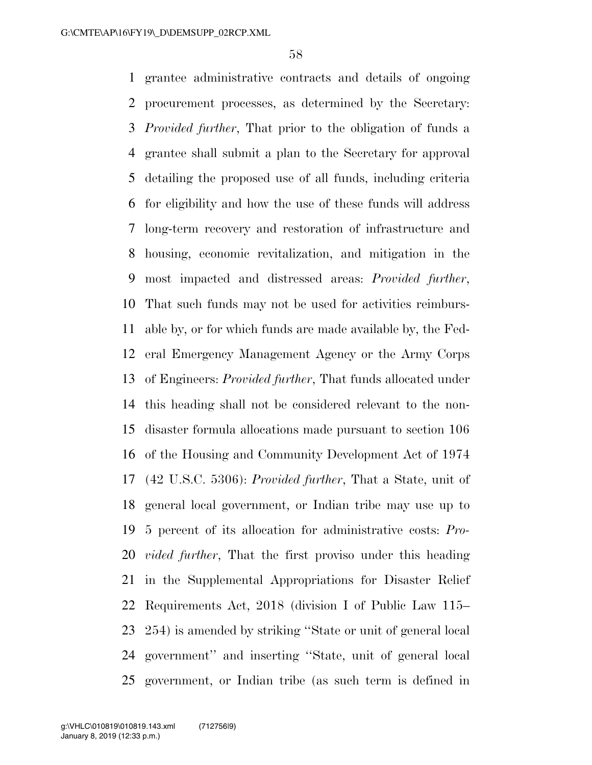grantee administrative contracts and details of ongoing procurement processes, as determined by the Secretary: *Provided further*, That prior to the obligation of funds a grantee shall submit a plan to the Secretary for approval detailing the proposed use of all funds, including criteria for eligibility and how the use of these funds will address long-term recovery and restoration of infrastructure and housing, economic revitalization, and mitigation in the most impacted and distressed areas: *Provided further*, That such funds may not be used for activities reimbursable by, or for which funds are made available by, the Federal Emergency Management Agency or the Army Corps of Engineers: *Provided further*, That funds allocated under this heading shall not be considered relevant to the non-disaster formula allocations made pursuant to section 106 of the Housing and Community Development Act of 1974 (42 U.S.C. 5306): *Provided further*, That a State, unit of general local government, or Indian tribe may use up to 5 percent of its allocation for administrative costs: *Provided further*, That the first proviso under this heading in the Supplemental Appropriations for Disaster Relief Requirements Act, 2018 (division I of Public Law 115–254) is amended by striking ''State or unit of general local government'' and inserting ''State, unit of general local government, or Indian tribe (as such term is defined in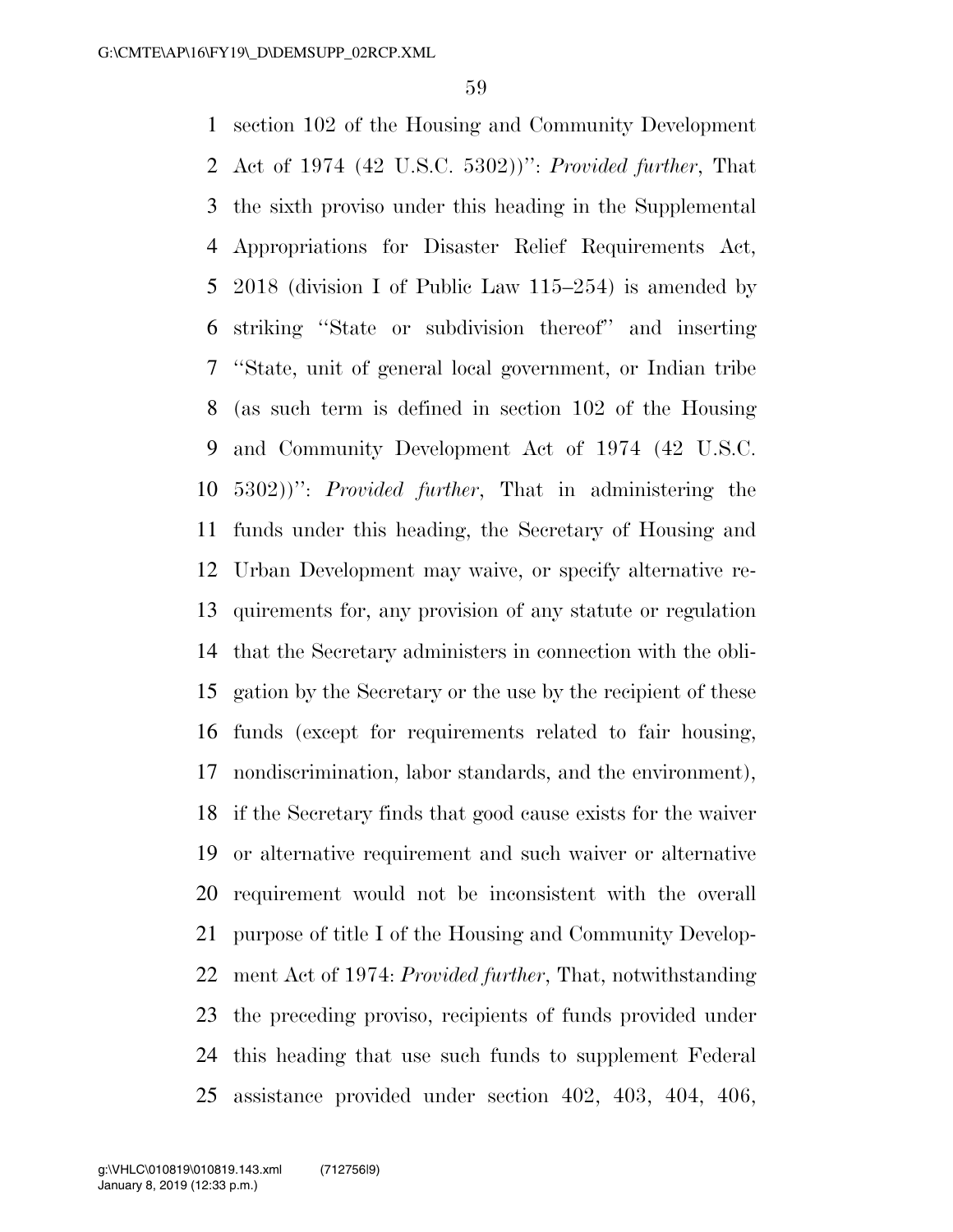section 102 of the Housing and Community Development Act of 1974 (42 U.S.C. 5302))'': *Provided further*, That the sixth proviso under this heading in the Supplemental Appropriations for Disaster Relief Requirements Act, 2018 (division I of Public Law 115–254) is amended by striking ''State or subdivision thereof'' and inserting ''State, unit of general local government, or Indian tribe (as such term is defined in section 102 of the Housing and Community Development Act of 1974 (42 U.S.C. 5302))'': *Provided further*, That in administering the funds under this heading, the Secretary of Housing and Urban Development may waive, or specify alternative requirements for, any provision of any statute or regulation that the Secretary administers in connection with the obligation by the Secretary or the use by the recipient of these funds (except for requirements related to fair housing, nondiscrimination, labor standards, and the environment), if the Secretary finds that good cause exists for the waiver or alternative requirement and such waiver or alternative requirement would not be inconsistent with the overall purpose of title I of the Housing and Community Development Act of 1974: *Provided further*, That, notwithstanding the preceding proviso, recipients of funds provided under this heading that use such funds to supplement Federal assistance provided under section 402, 403, 404, 406,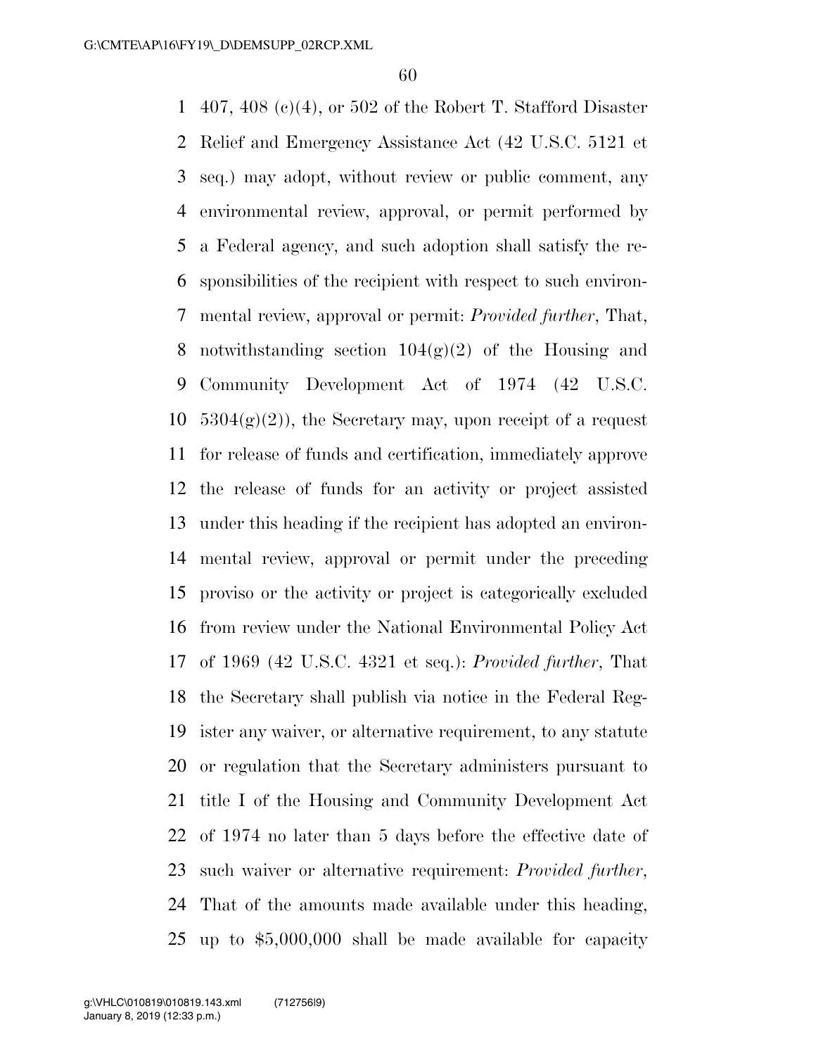407, 408 (c)(4), or 502 of the Robert T. Stafford Disaster Relief and Emergency Assistance Act (42 U.S.C. 5121 et seq.) may adopt, without review or public comment, any environmental review, approval, or permit performed by a Federal agency, and such adoption shall satisfy the responsibilities of the recipient with respect to such environmental review, approval or permit: *Provided further*, That, notwithstanding section 104(g)(2) of the Housing and Community Development Act of 1974 (42 U.S.C. 5304(g)(2)), the Secretary may, upon receipt of a request for release of funds and certification, immediately approve the release of funds for an activity or project assisted under this heading if the recipient has adopted an environmental review, approval or permit under the preceding proviso or the activity or project is categorically excluded from review under the National Environmental Policy Act of 1969 (42 U.S.C. 4321 et seq.): *Provided further*, That the Secretary shall publish via notice in the Federal Register any waiver, or alternative requirement, to any statute or regulation that the Secretary administers pursuant to title I of the Housing and Community Development Act of 1974 no later than 5 days before the effective date of such waiver or alternative requirement: *Provided further*, That of the amounts made available under this heading, up to $5,000,000 shall be made available for capacity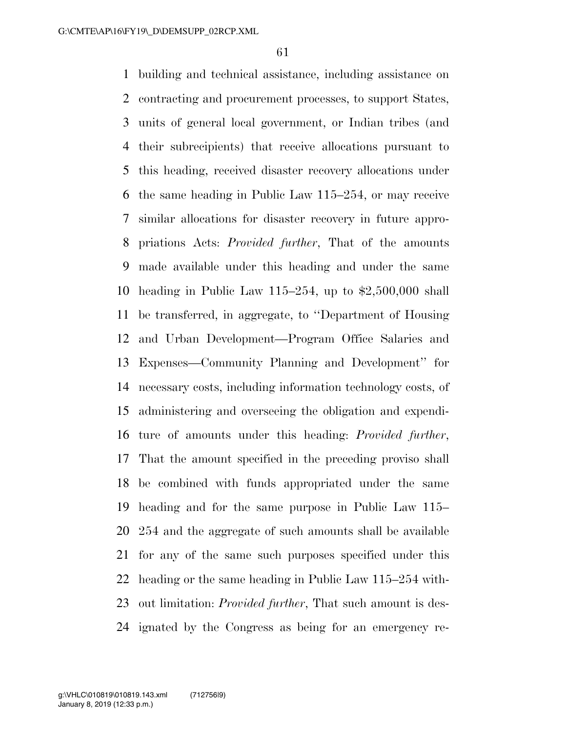building and technical assistance, including assistance on contracting and procurement processes, to support States, units of general local government, or Indian tribes (and their subrecipients) that receive allocations pursuant to this heading, received disaster recovery allocations under the same heading in Public Law 115–254, or may receive similar allocations for disaster recovery in future appropriations Acts: *Provided further*, That of the amounts made available under this heading and under the same heading in Public Law 115–254, up to $2,500,000 shall be transferred, in aggregate, to ''Department of Housing and Urban Development—Program Office Salaries and Expenses—Community Planning and Development'' for necessary costs, including information technology costs, of administering and overseeing the obligation and expenditure of amounts under this heading: *Provided further*, That the amount specified in the preceding proviso shall be combined with funds appropriated under the same heading and for the same purpose in Public Law 115–254 and the aggregate of such amounts shall be available for any of the same such purposes specified under this heading or the same heading in Public Law 115–254 without limitation: *Provided further*, That such amount is designated by the Congress as being for an emergency re-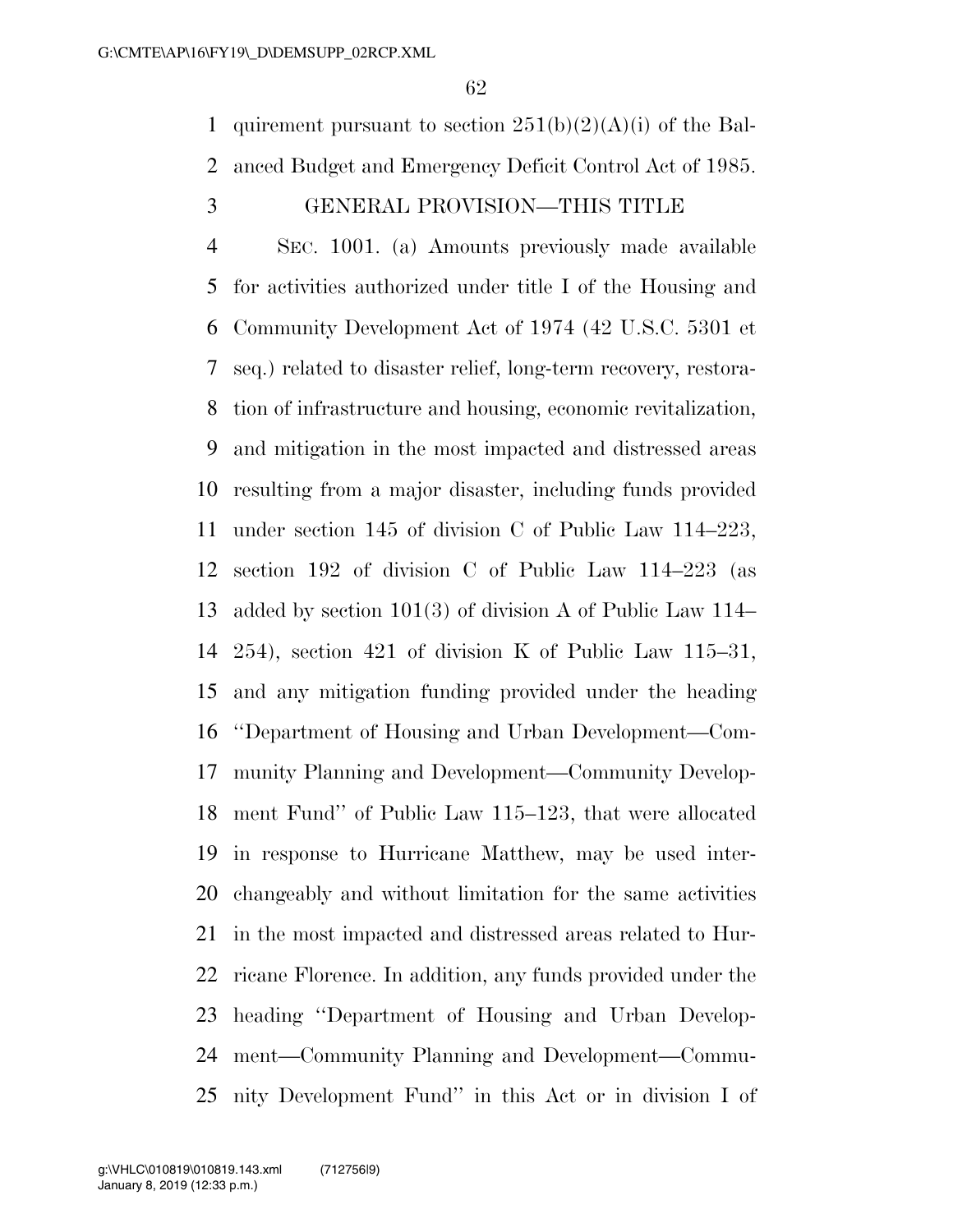quirement pursuant to section 251(b)(2)(A)(i) of the Balanced Budget and Emergency Deficit Control Act of 1985.

GENERAL PROVISION—THIS TITLE

SEC. 1001. (a) Amounts previously made available for activities authorized under title I of the Housing and Community Development Act of 1974 (42 U.S.C. 5301 et seq.) related to disaster relief, long-term recovery, restoration of infrastructure and housing, economic revitalization, and mitigation in the most impacted and distressed areas resulting from a major disaster, including funds provided under section 145 of division C of Public Law 114–223, section 192 of division C of Public Law 114–223 (as added by section 101(3) of division A of Public Law 114–254), section 421 of division K of Public Law 115–31, and any mitigation funding provided under the heading ''Department of Housing and Urban Development—Community Planning and Development—Community Development Fund'' of Public Law 115–123, that were allocated in response to Hurricane Matthew, may be used interchangeably and without limitation for the same activities in the most impacted and distressed areas related to Hurricane Florence. In addition, any funds provided under the heading ''Department of Housing and Urban Development—Community Planning and Development—Community Development Fund'' in this Act or in division I of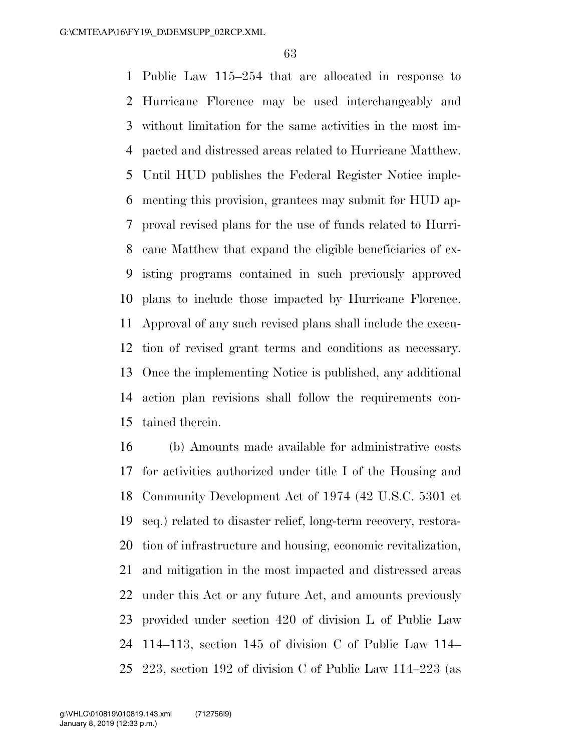Public Law 115–254 that are allocated in response to Hurricane Florence may be used interchangeably and without limitation for the same activities in the most impacted and distressed areas related to Hurricane Matthew. Until HUD publishes the Federal Register Notice implementing this provision, grantees may submit for HUD approval revised plans for the use of funds related to Hurricane Matthew that expand the eligible beneficiaries of existing programs contained in such previously approved plans to include those impacted by Hurricane Florence. Approval of any such revised plans shall include the execution of revised grant terms and conditions as necessary. Once the implementing Notice is published, any additional action plan revisions shall follow the requirements contained therein.

(b) Amounts made available for administrative costs for activities authorized under title I of the Housing and Community Development Act of 1974 (42 U.S.C. 5301 et seq.) related to disaster relief, long-term recovery, restoration of infrastructure and housing, economic revitalization, and mitigation in the most impacted and distressed areas under this Act or any future Act, and amounts previously provided under section 420 of division L of Public Law 114–113, section 145 of division C of Public Law 114–223, section 192 of division C of Public Law 114–223 (as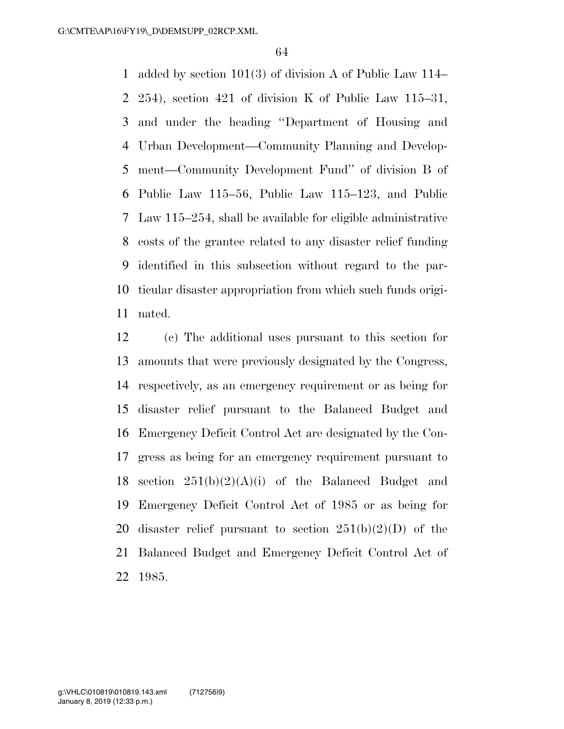added by section 101(3) of division A of Public Law 114–254), section 421 of division K of Public Law 115–31, and under the heading ''Department of Housing and Urban Development—Community Planning and Development—Community Development Fund'' of division B of Public Law 115–56, Public Law 115–123, and Public Law 115–254, shall be available for eligible administrative costs of the grantee related to any disaster relief funding identified in this subsection without regard to the particular disaster appropriation from which such funds originated.

(c) The additional uses pursuant to this section for amounts that were previously designated by the Congress, respectively, as an emergency requirement or as being for disaster relief pursuant to the Balanced Budget and Emergency Deficit Control Act are designated by the Congress as being for an emergency requirement pursuant to section 251(b)(2)(A)(i) of the Balanced Budget and Emergency Deficit Control Act of 1985 or as being for disaster relief pursuant to section 251(b)(2)(D) of the Balanced Budget and Emergency Deficit Control Act of 1985.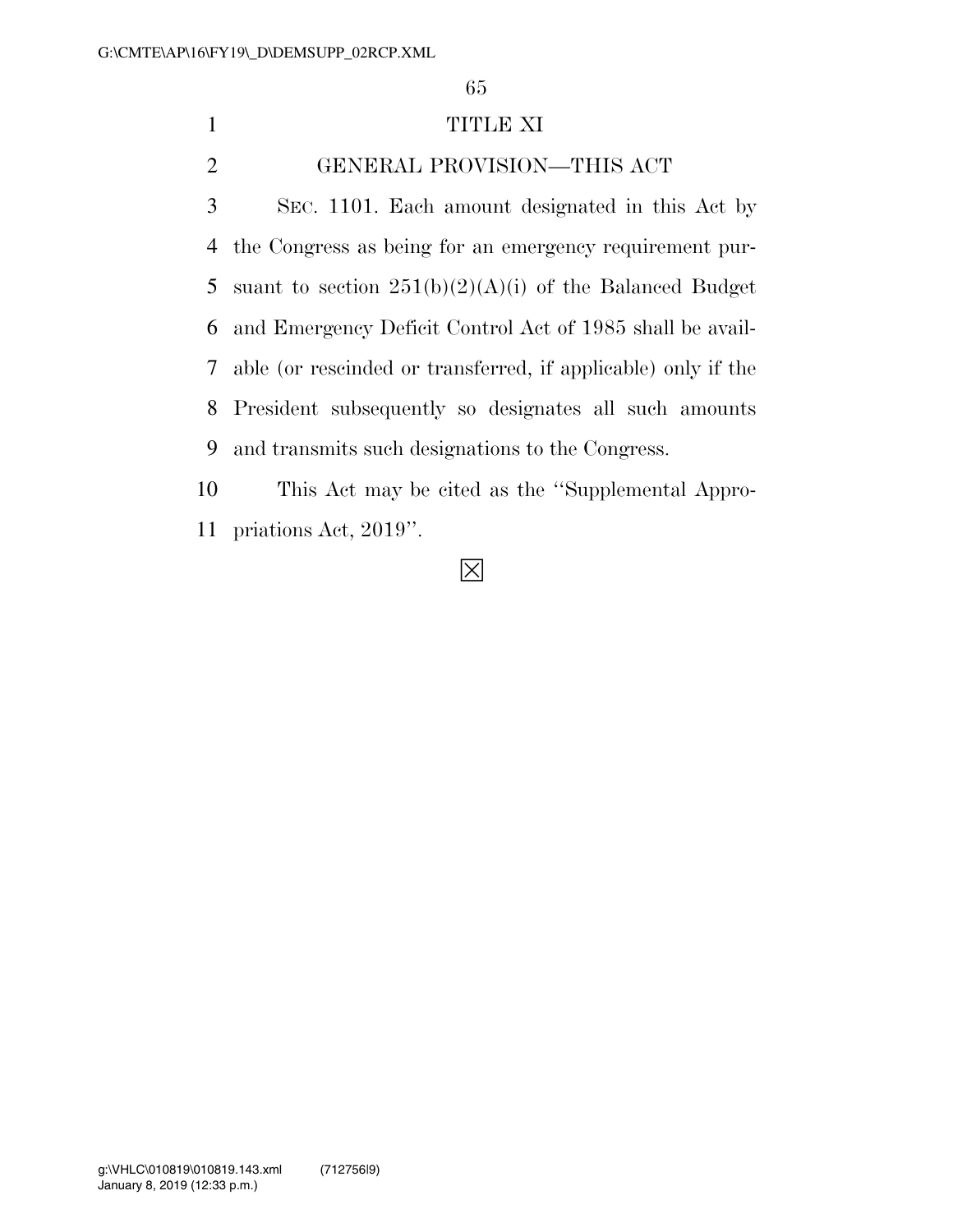# TITLE XI

## GENERAL PROVISION—THIS ACT

SEC. 1101. Each amount designated in this Act by the Congress as being for an emergency requirement pursuant to section 251(b)(2)(A)(i) of the Balanced Budget and Emergency Deficit Control Act of 1985 shall be available (or rescinded or transferred, if applicable) only if the President subsequently so designates all such amounts and transmits such designations to the Congress.

This Act may be cited as the ''Supplemental Appropriations Act, 2019''.

☒